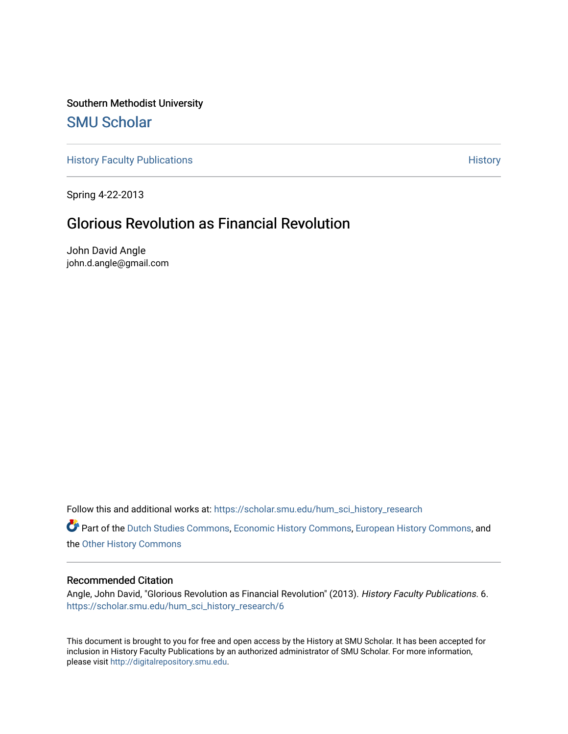Southern Methodist University

## SMU Scholar

History Faculty Publications | History

Spring 4-22-2013

# Glorious Revolution as Financial Revolution

John David Angle
john.d.angle@gmail.com

Follow this and additional works at: https://scholar.smu.edu/hum_sci_history_research

Part of the Dutch Studies Commons, Economic History Commons, European History Commons, and the Other History Commons

### Recommended Citation

Angle, John David, "Glorious Revolution as Financial Revolution" (2013). *History Faculty Publications*. 6. https://scholar.smu.edu/hum_sci_history_research/6

This document is brought to you for free and open access by the History at SMU Scholar. It has been accepted for inclusion in History Faculty Publications by an authorized administrator of SMU Scholar. For more information, please visit http://digitalrepository.smu.edu.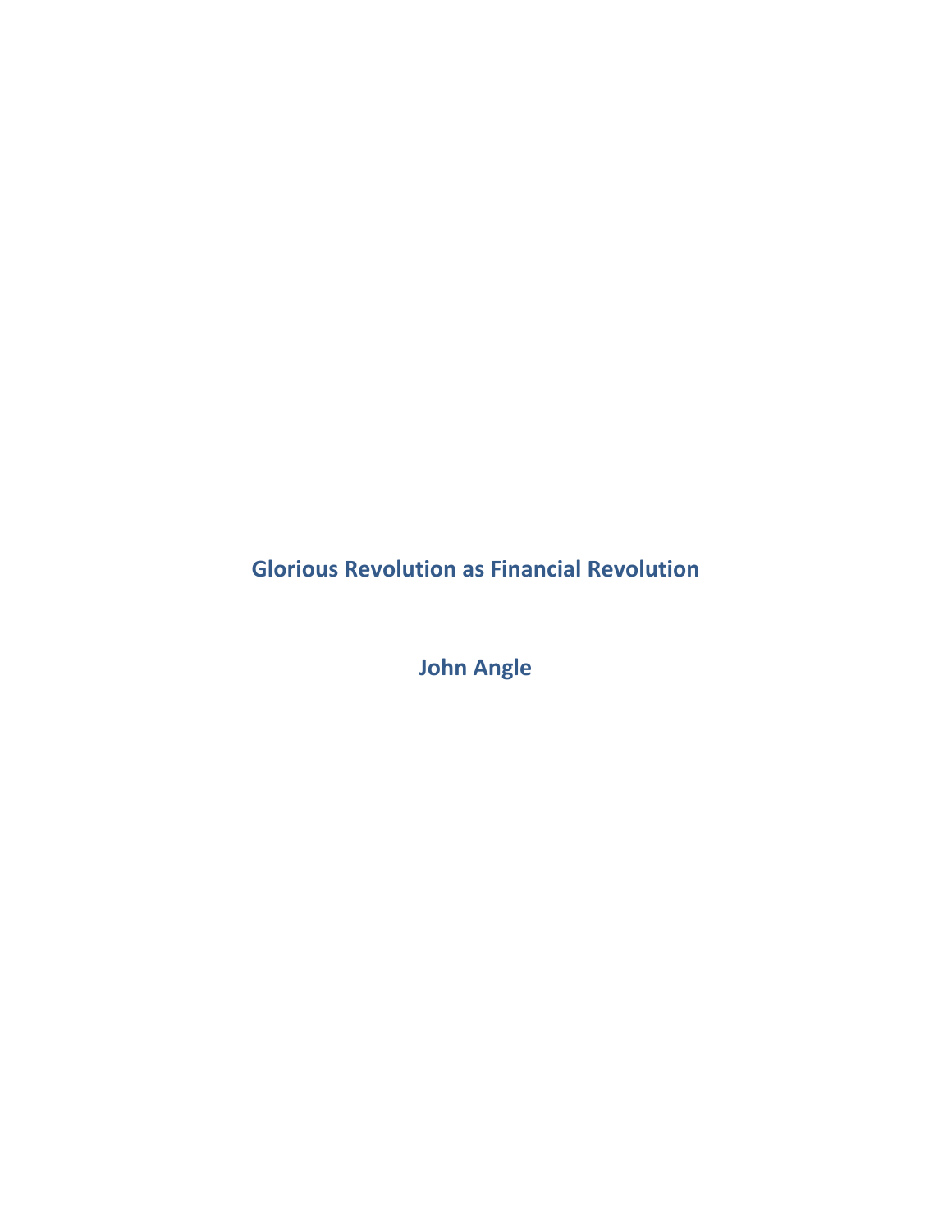# Glorious Revolution as Financial Revolution

**John Angle**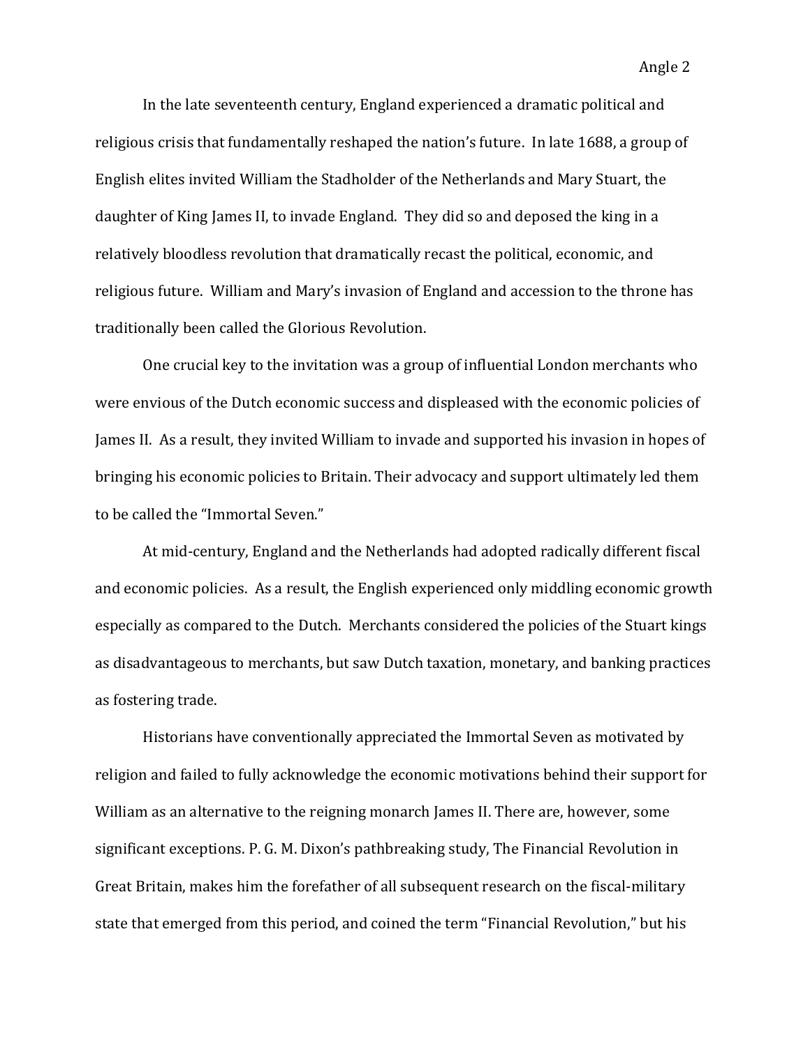In the late seventeenth century, England experienced a dramatic political and religious crisis that fundamentally reshaped the nation's future. In late 1688, a group of English elites invited William the Stadholder of the Netherlands and Mary Stuart, the daughter of King James II, to invade England. They did so and deposed the king in a relatively bloodless revolution that dramatically recast the political, economic, and religious future. William and Mary's invasion of England and accession to the throne has traditionally been called the Glorious Revolution.

One crucial key to the invitation was a group of influential London merchants who were envious of the Dutch economic success and displeased with the economic policies of James II. As a result, they invited William to invade and supported his invasion in hopes of bringing his economic policies to Britain. Their advocacy and support ultimately led them to be called the "Immortal Seven."

At mid-century, England and the Netherlands had adopted radically different fiscal and economic policies. As a result, the English experienced only middling economic growth especially as compared to the Dutch. Merchants considered the policies of the Stuart kings as disadvantageous to merchants, but saw Dutch taxation, monetary, and banking practices as fostering trade.

Historians have conventionally appreciated the Immortal Seven as motivated by religion and failed to fully acknowledge the economic motivations behind their support for William as an alternative to the reigning monarch James II. There are, however, some significant exceptions. P. G. M. Dixon's pathbreaking study, The Financial Revolution in Great Britain, makes him the forefather of all subsequent research on the fiscal-military state that emerged from this period, and coined the term "Financial Revolution," but his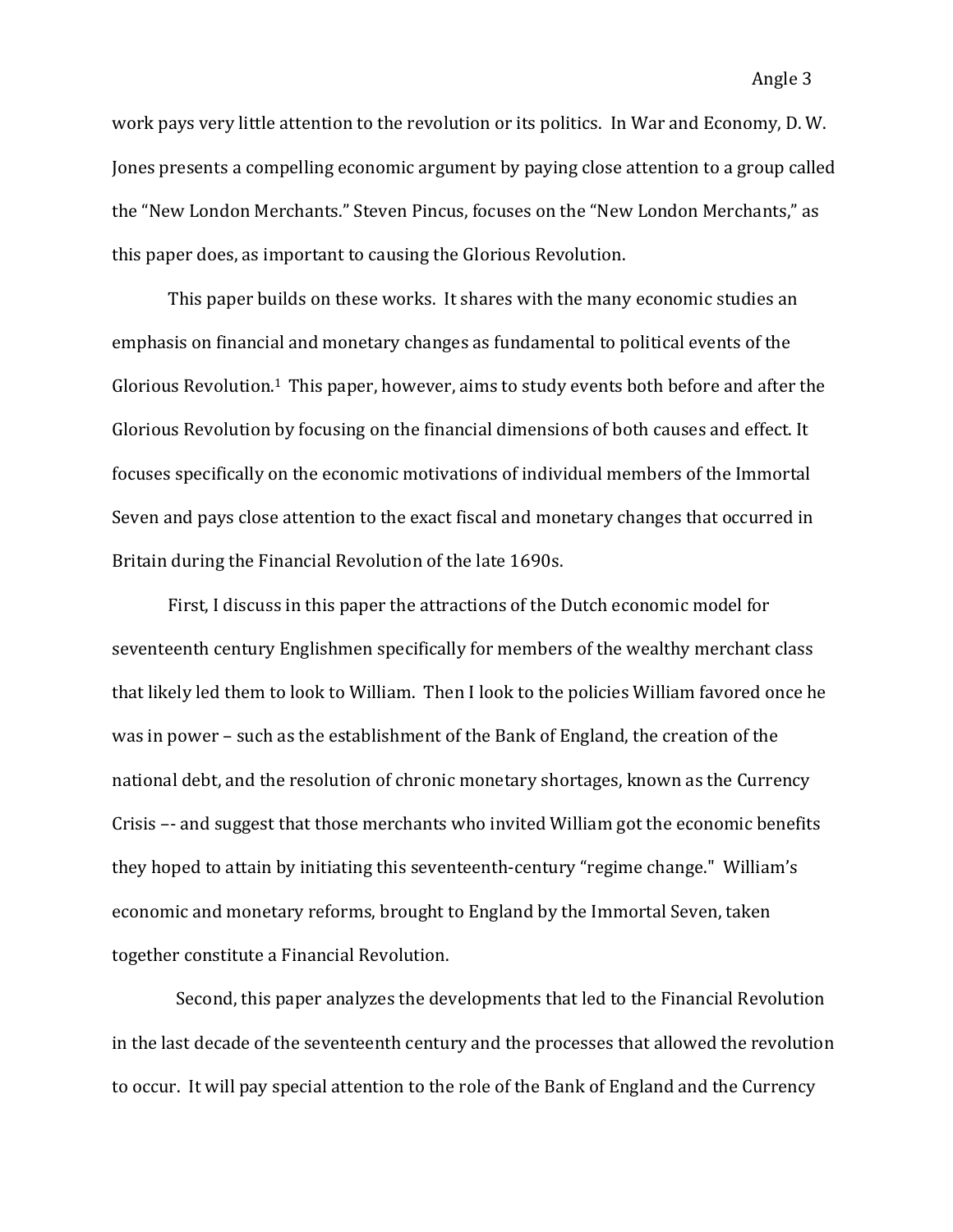work pays very little attention to the revolution or its politics. In War and Economy, D. W. Jones presents a compelling economic argument by paying close attention to a group called the "New London Merchants." Steven Pincus, focuses on the "New London Merchants," as this paper does, as important to causing the Glorious Revolution.

This paper builds on these works. It shares with the many economic studies an emphasis on financial and monetary changes as fundamental to political events of the Glorious Revolution.[1] This paper, however, aims to study events both before and after the Glorious Revolution by focusing on the financial dimensions of both causes and effect. It focuses specifically on the economic motivations of individual members of the Immortal Seven and pays close attention to the exact fiscal and monetary changes that occurred in Britain during the Financial Revolution of the late 1690s.

First, I discuss in this paper the attractions of the Dutch economic model for seventeenth century Englishmen specifically for members of the wealthy merchant class that likely led them to look to William. Then I look to the policies William favored once he was in power – such as the establishment of the Bank of England, the creation of the national debt, and the resolution of chronic monetary shortages, known as the Currency Crisis –- and suggest that those merchants who invited William got the economic benefits they hoped to attain by initiating this seventeenth-century "regime change." William's economic and monetary reforms, brought to England by the Immortal Seven, taken together constitute a Financial Revolution.

Second, this paper analyzes the developments that led to the Financial Revolution in the last decade of the seventeenth century and the processes that allowed the revolution to occur. It will pay special attention to the role of the Bank of England and the Currency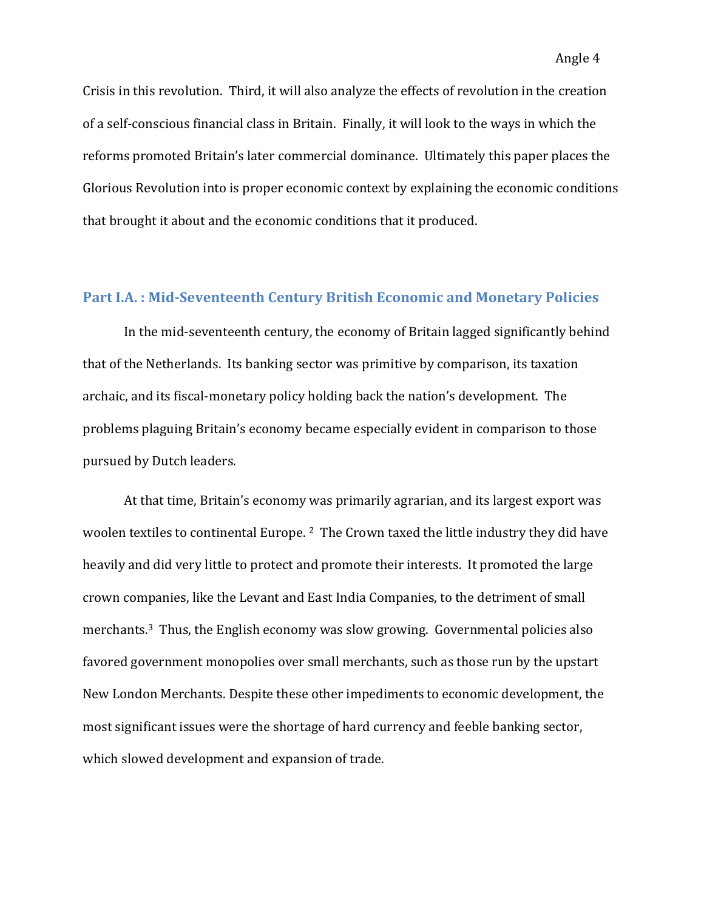Crisis in this revolution. Third, it will also analyze the effects of revolution in the creation of a self-conscious financial class in Britain. Finally, it will look to the ways in which the reforms promoted Britain's later commercial dominance. Ultimately this paper places the Glorious Revolution into is proper economic context by explaining the economic conditions that brought it about and the economic conditions that it produced.

## Part I.A. : Mid-Seventeenth Century British Economic and Monetary Policies

In the mid-seventeenth century, the economy of Britain lagged significantly behind that of the Netherlands. Its banking sector was primitive by comparison, its taxation archaic, and its fiscal-monetary policy holding back the nation's development. The problems plaguing Britain's economy became especially evident in comparison to those pursued by Dutch leaders.

At that time, Britain's economy was primarily agrarian, and its largest export was woolen textiles to continental Europe. [2] The Crown taxed the little industry they did have heavily and did very little to protect and promote their interests. It promoted the large crown companies, like the Levant and East India Companies, to the detriment of small merchants.[3] Thus, the English economy was slow growing. Governmental policies also favored government monopolies over small merchants, such as those run by the upstart New London Merchants. Despite these other impediments to economic development, the most significant issues were the shortage of hard currency and feeble banking sector, which slowed development and expansion of trade.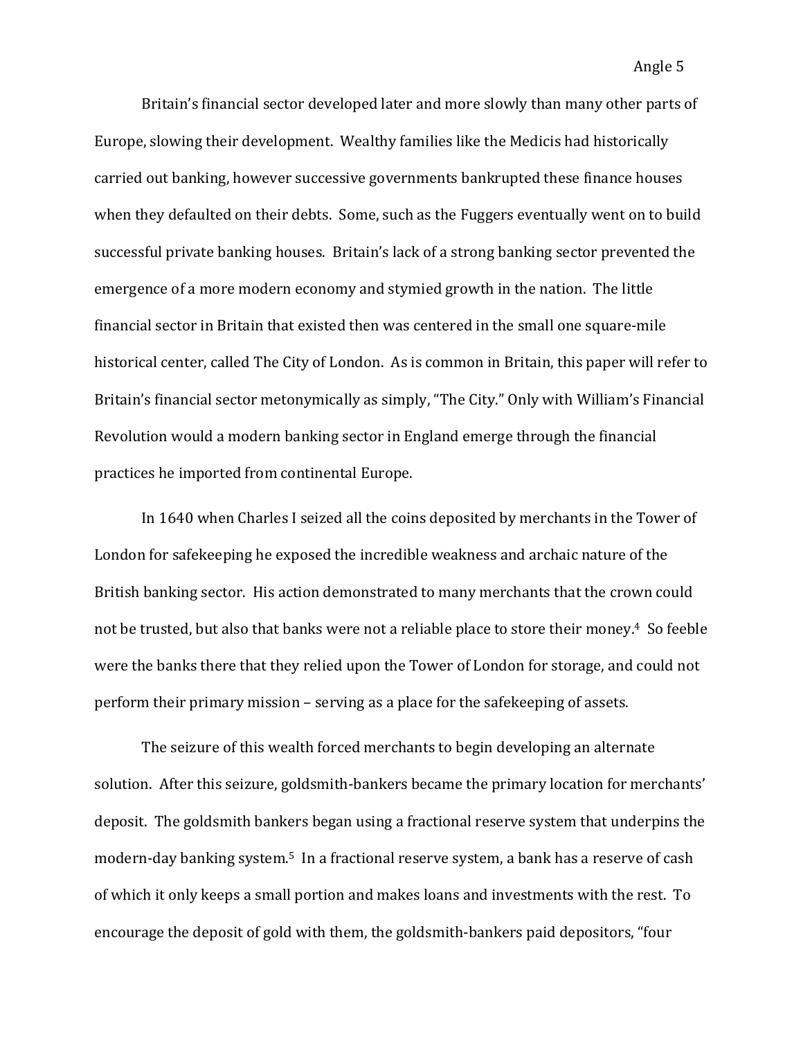Britain's financial sector developed later and more slowly than many other parts of Europe, slowing their development. Wealthy families like the Medicis had historically carried out banking, however successive governments bankrupted these finance houses when they defaulted on their debts. Some, such as the Fuggers eventually went on to build successful private banking houses. Britain's lack of a strong banking sector prevented the emergence of a more modern economy and stymied growth in the nation. The little financial sector in Britain that existed then was centered in the small one square-mile historical center, called The City of London. As is common in Britain, this paper will refer to Britain's financial sector metonymically as simply, "The City." Only with William's Financial Revolution would a modern banking sector in England emerge through the financial practices he imported from continental Europe.

In 1640 when Charles I seized all the coins deposited by merchants in the Tower of London for safekeeping he exposed the incredible weakness and archaic nature of the British banking sector. His action demonstrated to many merchants that the crown could not be trusted, but also that banks were not a reliable place to store their money.[4] So feeble were the banks there that they relied upon the Tower of London for storage, and could not perform their primary mission – serving as a place for the safekeeping of assets.

The seizure of this wealth forced merchants to begin developing an alternate solution. After this seizure, goldsmith-bankers became the primary location for merchants' deposit. The goldsmith bankers began using a fractional reserve system that underpins the modern-day banking system.[5] In a fractional reserve system, a bank has a reserve of cash of which it only keeps a small portion and makes loans and investments with the rest. To encourage the deposit of gold with them, the goldsmith-bankers paid depositors, "four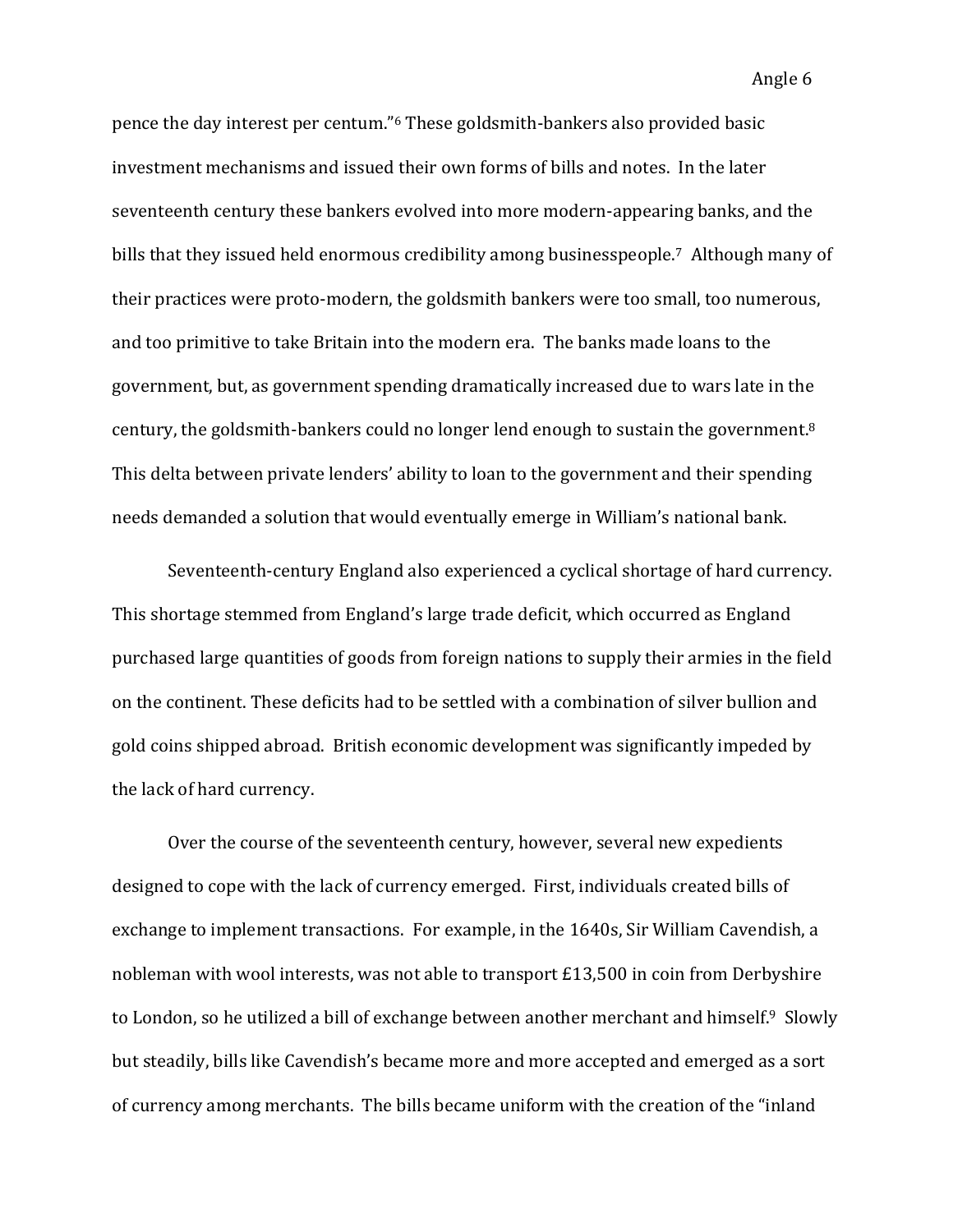pence the day interest per centum."[6] These goldsmith-bankers also provided basic investment mechanisms and issued their own forms of bills and notes. In the later seventeenth century these bankers evolved into more modern-appearing banks, and the bills that they issued held enormous credibility among businesspeople.[7] Although many of their practices were proto-modern, the goldsmith bankers were too small, too numerous, and too primitive to take Britain into the modern era. The banks made loans to the government, but, as government spending dramatically increased due to wars late in the century, the goldsmith-bankers could no longer lend enough to sustain the government.[8] This delta between private lenders' ability to loan to the government and their spending needs demanded a solution that would eventually emerge in William's national bank.

Seventeenth-century England also experienced a cyclical shortage of hard currency. This shortage stemmed from England's large trade deficit, which occurred as England purchased large quantities of goods from foreign nations to supply their armies in the field on the continent. These deficits had to be settled with a combination of silver bullion and gold coins shipped abroad. British economic development was significantly impeded by the lack of hard currency.

Over the course of the seventeenth century, however, several new expedients designed to cope with the lack of currency emerged. First, individuals created bills of exchange to implement transactions. For example, in the 1640s, Sir William Cavendish, a nobleman with wool interests, was not able to transport £13,500 in coin from Derbyshire to London, so he utilized a bill of exchange between another merchant and himself.[9] Slowly but steadily, bills like Cavendish's became more and more accepted and emerged as a sort of currency among merchants. The bills became uniform with the creation of the "inland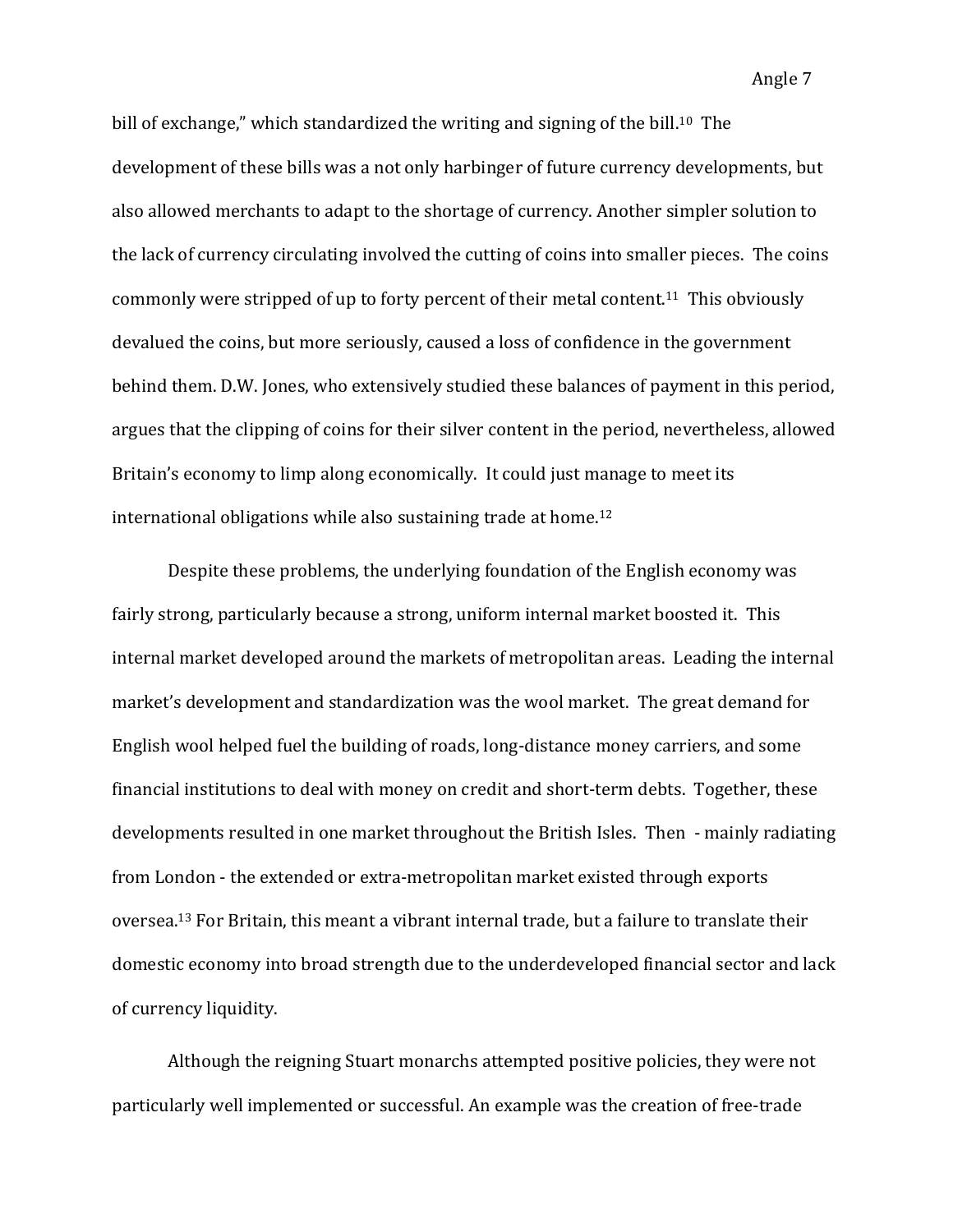bill of exchange," which standardized the writing and signing of the bill.[10] The development of these bills was a not only harbinger of future currency developments, but also allowed merchants to adapt to the shortage of currency. Another simpler solution to the lack of currency circulating involved the cutting of coins into smaller pieces. The coins commonly were stripped of up to forty percent of their metal content.[11] This obviously devalued the coins, but more seriously, caused a loss of confidence in the government behind them. D.W. Jones, who extensively studied these balances of payment in this period, argues that the clipping of coins for their silver content in the period, nevertheless, allowed Britain's economy to limp along economically. It could just manage to meet its international obligations while also sustaining trade at home.[12]

Despite these problems, the underlying foundation of the English economy was fairly strong, particularly because a strong, uniform internal market boosted it. This internal market developed around the markets of metropolitan areas. Leading the internal market's development and standardization was the wool market. The great demand for English wool helped fuel the building of roads, long-distance money carriers, and some financial institutions to deal with money on credit and short-term debts. Together, these developments resulted in one market throughout the British Isles. Then - mainly radiating from London - the extended or extra-metropolitan market existed through exports oversea.[13] For Britain, this meant a vibrant internal trade, but a failure to translate their domestic economy into broad strength due to the underdeveloped financial sector and lack of currency liquidity.

Although the reigning Stuart monarchs attempted positive policies, they were not particularly well implemented or successful. An example was the creation of free-trade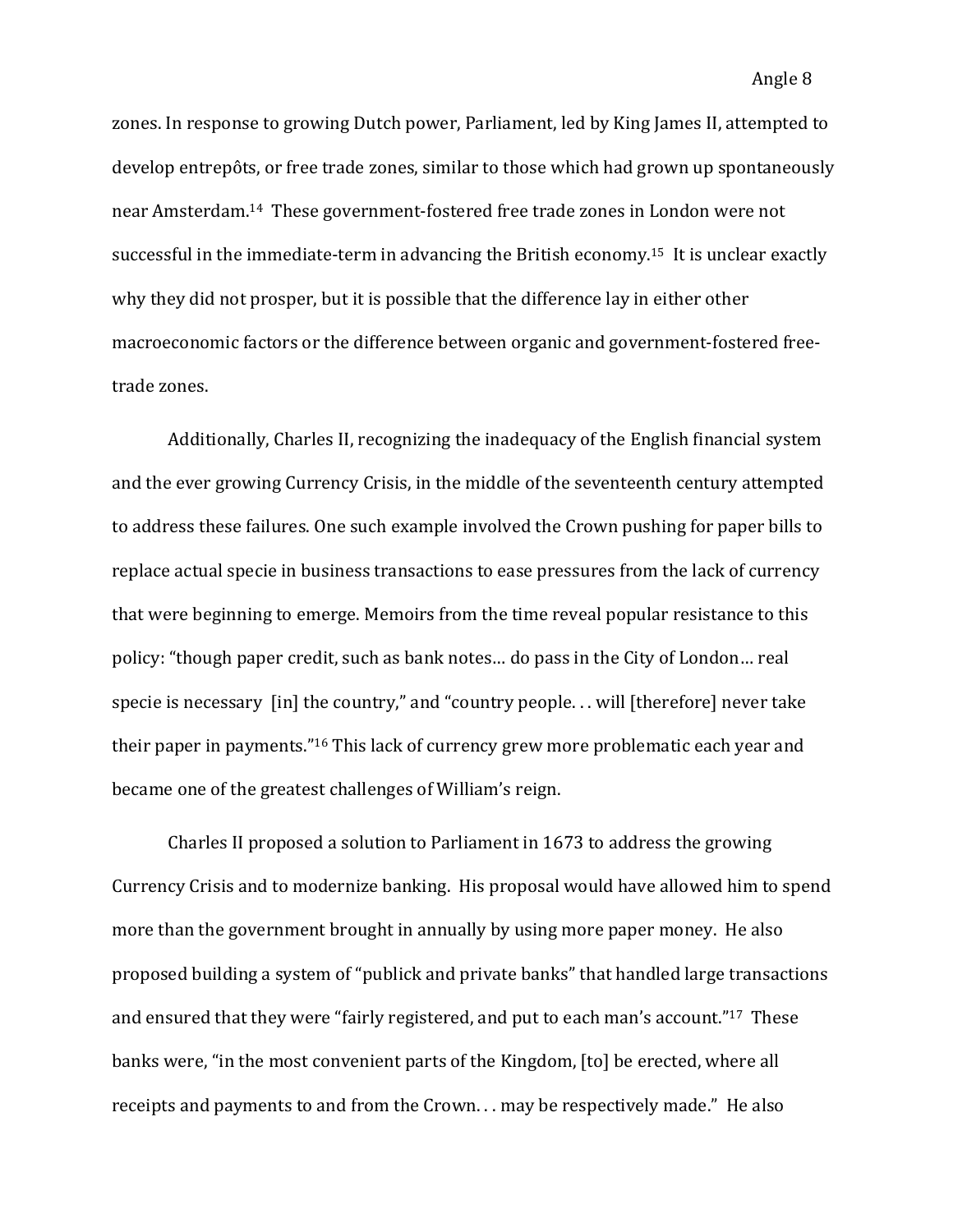zones. In response to growing Dutch power, Parliament, led by King James II, attempted to develop entrepôts, or free trade zones, similar to those which had grown up spontaneously near Amsterdam.[14] These government-fostered free trade zones in London were not successful in the immediate-term in advancing the British economy.[15] It is unclear exactly why they did not prosper, but it is possible that the difference lay in either other macroeconomic factors or the difference between organic and government-fostered free-trade zones.

Additionally, Charles II, recognizing the inadequacy of the English financial system and the ever growing Currency Crisis, in the middle of the seventeenth century attempted to address these failures. One such example involved the Crown pushing for paper bills to replace actual specie in business transactions to ease pressures from the lack of currency that were beginning to emerge. Memoirs from the time reveal popular resistance to this policy: "though paper credit, such as bank notes… do pass in the City of London… real specie is necessary [in] the country," and "country people. . . will [therefore] never take their paper in payments."[16] This lack of currency grew more problematic each year and became one of the greatest challenges of William's reign.

Charles II proposed a solution to Parliament in 1673 to address the growing Currency Crisis and to modernize banking. His proposal would have allowed him to spend more than the government brought in annually by using more paper money. He also proposed building a system of "publick and private banks" that handled large transactions and ensured that they were "fairly registered, and put to each man's account."[17] These banks were, "in the most convenient parts of the Kingdom, [to] be erected, where all receipts and payments to and from the Crown. . . may be respectively made." He also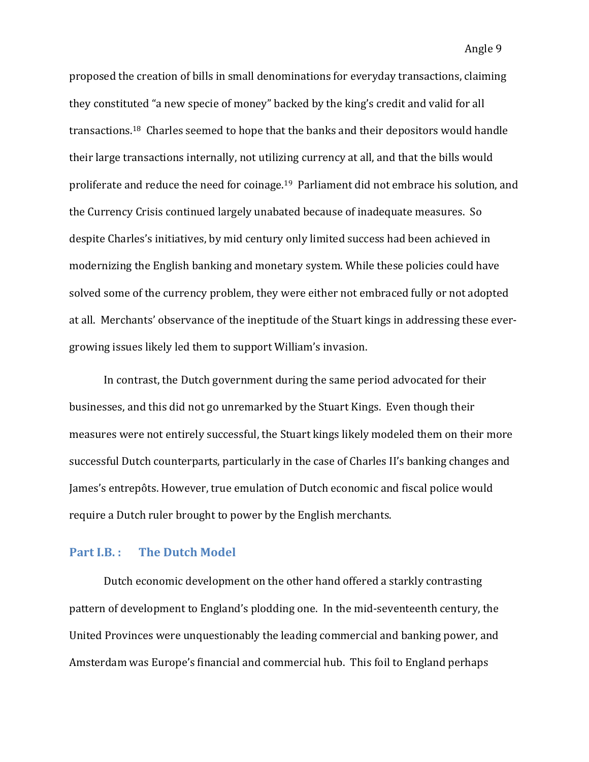proposed the creation of bills in small denominations for everyday transactions, claiming they constituted "a new specie of money" backed by the king's credit and valid for all transactions.[18] Charles seemed to hope that the banks and their depositors would handle their large transactions internally, not utilizing currency at all, and that the bills would proliferate and reduce the need for coinage.[19] Parliament did not embrace his solution, and the Currency Crisis continued largely unabated because of inadequate measures. So despite Charles's initiatives, by mid century only limited success had been achieved in modernizing the English banking and monetary system. While these policies could have solved some of the currency problem, they were either not embraced fully or not adopted at all. Merchants' observance of the ineptitude of the Stuart kings in addressing these ever-growing issues likely led them to support William's invasion.

In contrast, the Dutch government during the same period advocated for their businesses, and this did not go unremarked by the Stuart Kings. Even though their measures were not entirely successful, the Stuart kings likely modeled them on their more successful Dutch counterparts, particularly in the case of Charles II's banking changes and James's entrepôts. However, true emulation of Dutch economic and fiscal police would require a Dutch ruler brought to power by the English merchants.

## Part I.B. : The Dutch Model

Dutch economic development on the other hand offered a starkly contrasting pattern of development to England's plodding one. In the mid-seventeenth century, the United Provinces were unquestionably the leading commercial and banking power, and Amsterdam was Europe's financial and commercial hub. This foil to England perhaps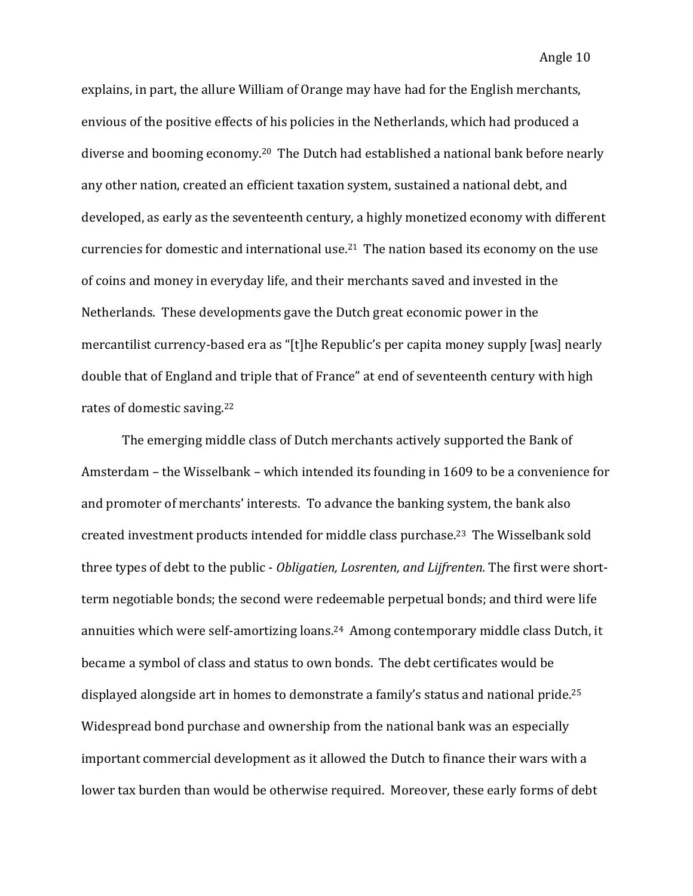explains, in part, the allure William of Orange may have had for the English merchants, envious of the positive effects of his policies in the Netherlands, which had produced a diverse and booming economy.[20] The Dutch had established a national bank before nearly any other nation, created an efficient taxation system, sustained a national debt, and developed, as early as the seventeenth century, a highly monetized economy with different currencies for domestic and international use.[21] The nation based its economy on the use of coins and money in everyday life, and their merchants saved and invested in the Netherlands. These developments gave the Dutch great economic power in the mercantilist currency-based era as "[t]he Republic's per capita money supply [was] nearly double that of England and triple that of France" at end of seventeenth century with high rates of domestic saving.[22]

The emerging middle class of Dutch merchants actively supported the Bank of Amsterdam – the Wisselbank – which intended its founding in 1609 to be a convenience for and promoter of merchants' interests. To advance the banking system, the bank also created investment products intended for middle class purchase.[23] The Wisselbank sold three types of debt to the public - *Obligatien, Losrenten, and Lijfrenten.* The first were short-term negotiable bonds; the second were redeemable perpetual bonds; and third were life annuities which were self-amortizing loans.[24] Among contemporary middle class Dutch, it became a symbol of class and status to own bonds. The debt certificates would be displayed alongside art in homes to demonstrate a family's status and national pride.[25] Widespread bond purchase and ownership from the national bank was an especially important commercial development as it allowed the Dutch to finance their wars with a lower tax burden than would be otherwise required. Moreover, these early forms of debt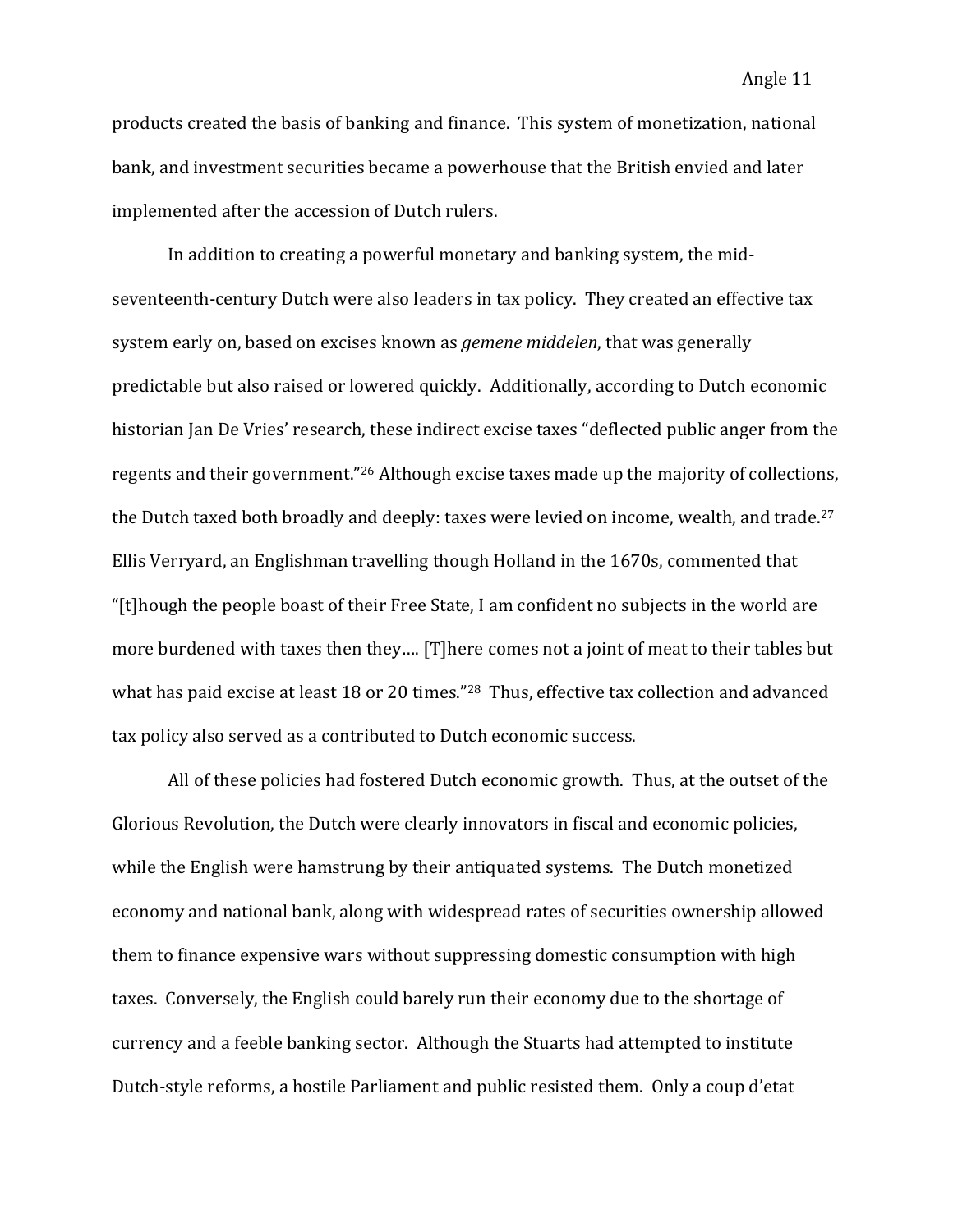products created the basis of banking and finance. This system of monetization, national bank, and investment securities became a powerhouse that the British envied and later implemented after the accession of Dutch rulers.

In addition to creating a powerful monetary and banking system, the mid-seventeenth-century Dutch were also leaders in tax policy. They created an effective tax system early on, based on excises known as *gemene middelen*, that was generally predictable but also raised or lowered quickly. Additionally, according to Dutch economic historian Jan De Vries' research, these indirect excise taxes "deflected public anger from the regents and their government."[26] Although excise taxes made up the majority of collections, the Dutch taxed both broadly and deeply: taxes were levied on income, wealth, and trade.[27] Ellis Verryard, an Englishman travelling though Holland in the 1670s, commented that "[t]hough the people boast of their Free State, I am confident no subjects in the world are more burdened with taxes then they…. [T]here comes not a joint of meat to their tables but what has paid excise at least 18 or 20 times."[28] Thus, effective tax collection and advanced tax policy also served as a contributed to Dutch economic success.

All of these policies had fostered Dutch economic growth. Thus, at the outset of the Glorious Revolution, the Dutch were clearly innovators in fiscal and economic policies, while the English were hamstrung by their antiquated systems. The Dutch monetized economy and national bank, along with widespread rates of securities ownership allowed them to finance expensive wars without suppressing domestic consumption with high taxes. Conversely, the English could barely run their economy due to the shortage of currency and a feeble banking sector. Although the Stuarts had attempted to institute Dutch-style reforms, a hostile Parliament and public resisted them. Only a coup d'etat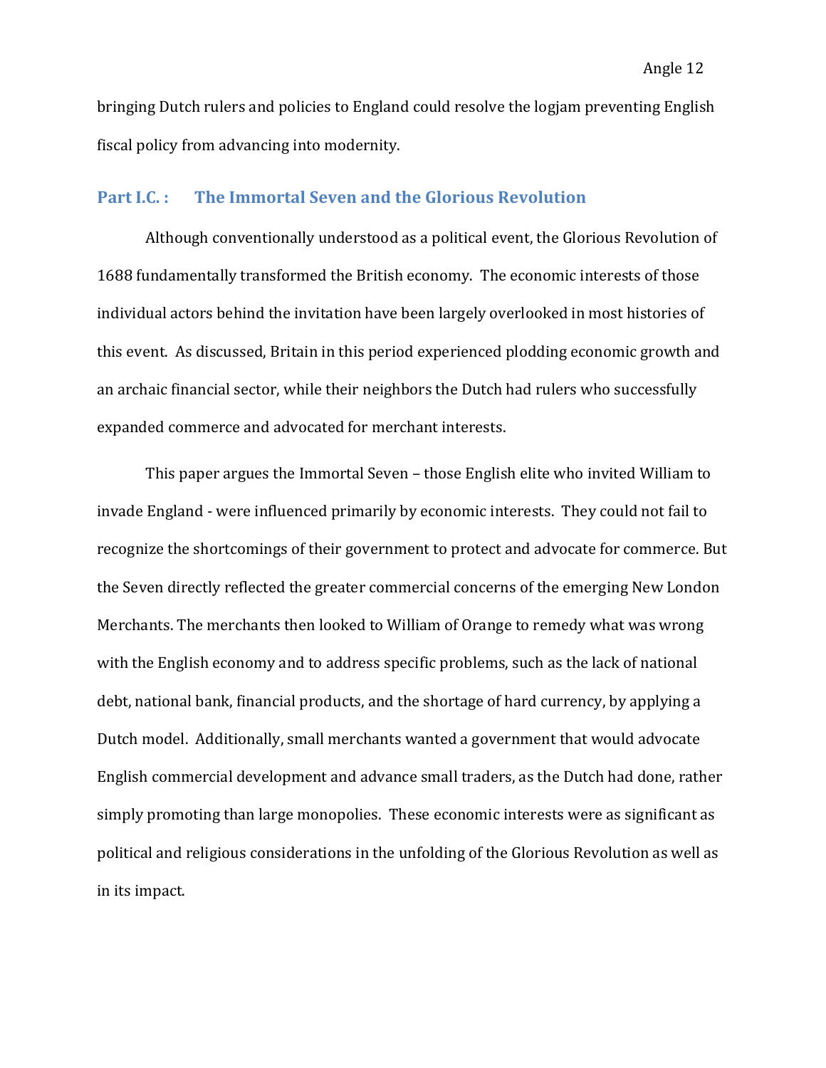bringing Dutch rulers and policies to England could resolve the logjam preventing English fiscal policy from advancing into modernity.

## Part I.C. : The Immortal Seven and the Glorious Revolution

Although conventionally understood as a political event, the Glorious Revolution of 1688 fundamentally transformed the British economy. The economic interests of those individual actors behind the invitation have been largely overlooked in most histories of this event. As discussed, Britain in this period experienced plodding economic growth and an archaic financial sector, while their neighbors the Dutch had rulers who successfully expanded commerce and advocated for merchant interests.

This paper argues the Immortal Seven – those English elite who invited William to invade England - were influenced primarily by economic interests. They could not fail to recognize the shortcomings of their government to protect and advocate for commerce. But the Seven directly reflected the greater commercial concerns of the emerging New London Merchants. The merchants then looked to William of Orange to remedy what was wrong with the English economy and to address specific problems, such as the lack of national debt, national bank, financial products, and the shortage of hard currency, by applying a Dutch model. Additionally, small merchants wanted a government that would advocate English commercial development and advance small traders, as the Dutch had done, rather simply promoting than large monopolies. These economic interests were as significant as political and religious considerations in the unfolding of the Glorious Revolution as well as in its impact.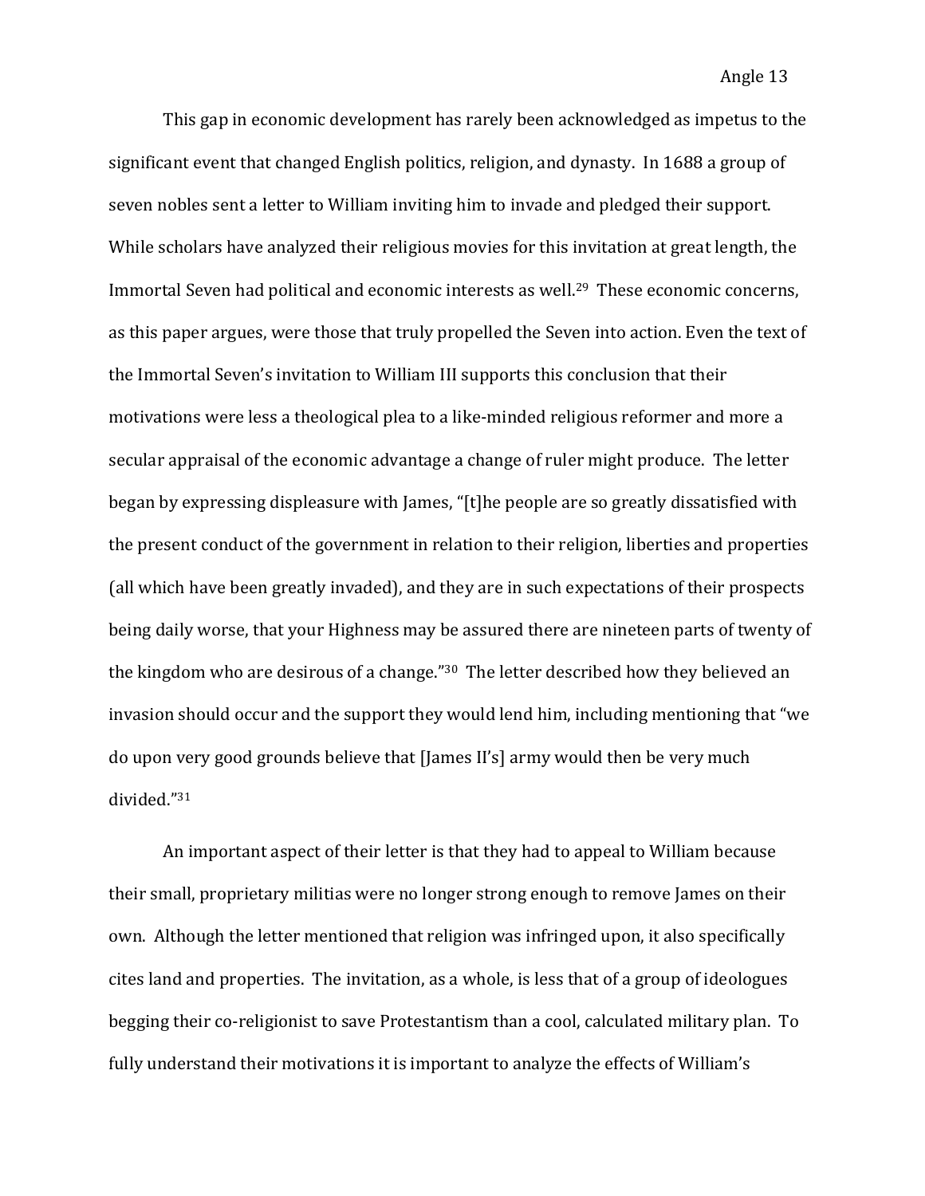This gap in economic development has rarely been acknowledged as impetus to the significant event that changed English politics, religion, and dynasty. In 1688 a group of seven nobles sent a letter to William inviting him to invade and pledged their support. While scholars have analyzed their religious movies for this invitation at great length, the Immortal Seven had political and economic interests as well.[29] These economic concerns, as this paper argues, were those that truly propelled the Seven into action. Even the text of the Immortal Seven's invitation to William III supports this conclusion that their motivations were less a theological plea to a like-minded religious reformer and more a secular appraisal of the economic advantage a change of ruler might produce. The letter began by expressing displeasure with James, "[t]he people are so greatly dissatisfied with the present conduct of the government in relation to their religion, liberties and properties (all which have been greatly invaded), and they are in such expectations of their prospects being daily worse, that your Highness may be assured there are nineteen parts of twenty of the kingdom who are desirous of a change."[30] The letter described how they believed an invasion should occur and the support they would lend him, including mentioning that "we do upon very good grounds believe that [James II's] army would then be very much divided."[31]

An important aspect of their letter is that they had to appeal to William because their small, proprietary militias were no longer strong enough to remove James on their own. Although the letter mentioned that religion was infringed upon, it also specifically cites land and properties. The invitation, as a whole, is less that of a group of ideologues begging their co-religionist to save Protestantism than a cool, calculated military plan. To fully understand their motivations it is important to analyze the effects of William's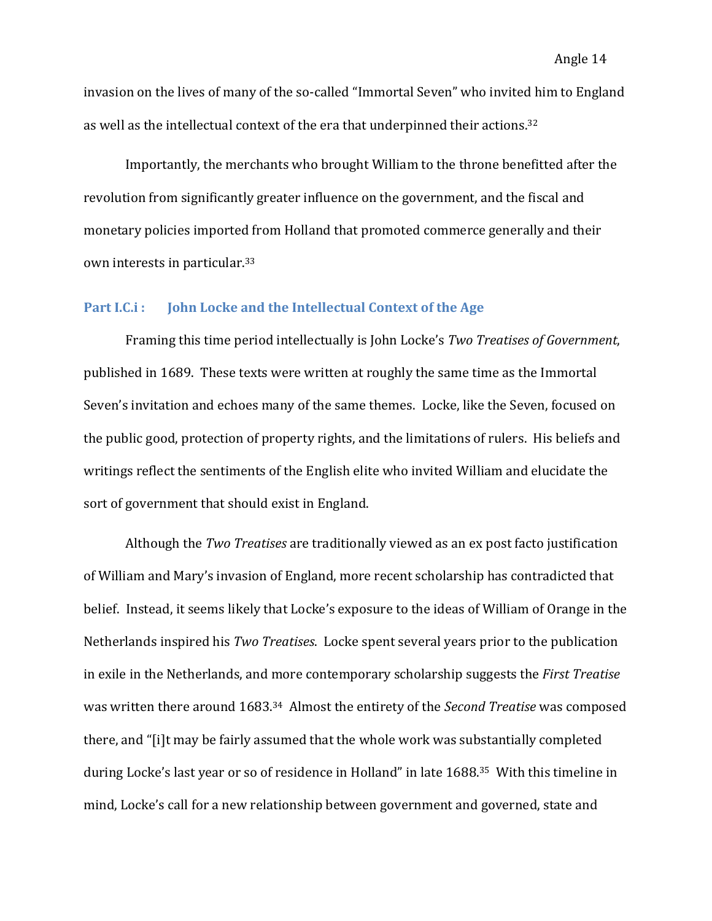invasion on the lives of many of the so-called "Immortal Seven" who invited him to England as well as the intellectual context of the era that underpinned their actions.[32]

Importantly, the merchants who brought William to the throne benefitted after the revolution from significantly greater influence on the government, and the fiscal and monetary policies imported from Holland that promoted commerce generally and their own interests in particular.[33]

### Part I.C.i : John Locke and the Intellectual Context of the Age

Framing this time period intellectually is John Locke's *Two Treatises of Government*, published in 1689. These texts were written at roughly the same time as the Immortal Seven's invitation and echoes many of the same themes. Locke, like the Seven, focused on the public good, protection of property rights, and the limitations of rulers. His beliefs and writings reflect the sentiments of the English elite who invited William and elucidate the sort of government that should exist in England.

Although the *Two Treatises* are traditionally viewed as an ex post facto justification of William and Mary's invasion of England, more recent scholarship has contradicted that belief. Instead, it seems likely that Locke's exposure to the ideas of William of Orange in the Netherlands inspired his *Two Treatises*. Locke spent several years prior to the publication in exile in the Netherlands, and more contemporary scholarship suggests the *First Treatise* was written there around 1683.[34] Almost the entirety of the *Second Treatise* was composed there, and "[i]t may be fairly assumed that the whole work was substantially completed during Locke's last year or so of residence in Holland" in late 1688.[35] With this timeline in mind, Locke's call for a new relationship between government and governed, state and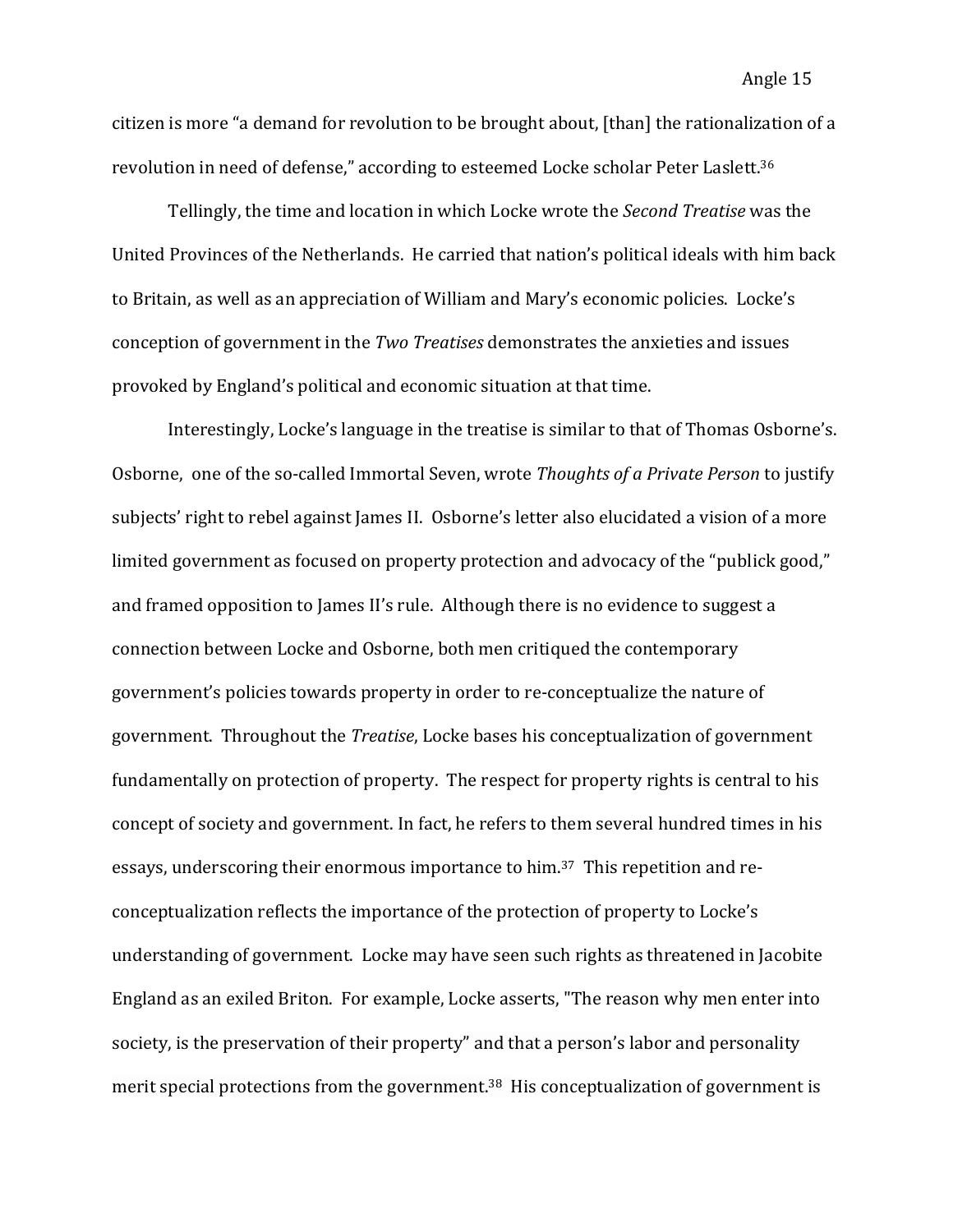citizen is more "a demand for revolution to be brought about, [than] the rationalization of a revolution in need of defense," according to esteemed Locke scholar Peter Laslett.[36]

Tellingly, the time and location in which Locke wrote the *Second Treatise* was the United Provinces of the Netherlands. He carried that nation's political ideals with him back to Britain, as well as an appreciation of William and Mary's economic policies. Locke's conception of government in the *Two Treatises* demonstrates the anxieties and issues provoked by England's political and economic situation at that time.

Interestingly, Locke's language in the treatise is similar to that of Thomas Osborne's. Osborne, one of the so-called Immortal Seven, wrote *Thoughts of a Private Person* to justify subjects' right to rebel against James II. Osborne's letter also elucidated a vision of a more limited government as focused on property protection and advocacy of the "publick good," and framed opposition to James II's rule. Although there is no evidence to suggest a connection between Locke and Osborne, both men critiqued the contemporary government's policies towards property in order to re-conceptualize the nature of government. Throughout the *Treatise*, Locke bases his conceptualization of government fundamentally on protection of property. The respect for property rights is central to his concept of society and government. In fact, he refers to them several hundred times in his essays, underscoring their enormous importance to him.[37] This repetition and re-conceptualization reflects the importance of the protection of property to Locke's understanding of government. Locke may have seen such rights as threatened in Jacobite England as an exiled Briton. For example, Locke asserts, "The reason why men enter into society, is the preservation of their property" and that a person's labor and personality merit special protections from the government.[38] His conceptualization of government is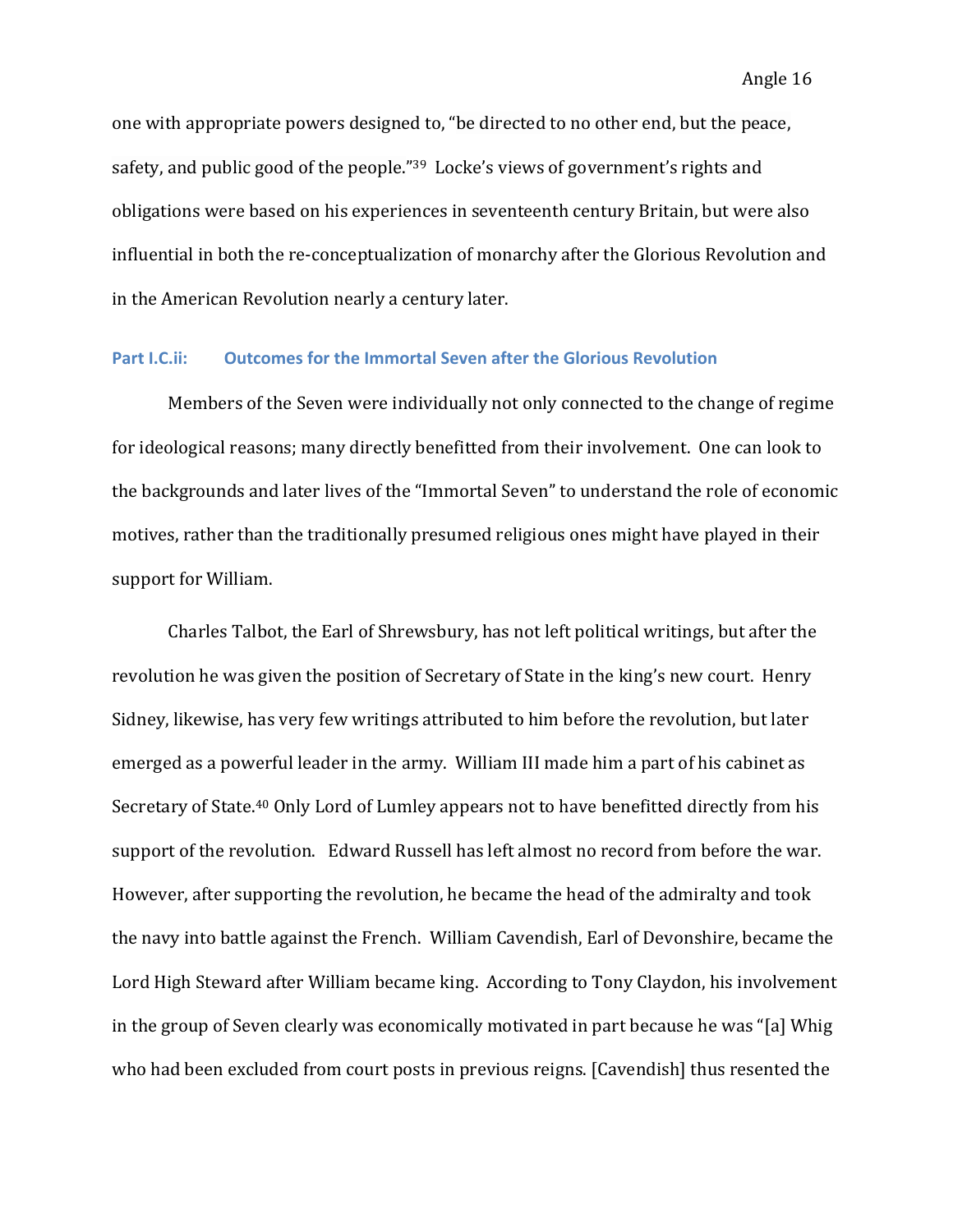one with appropriate powers designed to, "be directed to no other end, but the peace, safety, and public good of the people."[39] Locke's views of government's rights and obligations were based on his experiences in seventeenth century Britain, but were also influential in both the re-conceptualization of monarchy after the Glorious Revolution and in the American Revolution nearly a century later.

### Part I.C.ii: Outcomes for the Immortal Seven after the Glorious Revolution

Members of the Seven were individually not only connected to the change of regime for ideological reasons; many directly benefitted from their involvement. One can look to the backgrounds and later lives of the "Immortal Seven" to understand the role of economic motives, rather than the traditionally presumed religious ones might have played in their support for William.

Charles Talbot, the Earl of Shrewsbury, has not left political writings, but after the revolution he was given the position of Secretary of State in the king's new court. Henry Sidney, likewise, has very few writings attributed to him before the revolution, but later emerged as a powerful leader in the army. William III made him a part of his cabinet as Secretary of State.[40] Only Lord of Lumley appears not to have benefitted directly from his support of the revolution. Edward Russell has left almost no record from before the war. However, after supporting the revolution, he became the head of the admiralty and took the navy into battle against the French. William Cavendish, Earl of Devonshire, became the Lord High Steward after William became king. According to Tony Claydon, his involvement in the group of Seven clearly was economically motivated in part because he was "[a] Whig who had been excluded from court posts in previous reigns. [Cavendish] thus resented the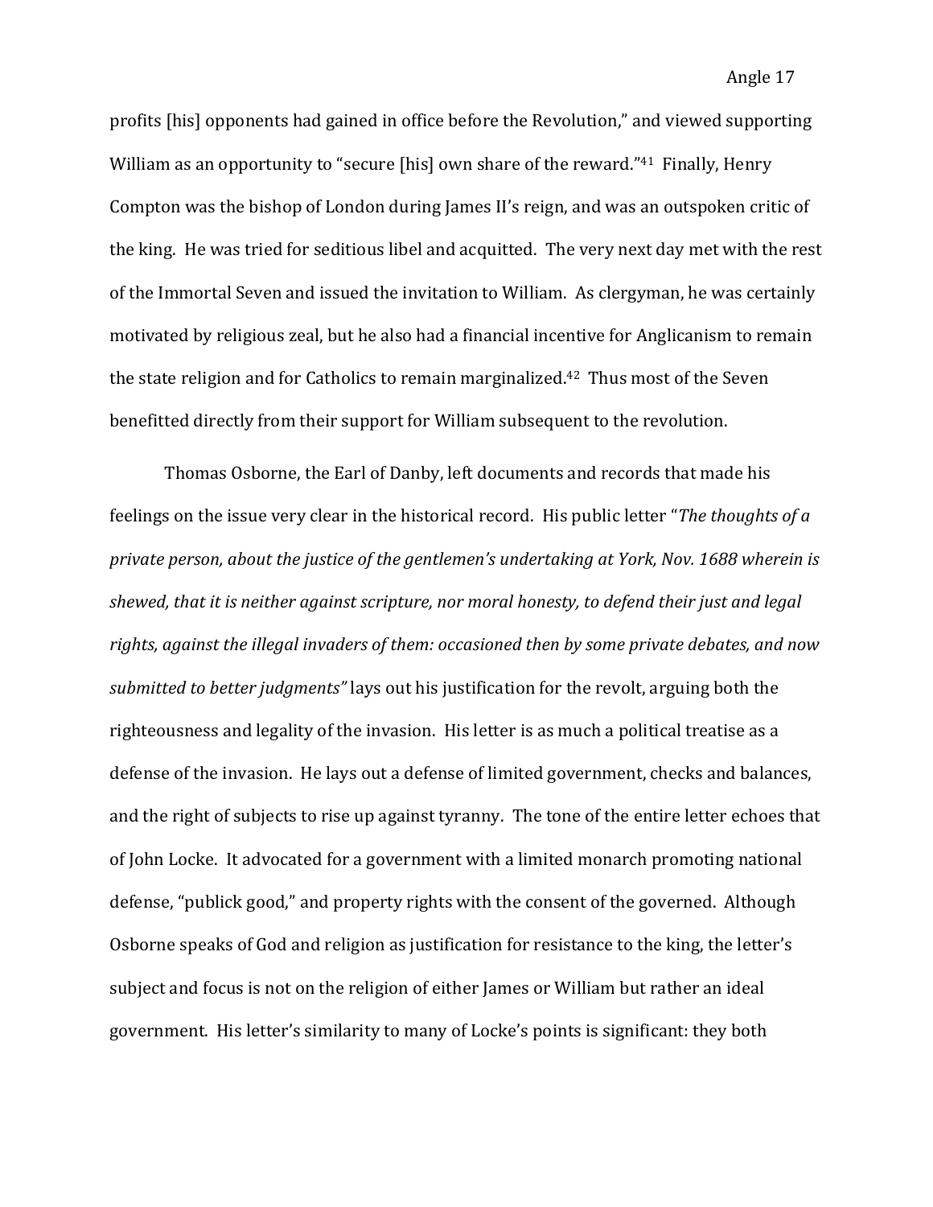profits [his] opponents had gained in office before the Revolution," and viewed supporting William as an opportunity to "secure [his] own share of the reward."[41] Finally, Henry Compton was the bishop of London during James II's reign, and was an outspoken critic of the king. He was tried for seditious libel and acquitted. The very next day met with the rest of the Immortal Seven and issued the invitation to William. As clergyman, he was certainly motivated by religious zeal, but he also had a financial incentive for Anglicanism to remain the state religion and for Catholics to remain marginalized.[42] Thus most of the Seven benefitted directly from their support for William subsequent to the revolution.

Thomas Osborne, the Earl of Danby, left documents and records that made his feelings on the issue very clear in the historical record. His public letter "*The thoughts of a private person, about the justice of the gentlemen's undertaking at York, Nov. 1688 wherein is shewed, that it is neither against scripture, nor moral honesty, to defend their just and legal rights, against the illegal invaders of them: occasioned then by some private debates, and now submitted to better judgments"* lays out his justification for the revolt, arguing both the righteousness and legality of the invasion. His letter is as much a political treatise as a defense of the invasion. He lays out a defense of limited government, checks and balances, and the right of subjects to rise up against tyranny. The tone of the entire letter echoes that of John Locke. It advocated for a government with a limited monarch promoting national defense, "publick good," and property rights with the consent of the governed. Although Osborne speaks of God and religion as justification for resistance to the king, the letter's subject and focus is not on the religion of either James or William but rather an ideal government. His letter's similarity to many of Locke's points is significant: they both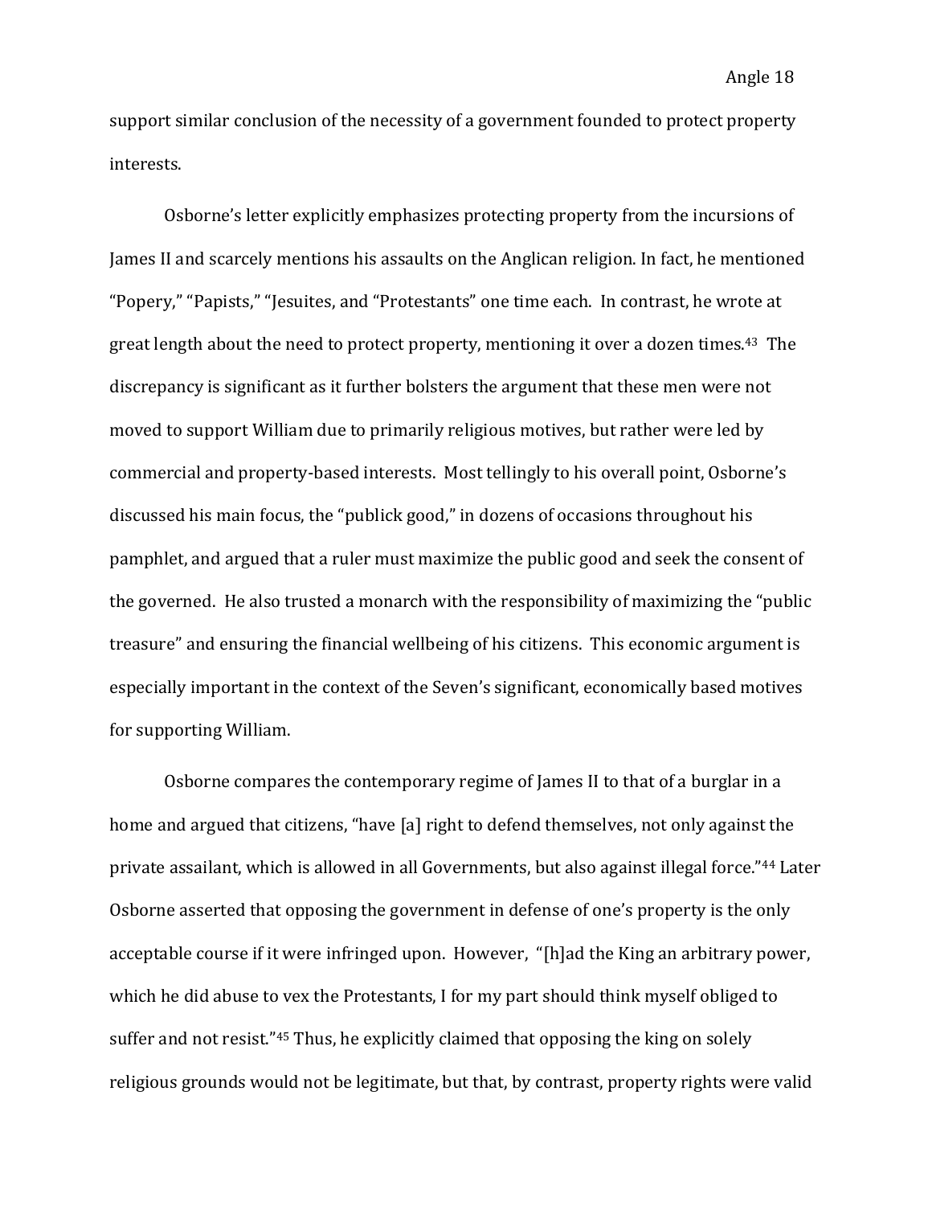support similar conclusion of the necessity of a government founded to protect property interests.

Osborne's letter explicitly emphasizes protecting property from the incursions of James II and scarcely mentions his assaults on the Anglican religion. In fact, he mentioned "Popery," "Papists," "Jesuites, and "Protestants" one time each. In contrast, he wrote at great length about the need to protect property, mentioning it over a dozen times.[43] The discrepancy is significant as it further bolsters the argument that these men were not moved to support William due to primarily religious motives, but rather were led by commercial and property-based interests. Most tellingly to his overall point, Osborne's discussed his main focus, the "publick good," in dozens of occasions throughout his pamphlet, and argued that a ruler must maximize the public good and seek the consent of the governed. He also trusted a monarch with the responsibility of maximizing the "public treasure" and ensuring the financial wellbeing of his citizens. This economic argument is especially important in the context of the Seven's significant, economically based motives for supporting William.

Osborne compares the contemporary regime of James II to that of a burglar in a home and argued that citizens, "have [a] right to defend themselves, not only against the private assailant, which is allowed in all Governments, but also against illegal force."[44] Later Osborne asserted that opposing the government in defense of one's property is the only acceptable course if it were infringed upon. However, "[h]ad the King an arbitrary power, which he did abuse to vex the Protestants, I for my part should think myself obliged to suffer and not resist."[45] Thus, he explicitly claimed that opposing the king on solely religious grounds would not be legitimate, but that, by contrast, property rights were valid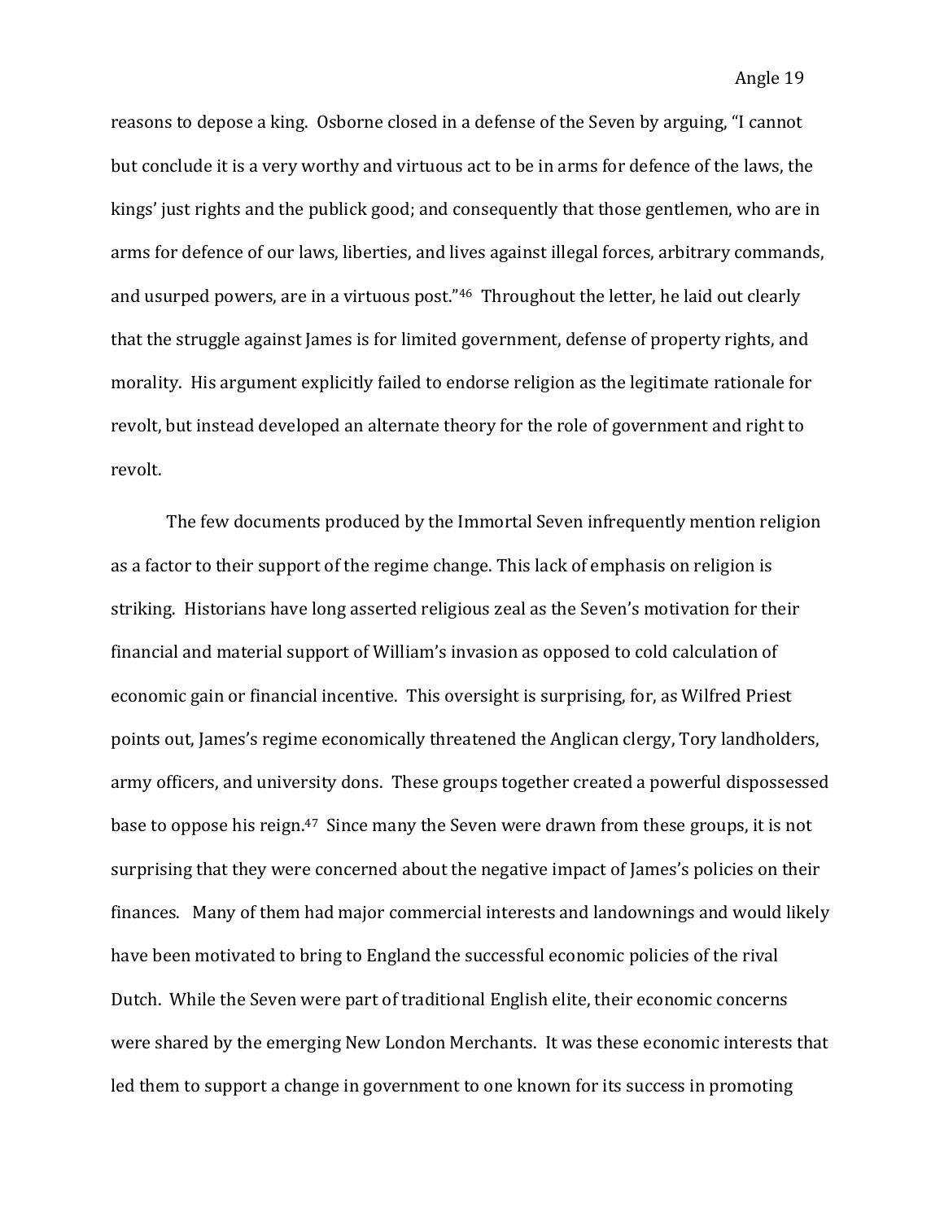reasons to depose a king. Osborne closed in a defense of the Seven by arguing, "I cannot but conclude it is a very worthy and virtuous act to be in arms for defence of the laws, the kings' just rights and the publick good; and consequently that those gentlemen, who are in arms for defence of our laws, liberties, and lives against illegal forces, arbitrary commands, and usurped powers, are in a virtuous post."[46] Throughout the letter, he laid out clearly that the struggle against James is for limited government, defense of property rights, and morality. His argument explicitly failed to endorse religion as the legitimate rationale for revolt, but instead developed an alternate theory for the role of government and right to revolt.

The few documents produced by the Immortal Seven infrequently mention religion as a factor to their support of the regime change. This lack of emphasis on religion is striking. Historians have long asserted religious zeal as the Seven's motivation for their financial and material support of William's invasion as opposed to cold calculation of economic gain or financial incentive. This oversight is surprising, for, as Wilfred Priest points out, James's regime economically threatened the Anglican clergy, Tory landholders, army officers, and university dons. These groups together created a powerful dispossessed base to oppose his reign.[47] Since many the Seven were drawn from these groups, it is not surprising that they were concerned about the negative impact of James's policies on their finances. Many of them had major commercial interests and landownings and would likely have been motivated to bring to England the successful economic policies of the rival Dutch. While the Seven were part of traditional English elite, their economic concerns were shared by the emerging New London Merchants. It was these economic interests that led them to support a change in government to one known for its success in promoting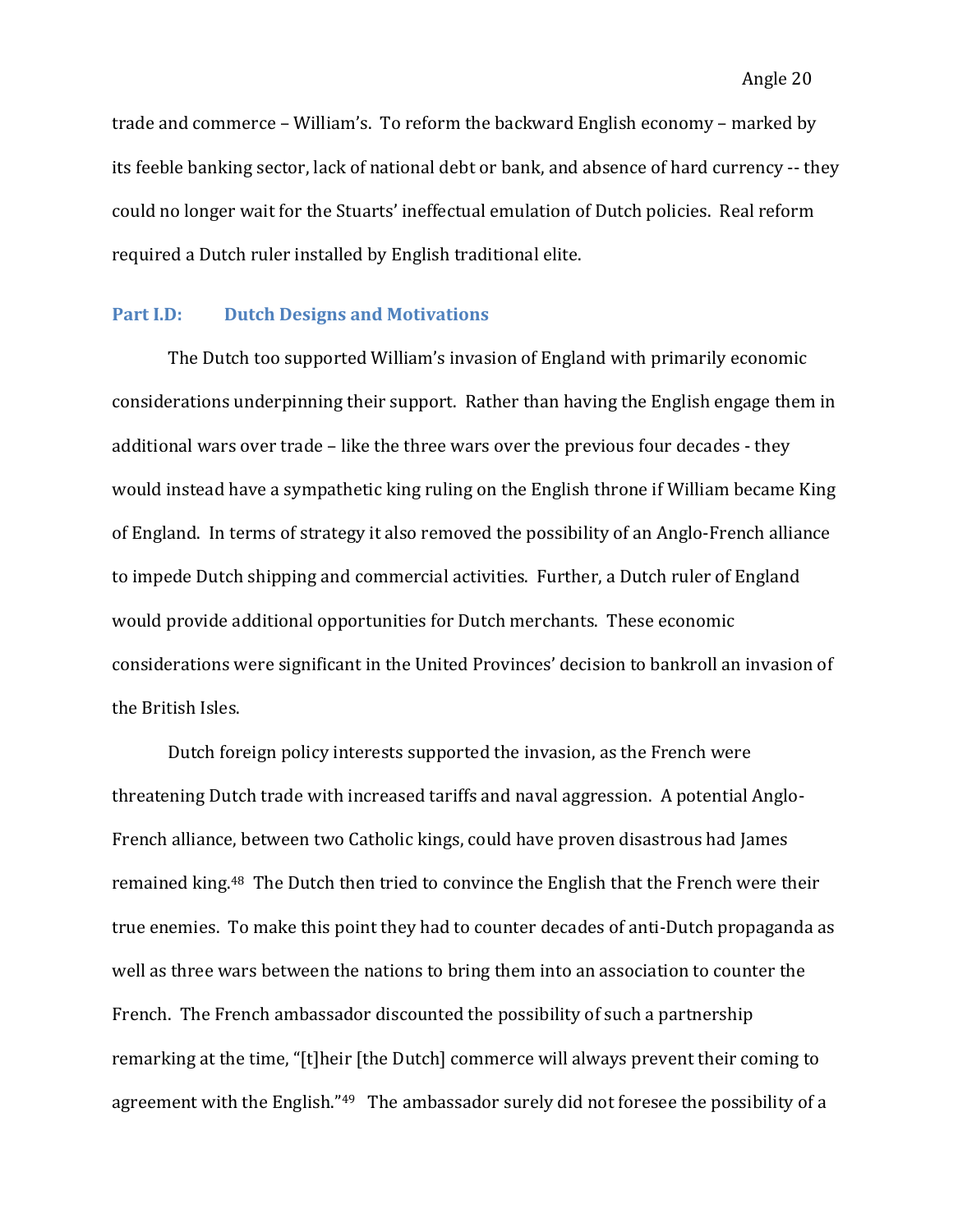trade and commerce – William's. To reform the backward English economy – marked by its feeble banking sector, lack of national debt or bank, and absence of hard currency -- they could no longer wait for the Stuarts' ineffectual emulation of Dutch policies. Real reform required a Dutch ruler installed by English traditional elite.

### Part I.D: Dutch Designs and Motivations

The Dutch too supported William's invasion of England with primarily economic considerations underpinning their support. Rather than having the English engage them in additional wars over trade – like the three wars over the previous four decades - they would instead have a sympathetic king ruling on the English throne if William became King of England. In terms of strategy it also removed the possibility of an Anglo-French alliance to impede Dutch shipping and commercial activities. Further, a Dutch ruler of England would provide additional opportunities for Dutch merchants. These economic considerations were significant in the United Provinces' decision to bankroll an invasion of the British Isles.

Dutch foreign policy interests supported the invasion, as the French were threatening Dutch trade with increased tariffs and naval aggression. A potential Anglo-French alliance, between two Catholic kings, could have proven disastrous had James remained king.[48] The Dutch then tried to convince the English that the French were their true enemies. To make this point they had to counter decades of anti-Dutch propaganda as well as three wars between the nations to bring them into an association to counter the French. The French ambassador discounted the possibility of such a partnership remarking at the time, "[t]heir [the Dutch] commerce will always prevent their coming to agreement with the English."[49] The ambassador surely did not foresee the possibility of a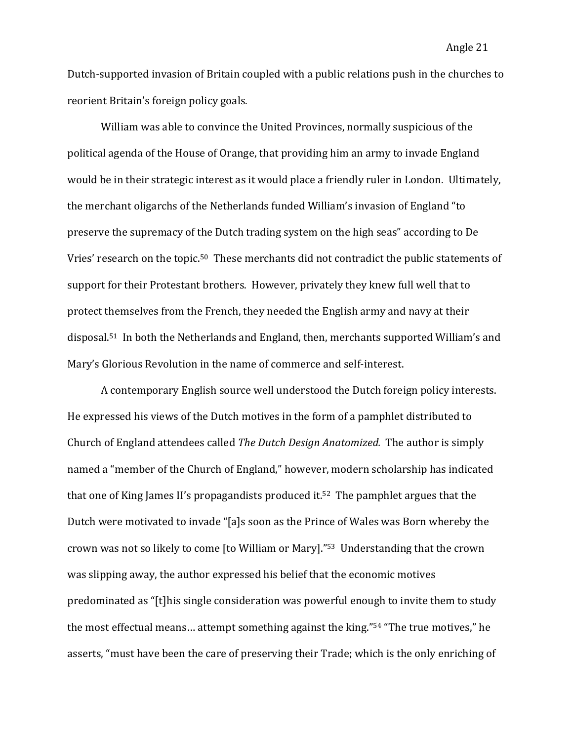Dutch-supported invasion of Britain coupled with a public relations push in the churches to reorient Britain's foreign policy goals.

William was able to convince the United Provinces, normally suspicious of the political agenda of the House of Orange, that providing him an army to invade England would be in their strategic interest as it would place a friendly ruler in London. Ultimately, the merchant oligarchs of the Netherlands funded William's invasion of England "to preserve the supremacy of the Dutch trading system on the high seas" according to De Vries' research on the topic.[50] These merchants did not contradict the public statements of support for their Protestant brothers. However, privately they knew full well that to protect themselves from the French, they needed the English army and navy at their disposal.[51] In both the Netherlands and England, then, merchants supported William's and Mary's Glorious Revolution in the name of commerce and self-interest.

A contemporary English source well understood the Dutch foreign policy interests. He expressed his views of the Dutch motives in the form of a pamphlet distributed to Church of England attendees called *The Dutch Design Anatomized.* The author is simply named a "member of the Church of England," however, modern scholarship has indicated that one of King James II's propagandists produced it.[52] The pamphlet argues that the Dutch were motivated to invade "[a]s soon as the Prince of Wales was Born whereby the crown was not so likely to come [to William or Mary]."[53] Understanding that the crown was slipping away, the author expressed his belief that the economic motives predominated as "[t]his single consideration was powerful enough to invite them to study the most effectual means… attempt something against the king."[54] "The true motives," he asserts, "must have been the care of preserving their Trade; which is the only enriching of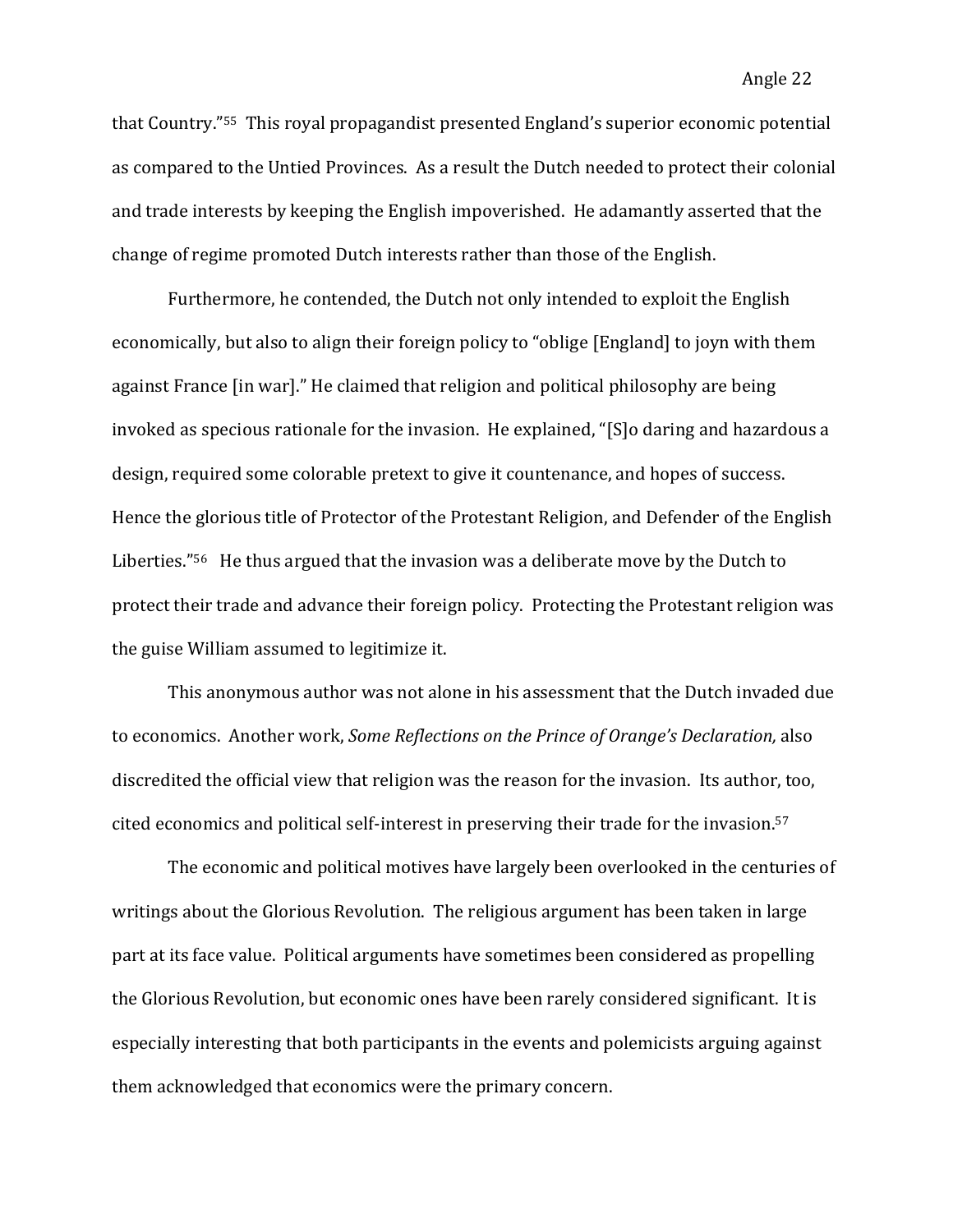that Country."[55] This royal propagandist presented England's superior economic potential as compared to the Untied Provinces. As a result the Dutch needed to protect their colonial and trade interests by keeping the English impoverished. He adamantly asserted that the change of regime promoted Dutch interests rather than those of the English.

Furthermore, he contended, the Dutch not only intended to exploit the English economically, but also to align their foreign policy to "oblige [England] to joyn with them against France [in war]." He claimed that religion and political philosophy are being invoked as specious rationale for the invasion. He explained, "[S]o daring and hazardous a design, required some colorable pretext to give it countenance, and hopes of success. Hence the glorious title of Protector of the Protestant Religion, and Defender of the English Liberties."[56] He thus argued that the invasion was a deliberate move by the Dutch to protect their trade and advance their foreign policy. Protecting the Protestant religion was the guise William assumed to legitimize it.

This anonymous author was not alone in his assessment that the Dutch invaded due to economics. Another work, *Some Reflections on the Prince of Orange's Declaration,* also discredited the official view that religion was the reason for the invasion. Its author, too, cited economics and political self-interest in preserving their trade for the invasion.[57]

The economic and political motives have largely been overlooked in the centuries of writings about the Glorious Revolution. The religious argument has been taken in large part at its face value. Political arguments have sometimes been considered as propelling the Glorious Revolution, but economic ones have been rarely considered significant. It is especially interesting that both participants in the events and polemicists arguing against them acknowledged that economics were the primary concern.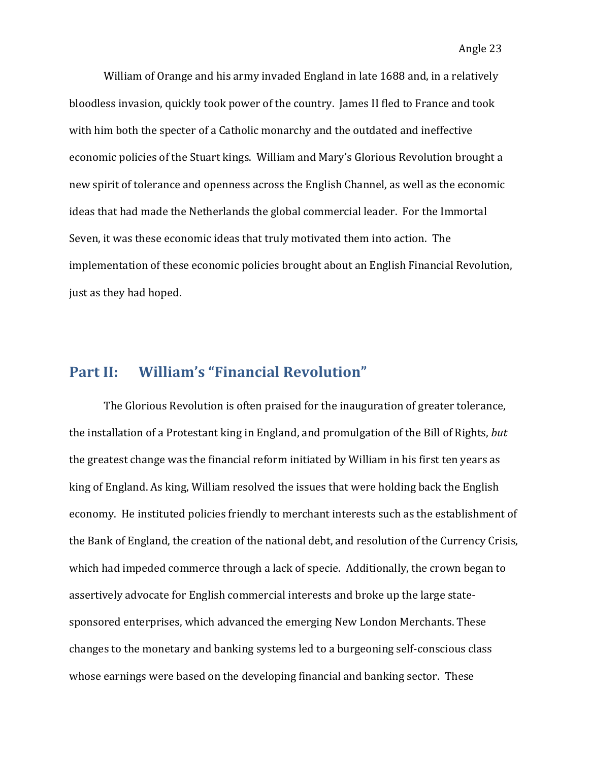William of Orange and his army invaded England in late 1688 and, in a relatively bloodless invasion, quickly took power of the country. James II fled to France and took with him both the specter of a Catholic monarchy and the outdated and ineffective economic policies of the Stuart kings. William and Mary's Glorious Revolution brought a new spirit of tolerance and openness across the English Channel, as well as the economic ideas that had made the Netherlands the global commercial leader. For the Immortal Seven, it was these economic ideas that truly motivated them into action. The implementation of these economic policies brought about an English Financial Revolution, just as they had hoped.

## Part II: William's "Financial Revolution"

The Glorious Revolution is often praised for the inauguration of greater tolerance, the installation of a Protestant king in England, and promulgation of the Bill of Rights, *but* the greatest change was the financial reform initiated by William in his first ten years as king of England. As king, William resolved the issues that were holding back the English economy. He instituted policies friendly to merchant interests such as the establishment of the Bank of England, the creation of the national debt, and resolution of the Currency Crisis, which had impeded commerce through a lack of specie. Additionally, the crown began to assertively advocate for English commercial interests and broke up the large state-sponsored enterprises, which advanced the emerging New London Merchants. These changes to the monetary and banking systems led to a burgeoning self-conscious class whose earnings were based on the developing financial and banking sector. These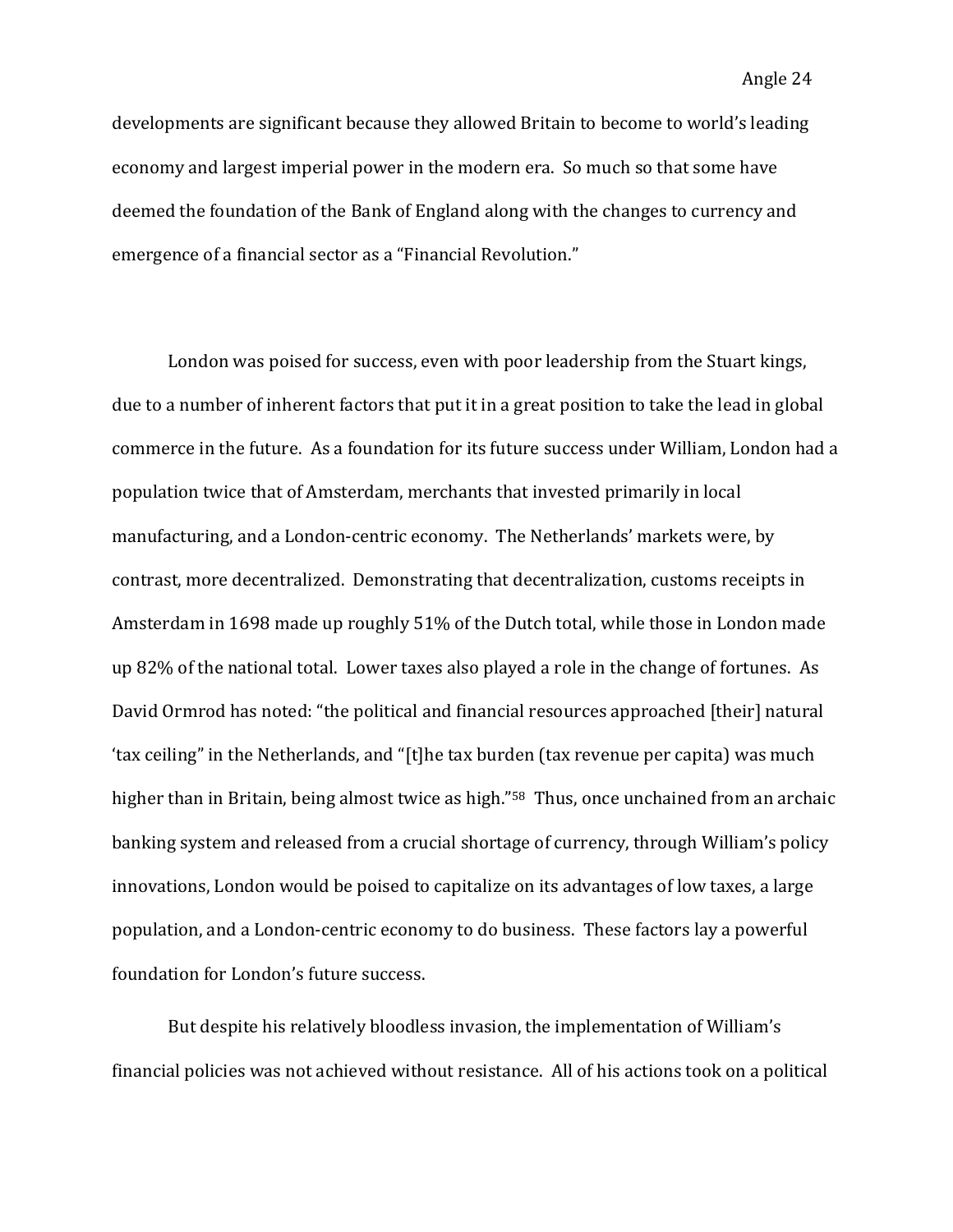developments are significant because they allowed Britain to become to world's leading economy and largest imperial power in the modern era. So much so that some have deemed the foundation of the Bank of England along with the changes to currency and emergence of a financial sector as a "Financial Revolution."

London was poised for success, even with poor leadership from the Stuart kings, due to a number of inherent factors that put it in a great position to take the lead in global commerce in the future. As a foundation for its future success under William, London had a population twice that of Amsterdam, merchants that invested primarily in local manufacturing, and a London-centric economy. The Netherlands' markets were, by contrast, more decentralized. Demonstrating that decentralization, customs receipts in Amsterdam in 1698 made up roughly 51% of the Dutch total, while those in London made up 82% of the national total. Lower taxes also played a role in the change of fortunes. As David Ormrod has noted: "the political and financial resources approached [their] natural 'tax ceiling" in the Netherlands, and "[t]he tax burden (tax revenue per capita) was much higher than in Britain, being almost twice as high."[58] Thus, once unchained from an archaic banking system and released from a crucial shortage of currency, through William's policy innovations, London would be poised to capitalize on its advantages of low taxes, a large population, and a London-centric economy to do business. These factors lay a powerful foundation for London's future success.

But despite his relatively bloodless invasion, the implementation of William's financial policies was not achieved without resistance. All of his actions took on a political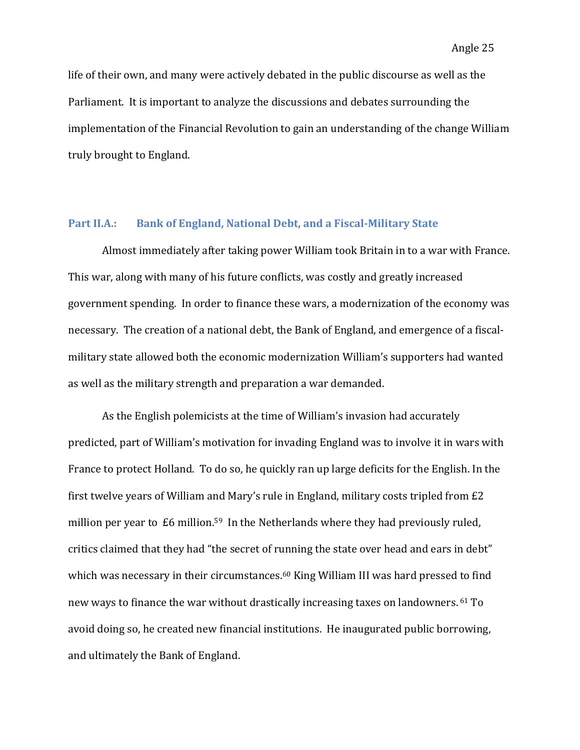life of their own, and many were actively debated in the public discourse as well as the Parliament. It is important to analyze the discussions and debates surrounding the implementation of the Financial Revolution to gain an understanding of the change William truly brought to England.

## Part II.A.: Bank of England, National Debt, and a Fiscal-Military State

Almost immediately after taking power William took Britain in to a war with France. This war, along with many of his future conflicts, was costly and greatly increased government spending. In order to finance these wars, a modernization of the economy was necessary. The creation of a national debt, the Bank of England, and emergence of a fiscal-military state allowed both the economic modernization William's supporters had wanted as well as the military strength and preparation a war demanded.

As the English polemicists at the time of William's invasion had accurately predicted, part of William's motivation for invading England was to involve it in wars with France to protect Holland. To do so, he quickly ran up large deficits for the English. In the first twelve years of William and Mary's rule in England, military costs tripled from £2 million per year to £6 million.[59] In the Netherlands where they had previously ruled, critics claimed that they had "the secret of running the state over head and ears in debt" which was necessary in their circumstances.[60] King William III was hard pressed to find new ways to finance the war without drastically increasing taxes on landowners.[61] To avoid doing so, he created new financial institutions. He inaugurated public borrowing, and ultimately the Bank of England.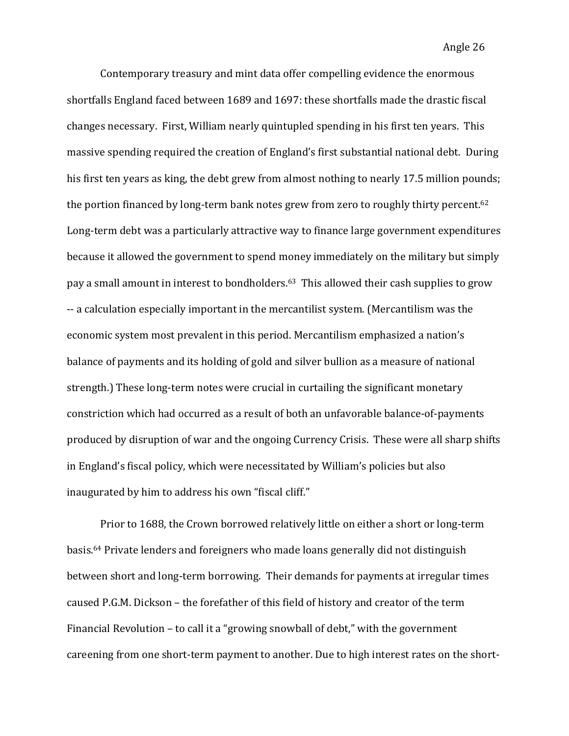Contemporary treasury and mint data offer compelling evidence the enormous shortfalls England faced between 1689 and 1697: these shortfalls made the drastic fiscal changes necessary. First, William nearly quintupled spending in his first ten years. This massive spending required the creation of England's first substantial national debt. During his first ten years as king, the debt grew from almost nothing to nearly 17.5 million pounds; the portion financed by long-term bank notes grew from zero to roughly thirty percent.[62] Long-term debt was a particularly attractive way to finance large government expenditures because it allowed the government to spend money immediately on the military but simply pay a small amount in interest to bondholders.[63] This allowed their cash supplies to grow -- a calculation especially important in the mercantilist system. (Mercantilism was the economic system most prevalent in this period. Mercantilism emphasized a nation's balance of payments and its holding of gold and silver bullion as a measure of national strength.) These long-term notes were crucial in curtailing the significant monetary constriction which had occurred as a result of both an unfavorable balance-of-payments produced by disruption of war and the ongoing Currency Crisis. These were all sharp shifts in England's fiscal policy, which were necessitated by William's policies but also inaugurated by him to address his own "fiscal cliff."

Prior to 1688, the Crown borrowed relatively little on either a short or long-term basis.[64] Private lenders and foreigners who made loans generally did not distinguish between short and long-term borrowing. Their demands for payments at irregular times caused P.G.M. Dickson – the forefather of this field of history and creator of the term Financial Revolution – to call it a "growing snowball of debt," with the government careening from one short-term payment to another. Due to high interest rates on the short-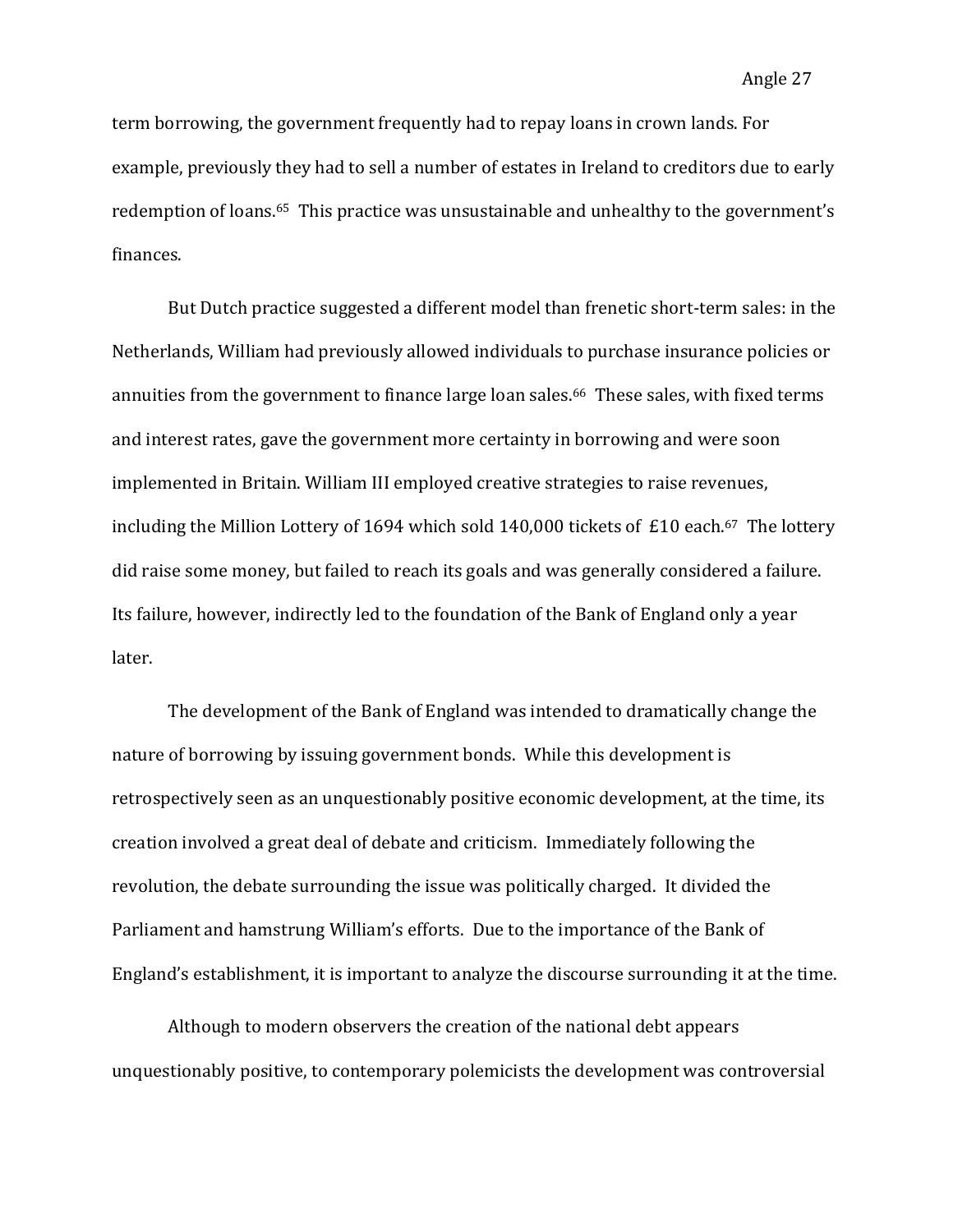term borrowing, the government frequently had to repay loans in crown lands. For example, previously they had to sell a number of estates in Ireland to creditors due to early redemption of loans.[65] This practice was unsustainable and unhealthy to the government's finances.

But Dutch practice suggested a different model than frenetic short-term sales: in the Netherlands, William had previously allowed individuals to purchase insurance policies or annuities from the government to finance large loan sales.[66] These sales, with fixed terms and interest rates, gave the government more certainty in borrowing and were soon implemented in Britain. William III employed creative strategies to raise revenues, including the Million Lottery of 1694 which sold 140,000 tickets of £10 each.[67] The lottery did raise some money, but failed to reach its goals and was generally considered a failure. Its failure, however, indirectly led to the foundation of the Bank of England only a year later.

The development of the Bank of England was intended to dramatically change the nature of borrowing by issuing government bonds. While this development is retrospectively seen as an unquestionably positive economic development, at the time, its creation involved a great deal of debate and criticism. Immediately following the revolution, the debate surrounding the issue was politically charged. It divided the Parliament and hamstrung William's efforts. Due to the importance of the Bank of England's establishment, it is important to analyze the discourse surrounding it at the time.

Although to modern observers the creation of the national debt appears unquestionably positive, to contemporary polemicists the development was controversial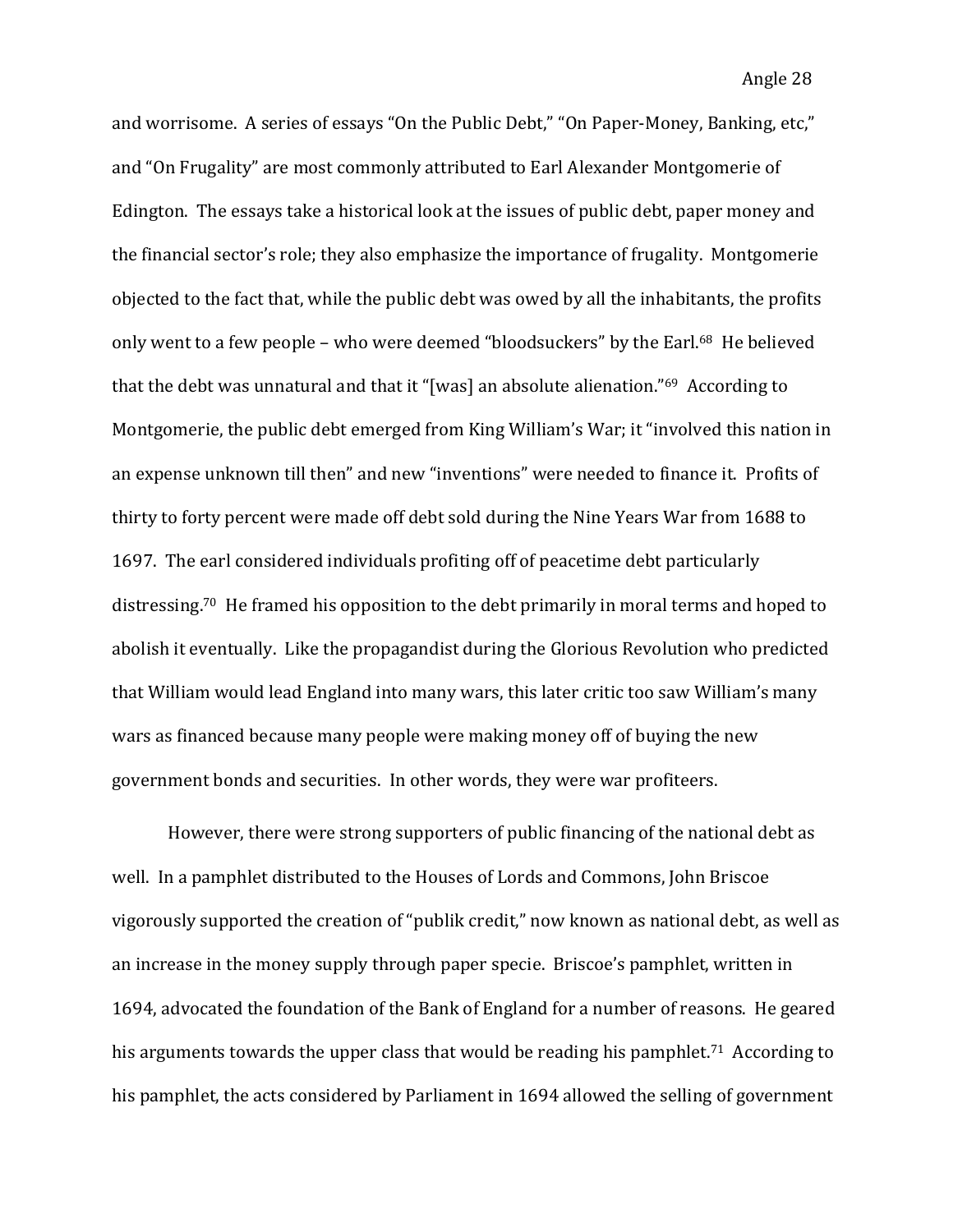and worrisome. A series of essays "On the Public Debt," "On Paper-Money, Banking, etc," and "On Frugality" are most commonly attributed to Earl Alexander Montgomerie of Edington. The essays take a historical look at the issues of public debt, paper money and the financial sector's role; they also emphasize the importance of frugality. Montgomerie objected to the fact that, while the public debt was owed by all the inhabitants, the profits only went to a few people – who were deemed "bloodsuckers" by the Earl.[68] He believed that the debt was unnatural and that it "[was] an absolute alienation."[69] According to Montgomerie, the public debt emerged from King William's War; it "involved this nation in an expense unknown till then" and new "inventions" were needed to finance it. Profits of thirty to forty percent were made off debt sold during the Nine Years War from 1688 to 1697. The earl considered individuals profiting off of peacetime debt particularly distressing.[70] He framed his opposition to the debt primarily in moral terms and hoped to abolish it eventually. Like the propagandist during the Glorious Revolution who predicted that William would lead England into many wars, this later critic too saw William's many wars as financed because many people were making money off of buying the new government bonds and securities. In other words, they were war profiteers.

However, there were strong supporters of public financing of the national debt as well. In a pamphlet distributed to the Houses of Lords and Commons, John Briscoe vigorously supported the creation of "publik credit," now known as national debt, as well as an increase in the money supply through paper specie. Briscoe's pamphlet, written in 1694, advocated the foundation of the Bank of England for a number of reasons. He geared his arguments towards the upper class that would be reading his pamphlet.[71] According to his pamphlet, the acts considered by Parliament in 1694 allowed the selling of government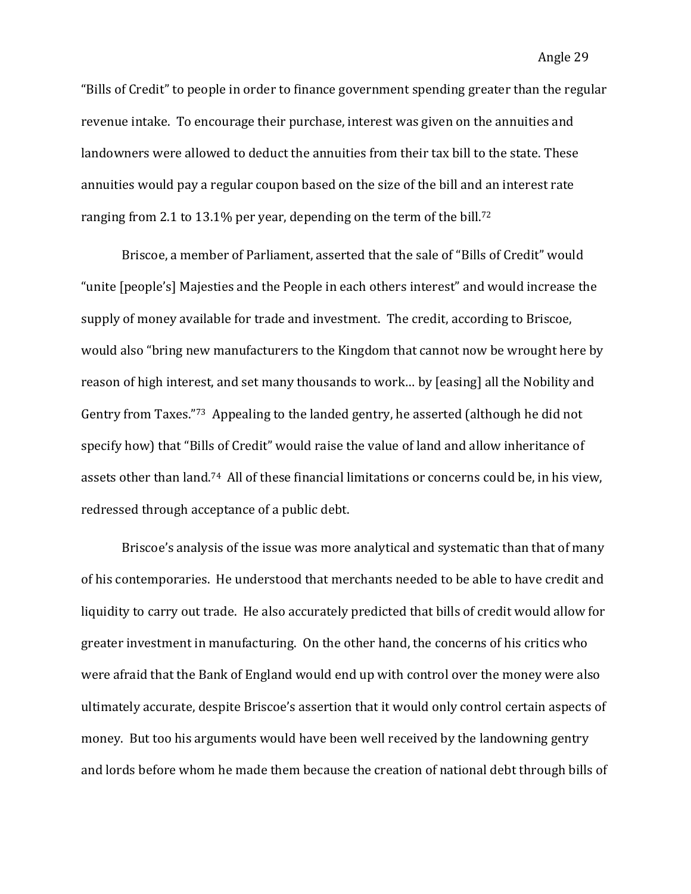"Bills of Credit" to people in order to finance government spending greater than the regular revenue intake. To encourage their purchase, interest was given on the annuities and landowners were allowed to deduct the annuities from their tax bill to the state. These annuities would pay a regular coupon based on the size of the bill and an interest rate ranging from 2.1 to 13.1% per year, depending on the term of the bill.[72]

Briscoe, a member of Parliament, asserted that the sale of "Bills of Credit" would "unite [people's] Majesties and the People in each others interest" and would increase the supply of money available for trade and investment. The credit, according to Briscoe, would also "bring new manufacturers to the Kingdom that cannot now be wrought here by reason of high interest, and set many thousands to work… by [easing] all the Nobility and Gentry from Taxes."[73] Appealing to the landed gentry, he asserted (although he did not specify how) that "Bills of Credit" would raise the value of land and allow inheritance of assets other than land.[74] All of these financial limitations or concerns could be, in his view, redressed through acceptance of a public debt.

Briscoe's analysis of the issue was more analytical and systematic than that of many of his contemporaries. He understood that merchants needed to be able to have credit and liquidity to carry out trade. He also accurately predicted that bills of credit would allow for greater investment in manufacturing. On the other hand, the concerns of his critics who were afraid that the Bank of England would end up with control over the money were also ultimately accurate, despite Briscoe's assertion that it would only control certain aspects of money. But too his arguments would have been well received by the landowning gentry and lords before whom he made them because the creation of national debt through bills of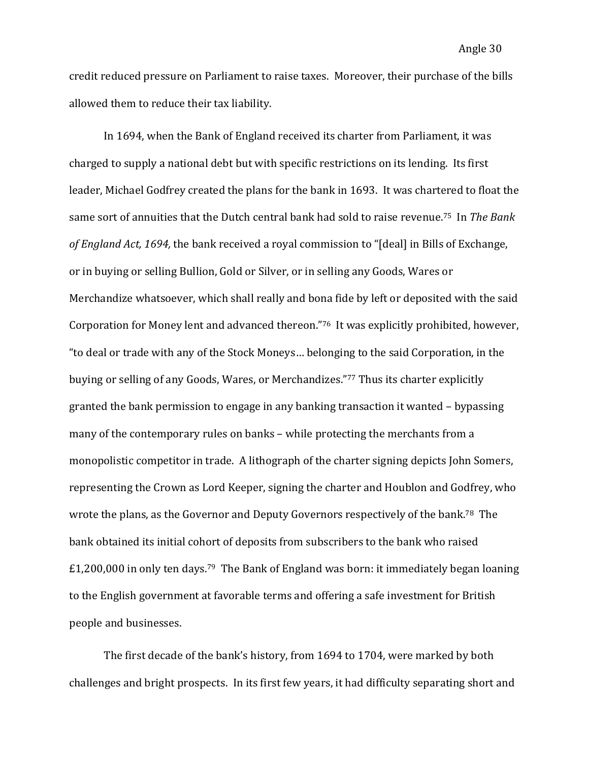credit reduced pressure on Parliament to raise taxes. Moreover, their purchase of the bills allowed them to reduce their tax liability.

In 1694, when the Bank of England received its charter from Parliament, it was charged to supply a national debt but with specific restrictions on its lending. Its first leader, Michael Godfrey created the plans for the bank in 1693. It was chartered to float the same sort of annuities that the Dutch central bank had sold to raise revenue.[75] In *The Bank of England Act, 1694,* the bank received a royal commission to "[deal] in Bills of Exchange, or in buying or selling Bullion, Gold or Silver, or in selling any Goods, Wares or Merchandize whatsoever, which shall really and bona fide by left or deposited with the said Corporation for Money lent and advanced thereon."[76] It was explicitly prohibited, however, "to deal or trade with any of the Stock Moneys… belonging to the said Corporation, in the buying or selling of any Goods, Wares, or Merchandizes."[77] Thus its charter explicitly granted the bank permission to engage in any banking transaction it wanted – bypassing many of the contemporary rules on banks – while protecting the merchants from a monopolistic competitor in trade. A lithograph of the charter signing depicts John Somers, representing the Crown as Lord Keeper, signing the charter and Houblon and Godfrey, who wrote the plans, as the Governor and Deputy Governors respectively of the bank.[78] The bank obtained its initial cohort of deposits from subscribers to the bank who raised £1,200,000 in only ten days.[79] The Bank of England was born: it immediately began loaning to the English government at favorable terms and offering a safe investment for British people and businesses.

The first decade of the bank's history, from 1694 to 1704, were marked by both challenges and bright prospects. In its first few years, it had difficulty separating short and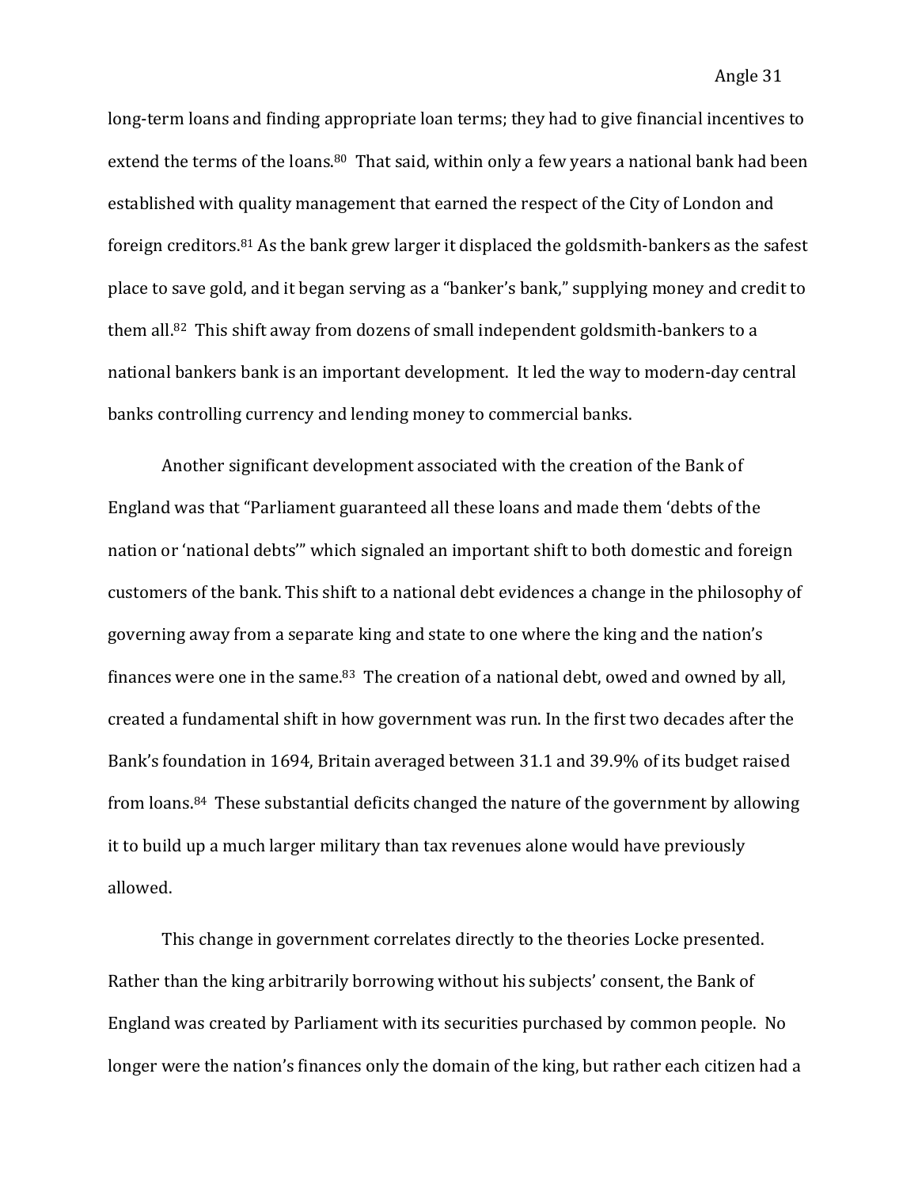long-term loans and finding appropriate loan terms; they had to give financial incentives to extend the terms of the loans.[80] That said, within only a few years a national bank had been established with quality management that earned the respect of the City of London and foreign creditors.[81] As the bank grew larger it displaced the goldsmith-bankers as the safest place to save gold, and it began serving as a "banker's bank," supplying money and credit to them all.[82] This shift away from dozens of small independent goldsmith-bankers to a national bankers bank is an important development. It led the way to modern-day central banks controlling currency and lending money to commercial banks.

Another significant development associated with the creation of the Bank of England was that "Parliament guaranteed all these loans and made them 'debts of the nation or 'national debts'" which signaled an important shift to both domestic and foreign customers of the bank. This shift to a national debt evidences a change in the philosophy of governing away from a separate king and state to one where the king and the nation's finances were one in the same.[83] The creation of a national debt, owed and owned by all, created a fundamental shift in how government was run. In the first two decades after the Bank's foundation in 1694, Britain averaged between 31.1 and 39.9% of its budget raised from loans.[84] These substantial deficits changed the nature of the government by allowing it to build up a much larger military than tax revenues alone would have previously allowed.

This change in government correlates directly to the theories Locke presented. Rather than the king arbitrarily borrowing without his subjects' consent, the Bank of England was created by Parliament with its securities purchased by common people. No longer were the nation's finances only the domain of the king, but rather each citizen had a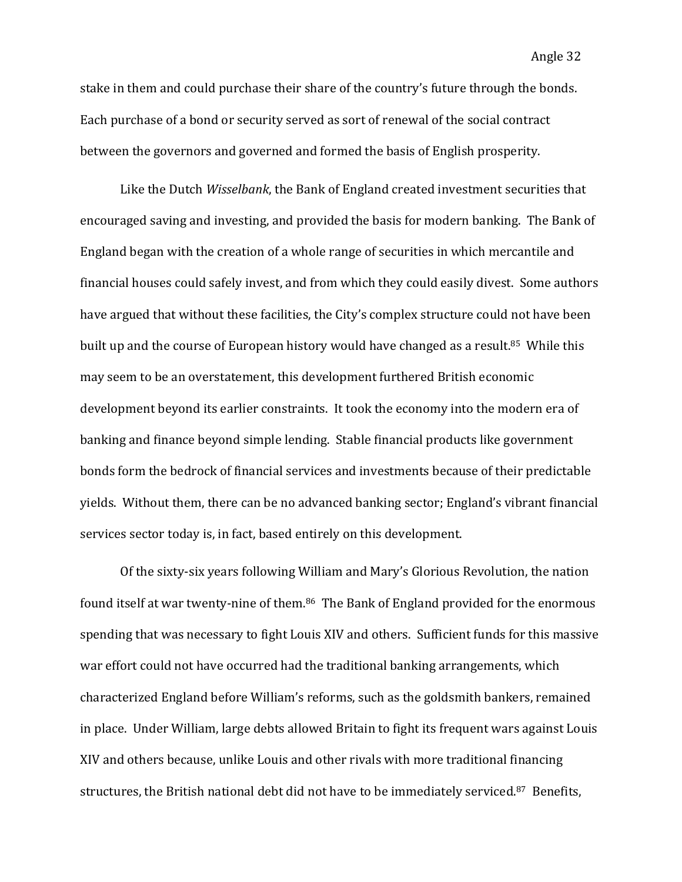stake in them and could purchase their share of the country's future through the bonds. Each purchase of a bond or security served as sort of renewal of the social contract between the governors and governed and formed the basis of English prosperity.

Like the Dutch *Wisselbank*, the Bank of England created investment securities that encouraged saving and investing, and provided the basis for modern banking. The Bank of England began with the creation of a whole range of securities in which mercantile and financial houses could safely invest, and from which they could easily divest. Some authors have argued that without these facilities, the City's complex structure could not have been built up and the course of European history would have changed as a result.[85] While this may seem to be an overstatement, this development furthered British economic development beyond its earlier constraints. It took the economy into the modern era of banking and finance beyond simple lending. Stable financial products like government bonds form the bedrock of financial services and investments because of their predictable yields. Without them, there can be no advanced banking sector; England's vibrant financial services sector today is, in fact, based entirely on this development.

Of the sixty-six years following William and Mary's Glorious Revolution, the nation found itself at war twenty-nine of them.[86] The Bank of England provided for the enormous spending that was necessary to fight Louis XIV and others. Sufficient funds for this massive war effort could not have occurred had the traditional banking arrangements, which characterized England before William's reforms, such as the goldsmith bankers, remained in place. Under William, large debts allowed Britain to fight its frequent wars against Louis XIV and others because, unlike Louis and other rivals with more traditional financing structures, the British national debt did not have to be immediately serviced.[87] Benefits,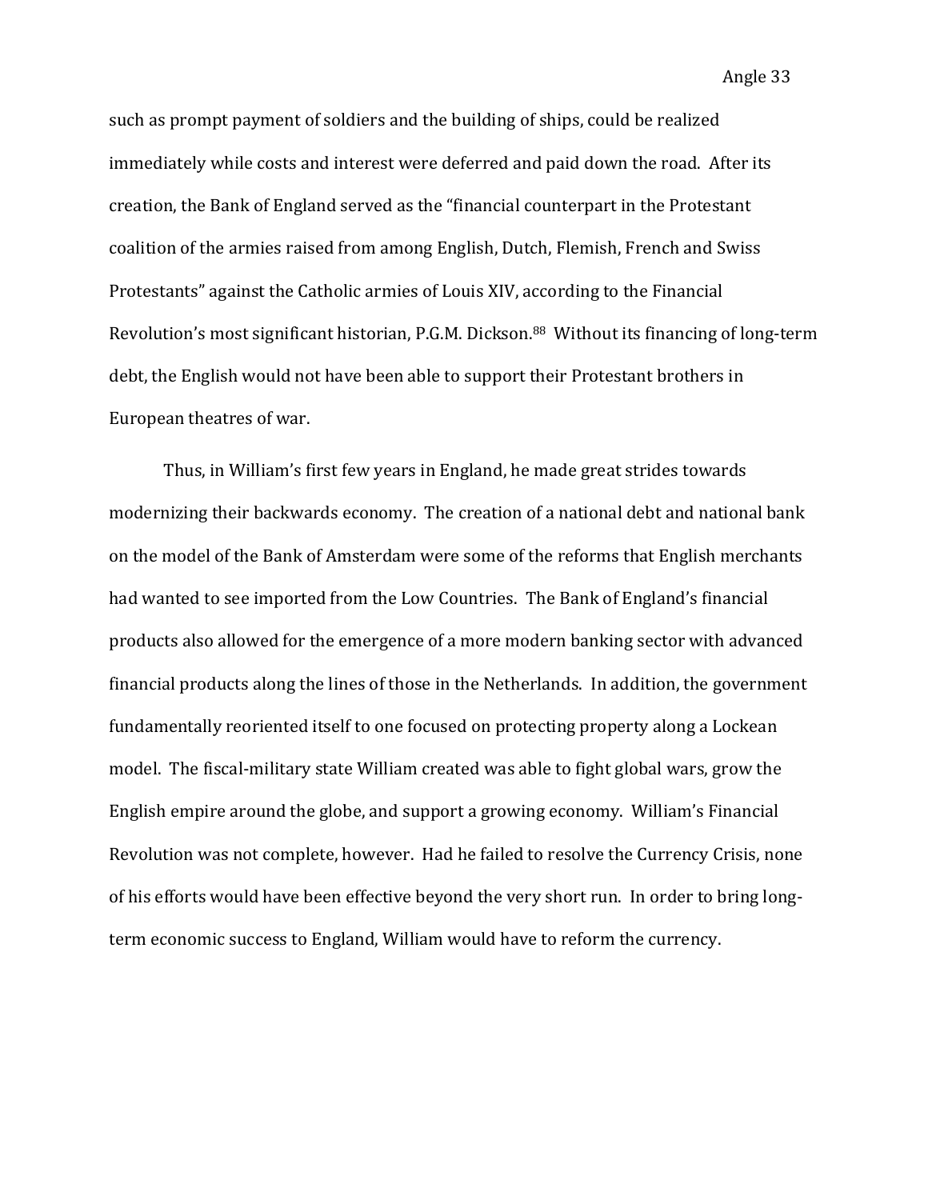such as prompt payment of soldiers and the building of ships, could be realized immediately while costs and interest were deferred and paid down the road. After its creation, the Bank of England served as the "financial counterpart in the Protestant coalition of the armies raised from among English, Dutch, Flemish, French and Swiss Protestants" against the Catholic armies of Louis XIV, according to the Financial Revolution's most significant historian, P.G.M. Dickson.[88] Without its financing of long-term debt, the English would not have been able to support their Protestant brothers in European theatres of war.

Thus, in William's first few years in England, he made great strides towards modernizing their backwards economy. The creation of a national debt and national bank on the model of the Bank of Amsterdam were some of the reforms that English merchants had wanted to see imported from the Low Countries. The Bank of England's financial products also allowed for the emergence of a more modern banking sector with advanced financial products along the lines of those in the Netherlands. In addition, the government fundamentally reoriented itself to one focused on protecting property along a Lockean model. The fiscal-military state William created was able to fight global wars, grow the English empire around the globe, and support a growing economy. William's Financial Revolution was not complete, however. Had he failed to resolve the Currency Crisis, none of his efforts would have been effective beyond the very short run. In order to bring long-term economic success to England, William would have to reform the currency.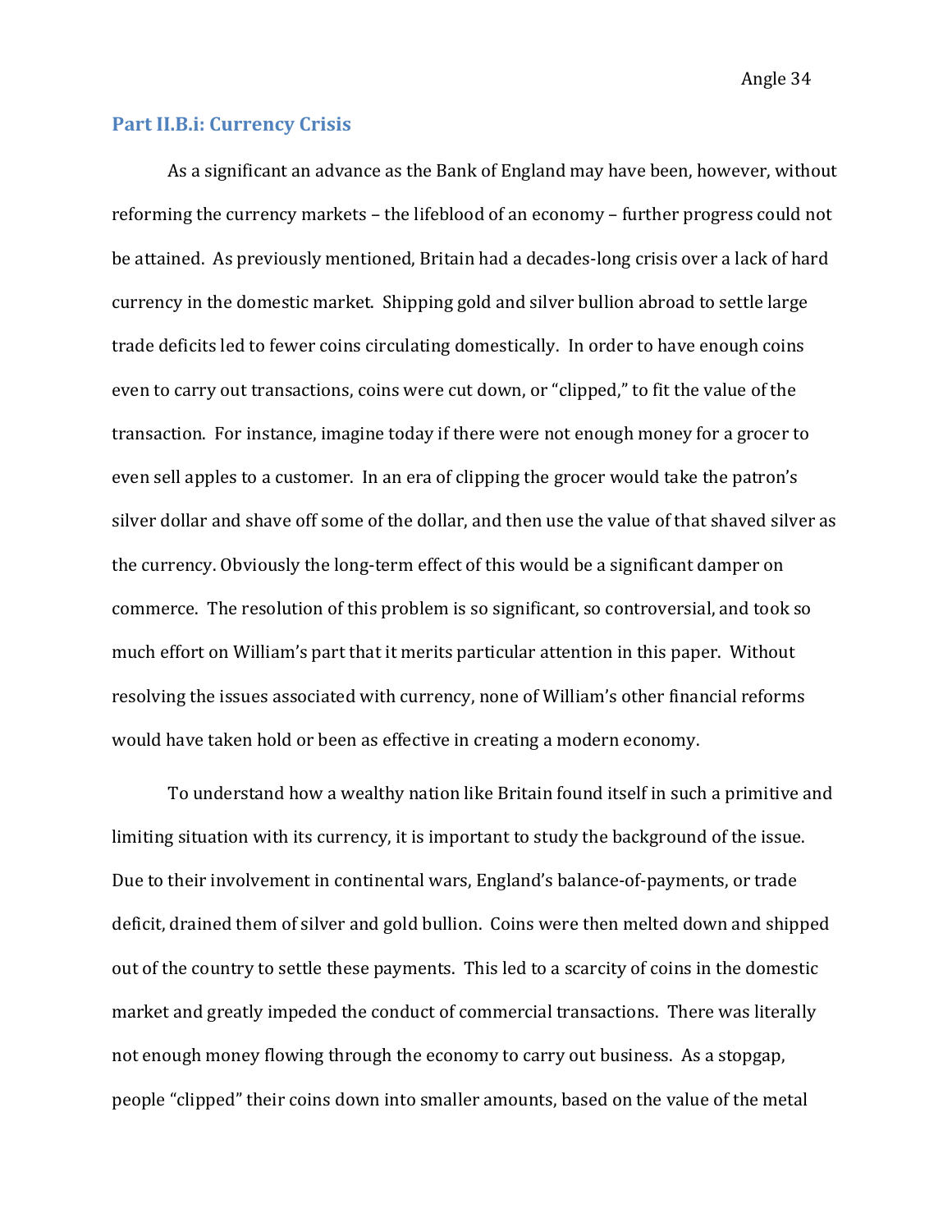### Part II.B.i: Currency Crisis

As a significant an advance as the Bank of England may have been, however, without reforming the currency markets – the lifeblood of an economy – further progress could not be attained. As previously mentioned, Britain had a decades-long crisis over a lack of hard currency in the domestic market. Shipping gold and silver bullion abroad to settle large trade deficits led to fewer coins circulating domestically. In order to have enough coins even to carry out transactions, coins were cut down, or "clipped," to fit the value of the transaction. For instance, imagine today if there were not enough money for a grocer to even sell apples to a customer. In an era of clipping the grocer would take the patron's silver dollar and shave off some of the dollar, and then use the value of that shaved silver as the currency. Obviously the long-term effect of this would be a significant damper on commerce. The resolution of this problem is so significant, so controversial, and took so much effort on William's part that it merits particular attention in this paper. Without resolving the issues associated with currency, none of William's other financial reforms would have taken hold or been as effective in creating a modern economy.

To understand how a wealthy nation like Britain found itself in such a primitive and limiting situation with its currency, it is important to study the background of the issue. Due to their involvement in continental wars, England's balance-of-payments, or trade deficit, drained them of silver and gold bullion. Coins were then melted down and shipped out of the country to settle these payments. This led to a scarcity of coins in the domestic market and greatly impeded the conduct of commercial transactions. There was literally not enough money flowing through the economy to carry out business. As a stopgap, people "clipped" their coins down into smaller amounts, based on the value of the metal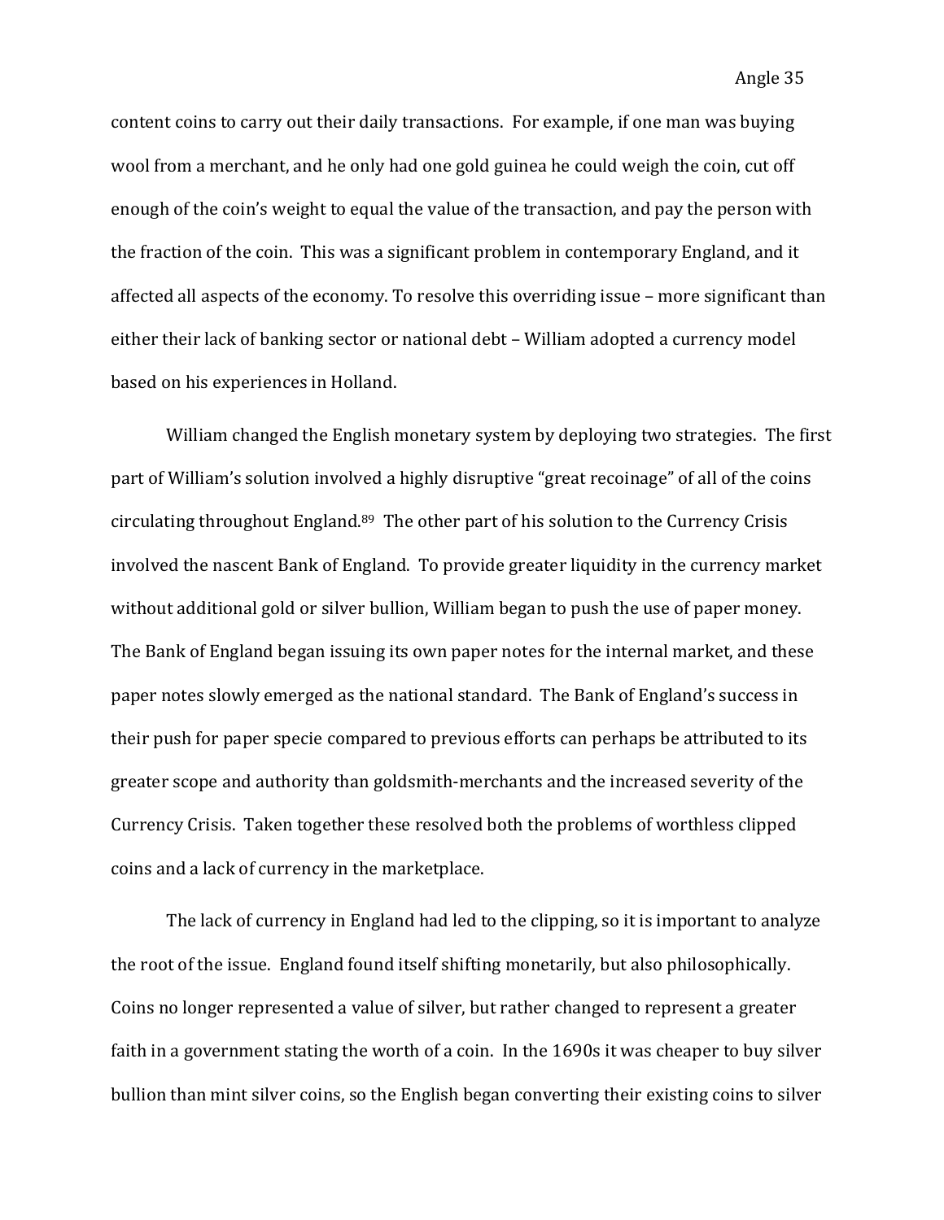content coins to carry out their daily transactions. For example, if one man was buying wool from a merchant, and he only had one gold guinea he could weigh the coin, cut off enough of the coin's weight to equal the value of the transaction, and pay the person with the fraction of the coin. This was a significant problem in contemporary England, and it affected all aspects of the economy. To resolve this overriding issue – more significant than either their lack of banking sector or national debt – William adopted a currency model based on his experiences in Holland.

William changed the English monetary system by deploying two strategies. The first part of William's solution involved a highly disruptive "great recoinage" of all of the coins circulating throughout England.[89] The other part of his solution to the Currency Crisis involved the nascent Bank of England. To provide greater liquidity in the currency market without additional gold or silver bullion, William began to push the use of paper money. The Bank of England began issuing its own paper notes for the internal market, and these paper notes slowly emerged as the national standard. The Bank of England's success in their push for paper specie compared to previous efforts can perhaps be attributed to its greater scope and authority than goldsmith-merchants and the increased severity of the Currency Crisis. Taken together these resolved both the problems of worthless clipped coins and a lack of currency in the marketplace.

The lack of currency in England had led to the clipping, so it is important to analyze the root of the issue. England found itself shifting monetarily, but also philosophically. Coins no longer represented a value of silver, but rather changed to represent a greater faith in a government stating the worth of a coin. In the 1690s it was cheaper to buy silver bullion than mint silver coins, so the English began converting their existing coins to silver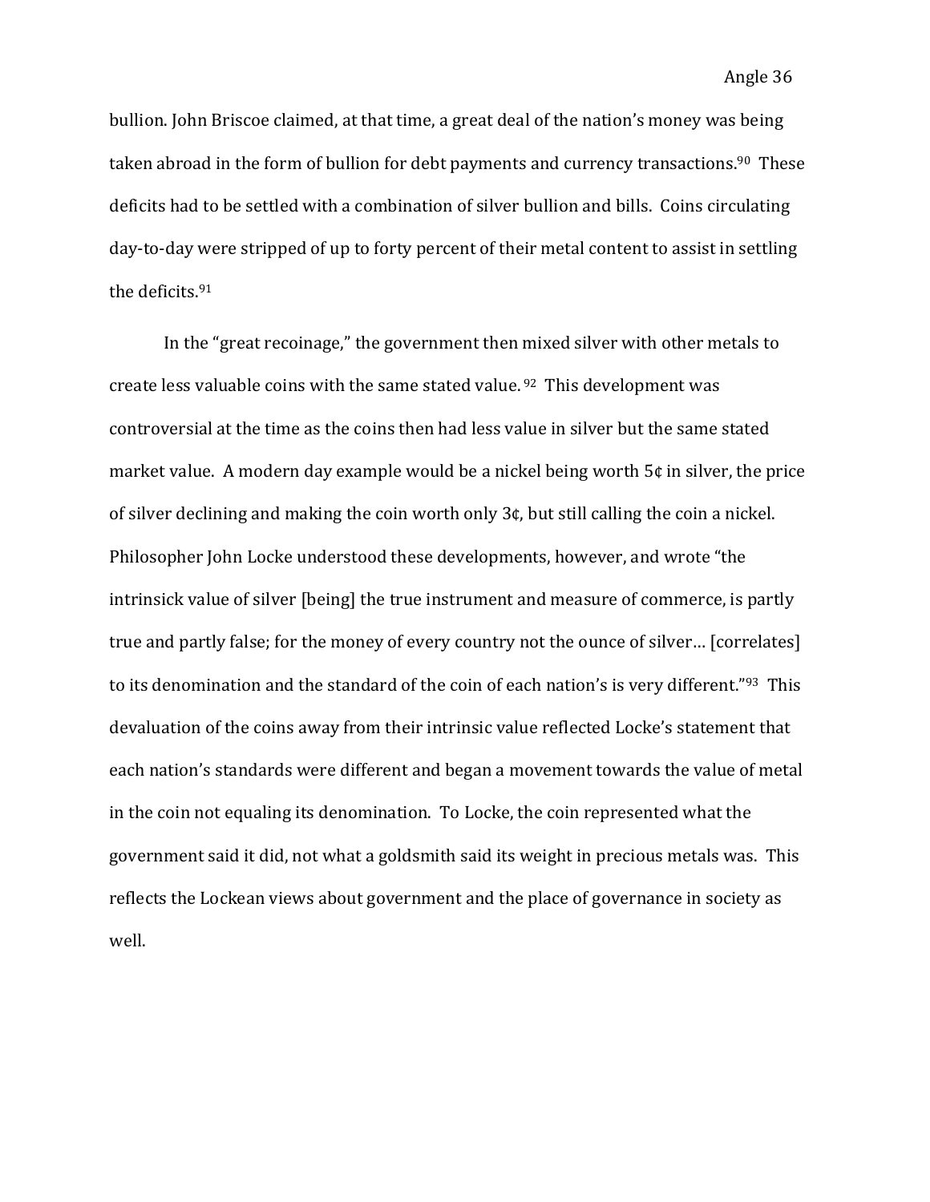bullion. John Briscoe claimed, at that time, a great deal of the nation's money was being taken abroad in the form of bullion for debt payments and currency transactions.[90] These deficits had to be settled with a combination of silver bullion and bills. Coins circulating day-to-day were stripped of up to forty percent of their metal content to assist in settling the deficits.[91]

In the "great recoinage," the government then mixed silver with other metals to create less valuable coins with the same stated value.[92] This development was controversial at the time as the coins then had less value in silver but the same stated market value. A modern day example would be a nickel being worth 5¢ in silver, the price of silver declining and making the coin worth only 3¢, but still calling the coin a nickel. Philosopher John Locke understood these developments, however, and wrote "the intrinsick value of silver [being] the true instrument and measure of commerce, is partly true and partly false; for the money of every country not the ounce of silver… [correlates] to its denomination and the standard of the coin of each nation's is very different."[93] This devaluation of the coins away from their intrinsic value reflected Locke's statement that each nation's standards were different and began a movement towards the value of metal in the coin not equaling its denomination. To Locke, the coin represented what the government said it did, not what a goldsmith said its weight in precious metals was. This reflects the Lockean views about government and the place of governance in society as well.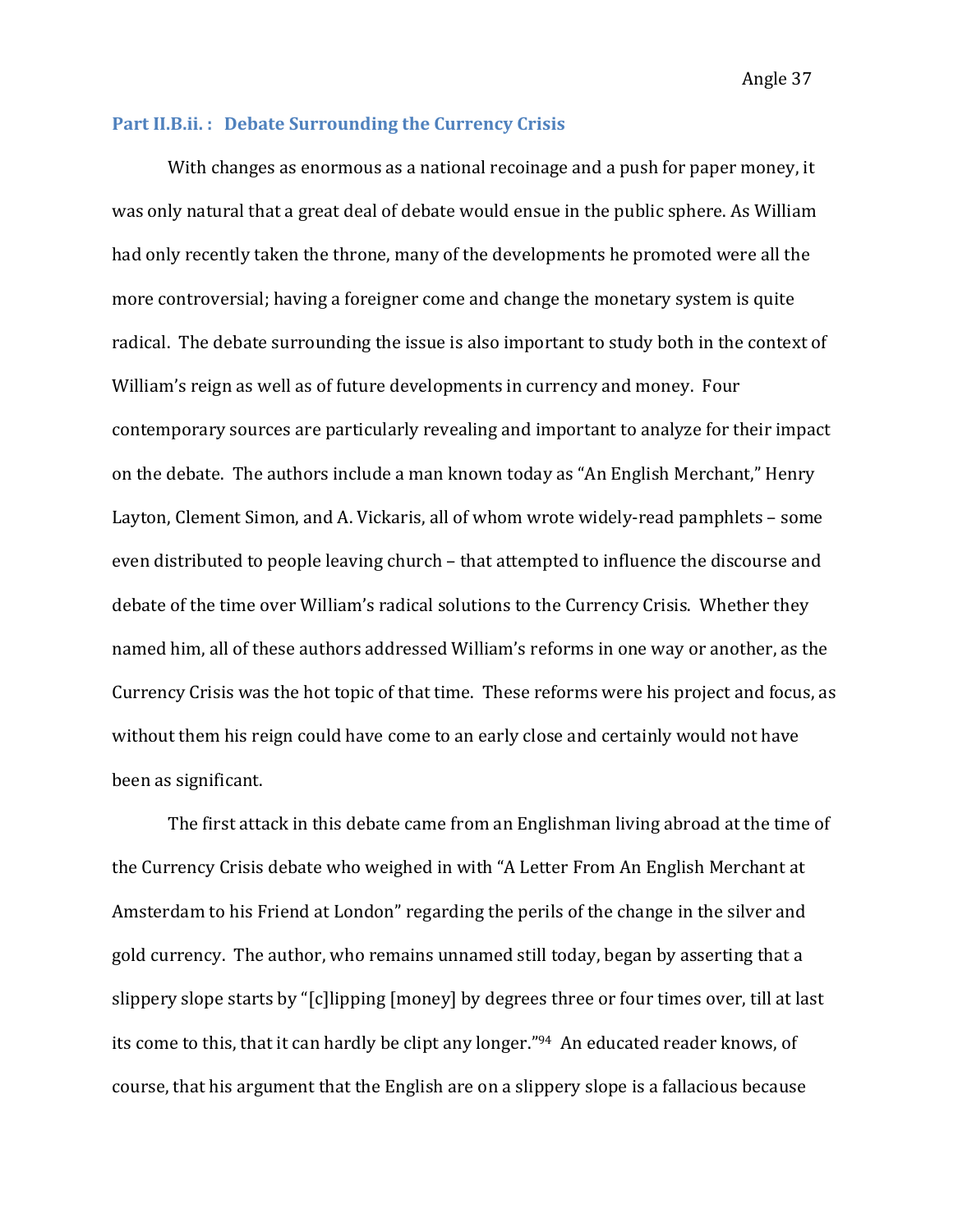### Part II.B.ii. : Debate Surrounding the Currency Crisis

With changes as enormous as a national recoinage and a push for paper money, it was only natural that a great deal of debate would ensue in the public sphere. As William had only recently taken the throne, many of the developments he promoted were all the more controversial; having a foreigner come and change the monetary system is quite radical. The debate surrounding the issue is also important to study both in the context of William's reign as well as of future developments in currency and money. Four contemporary sources are particularly revealing and important to analyze for their impact on the debate. The authors include a man known today as "An English Merchant," Henry Layton, Clement Simon, and A. Vickaris, all of whom wrote widely-read pamphlets – some even distributed to people leaving church – that attempted to influence the discourse and debate of the time over William's radical solutions to the Currency Crisis. Whether they named him, all of these authors addressed William's reforms in one way or another, as the Currency Crisis was the hot topic of that time. These reforms were his project and focus, as without them his reign could have come to an early close and certainly would not have been as significant.

The first attack in this debate came from an Englishman living abroad at the time of the Currency Crisis debate who weighed in with "A Letter From An English Merchant at Amsterdam to his Friend at London" regarding the perils of the change in the silver and gold currency. The author, who remains unnamed still today, began by asserting that a slippery slope starts by "[c]lipping [money] by degrees three or four times over, till at last its come to this, that it can hardly be clipt any longer."[94] An educated reader knows, of course, that his argument that the English are on a slippery slope is a fallacious because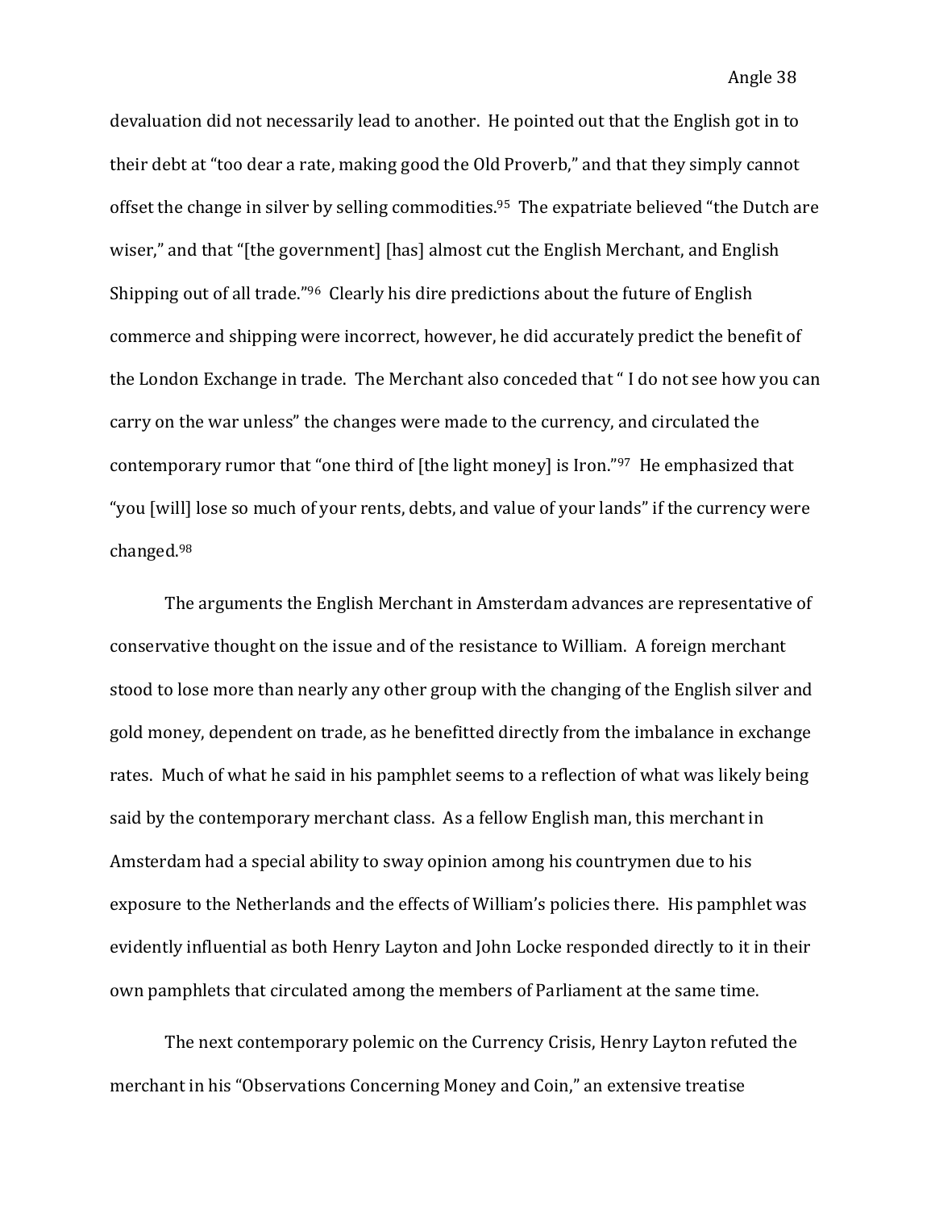devaluation did not necessarily lead to another. He pointed out that the English got in to their debt at "too dear a rate, making good the Old Proverb," and that they simply cannot offset the change in silver by selling commodities.[95] The expatriate believed "the Dutch are wiser," and that "[the government] [has] almost cut the English Merchant, and English Shipping out of all trade."[96] Clearly his dire predictions about the future of English commerce and shipping were incorrect, however, he did accurately predict the benefit of the London Exchange in trade. The Merchant also conceded that " I do not see how you can carry on the war unless" the changes were made to the currency, and circulated the contemporary rumor that "one third of [the light money] is Iron."[97] He emphasized that "you [will] lose so much of your rents, debts, and value of your lands" if the currency were changed.[98]

The arguments the English Merchant in Amsterdam advances are representative of conservative thought on the issue and of the resistance to William. A foreign merchant stood to lose more than nearly any other group with the changing of the English silver and gold money, dependent on trade, as he benefitted directly from the imbalance in exchange rates. Much of what he said in his pamphlet seems to a reflection of what was likely being said by the contemporary merchant class. As a fellow English man, this merchant in Amsterdam had a special ability to sway opinion among his countrymen due to his exposure to the Netherlands and the effects of William's policies there. His pamphlet was evidently influential as both Henry Layton and John Locke responded directly to it in their own pamphlets that circulated among the members of Parliament at the same time.

The next contemporary polemic on the Currency Crisis, Henry Layton refuted the merchant in his "Observations Concerning Money and Coin," an extensive treatise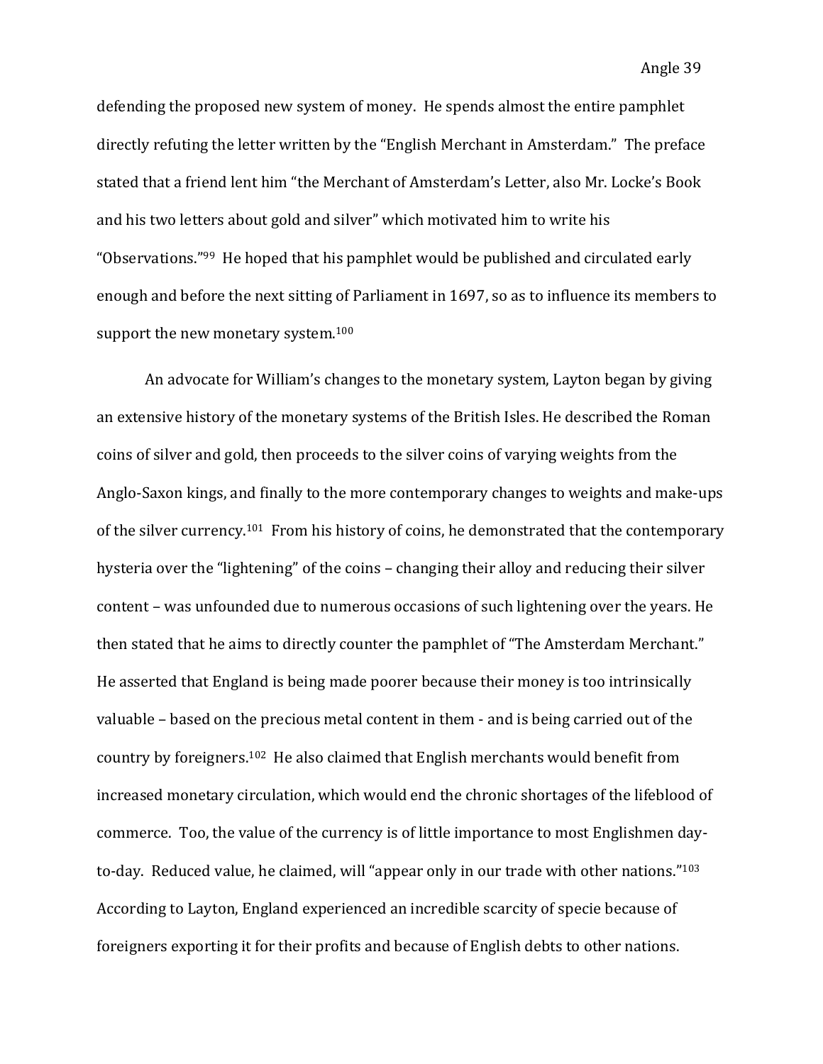defending the proposed new system of money. He spends almost the entire pamphlet directly refuting the letter written by the "English Merchant in Amsterdam." The preface stated that a friend lent him "the Merchant of Amsterdam's Letter, also Mr. Locke's Book and his two letters about gold and silver" which motivated him to write his "Observations."[99] He hoped that his pamphlet would be published and circulated early enough and before the next sitting of Parliament in 1697, so as to influence its members to support the new monetary system.[100]

An advocate for William's changes to the monetary system, Layton began by giving an extensive history of the monetary systems of the British Isles. He described the Roman coins of silver and gold, then proceeds to the silver coins of varying weights from the Anglo-Saxon kings, and finally to the more contemporary changes to weights and make-ups of the silver currency.[101] From his history of coins, he demonstrated that the contemporary hysteria over the "lightening" of the coins – changing their alloy and reducing their silver content – was unfounded due to numerous occasions of such lightening over the years. He then stated that he aims to directly counter the pamphlet of "The Amsterdam Merchant." He asserted that England is being made poorer because their money is too intrinsically valuable – based on the precious metal content in them - and is being carried out of the country by foreigners.[102] He also claimed that English merchants would benefit from increased monetary circulation, which would end the chronic shortages of the lifeblood of commerce. Too, the value of the currency is of little importance to most Englishmen day-to-day. Reduced value, he claimed, will "appear only in our trade with other nations."[103] According to Layton, England experienced an incredible scarcity of specie because of foreigners exporting it for their profits and because of English debts to other nations.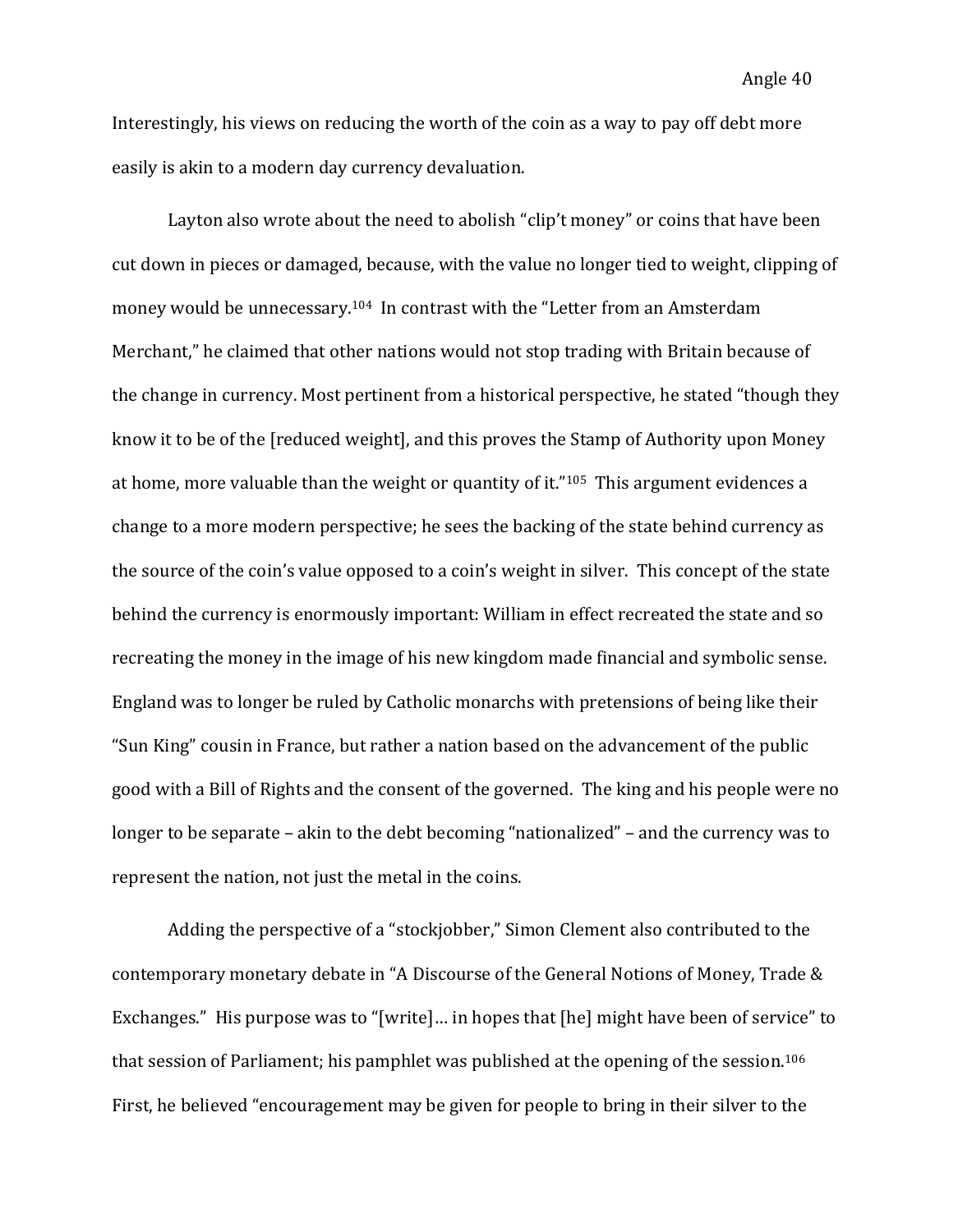Interestingly, his views on reducing the worth of the coin as a way to pay off debt more easily is akin to a modern day currency devaluation.

Layton also wrote about the need to abolish "clip't money" or coins that have been cut down in pieces or damaged, because, with the value no longer tied to weight, clipping of money would be unnecessary.[104] In contrast with the "Letter from an Amsterdam Merchant," he claimed that other nations would not stop trading with Britain because of the change in currency. Most pertinent from a historical perspective, he stated "though they know it to be of the [reduced weight], and this proves the Stamp of Authority upon Money at home, more valuable than the weight or quantity of it."[105] This argument evidences a change to a more modern perspective; he sees the backing of the state behind currency as the source of the coin's value opposed to a coin's weight in silver. This concept of the state behind the currency is enormously important: William in effect recreated the state and so recreating the money in the image of his new kingdom made financial and symbolic sense. England was to longer be ruled by Catholic monarchs with pretensions of being like their "Sun King" cousin in France, but rather a nation based on the advancement of the public good with a Bill of Rights and the consent of the governed. The king and his people were no longer to be separate – akin to the debt becoming "nationalized" – and the currency was to represent the nation, not just the metal in the coins.

Adding the perspective of a "stockjobber," Simon Clement also contributed to the contemporary monetary debate in "A Discourse of the General Notions of Money, Trade & Exchanges." His purpose was to "[write]… in hopes that [he] might have been of service" to that session of Parliament; his pamphlet was published at the opening of the session.[106] First, he believed "encouragement may be given for people to bring in their silver to the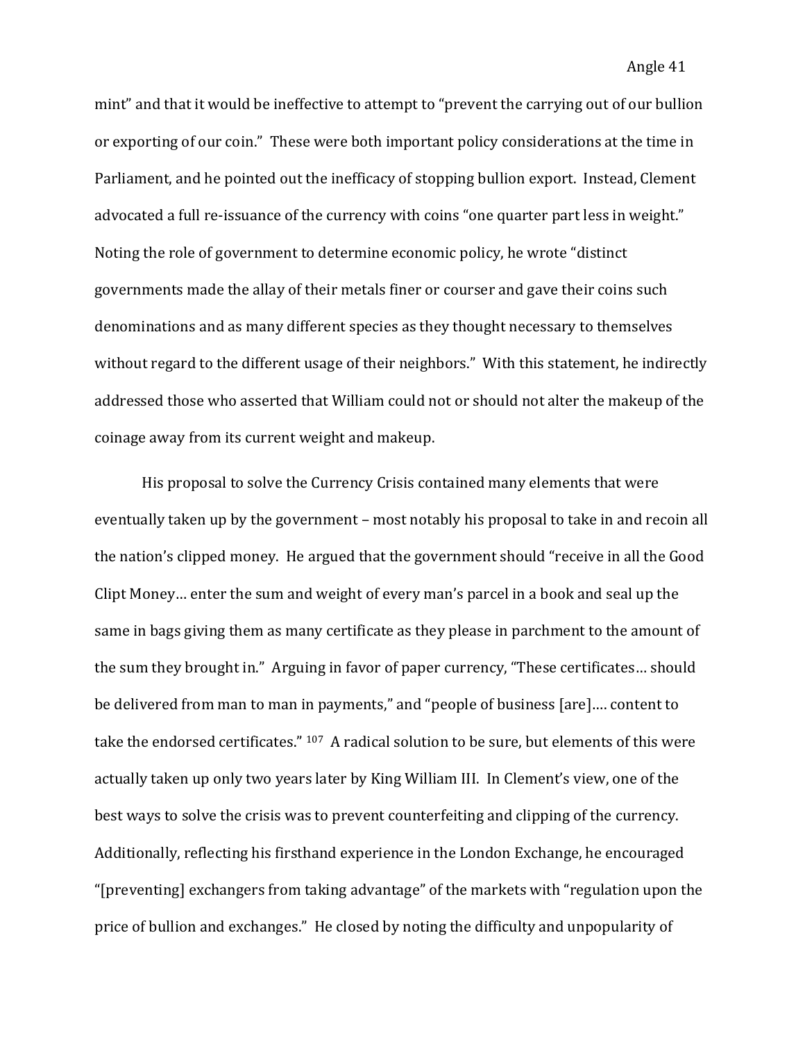mint" and that it would be ineffective to attempt to "prevent the carrying out of our bullion or exporting of our coin." These were both important policy considerations at the time in Parliament, and he pointed out the inefficacy of stopping bullion export. Instead, Clement advocated a full re-issuance of the currency with coins "one quarter part less in weight." Noting the role of government to determine economic policy, he wrote "distinct governments made the allay of their metals finer or courser and gave their coins such denominations and as many different species as they thought necessary to themselves without regard to the different usage of their neighbors." With this statement, he indirectly addressed those who asserted that William could not or should not alter the makeup of the coinage away from its current weight and makeup.

His proposal to solve the Currency Crisis contained many elements that were eventually taken up by the government – most notably his proposal to take in and recoin all the nation's clipped money. He argued that the government should "receive in all the Good Clipt Money… enter the sum and weight of every man's parcel in a book and seal up the same in bags giving them as many certificate as they please in parchment to the amount of the sum they brought in." Arguing in favor of paper currency, "These certificates… should be delivered from man to man in payments," and "people of business [are]…. content to take the endorsed certificates." [107] A radical solution to be sure, but elements of this were actually taken up only two years later by King William III. In Clement's view, one of the best ways to solve the crisis was to prevent counterfeiting and clipping of the currency. Additionally, reflecting his firsthand experience in the London Exchange, he encouraged "[preventing] exchangers from taking advantage" of the markets with "regulation upon the price of bullion and exchanges." He closed by noting the difficulty and unpopularity of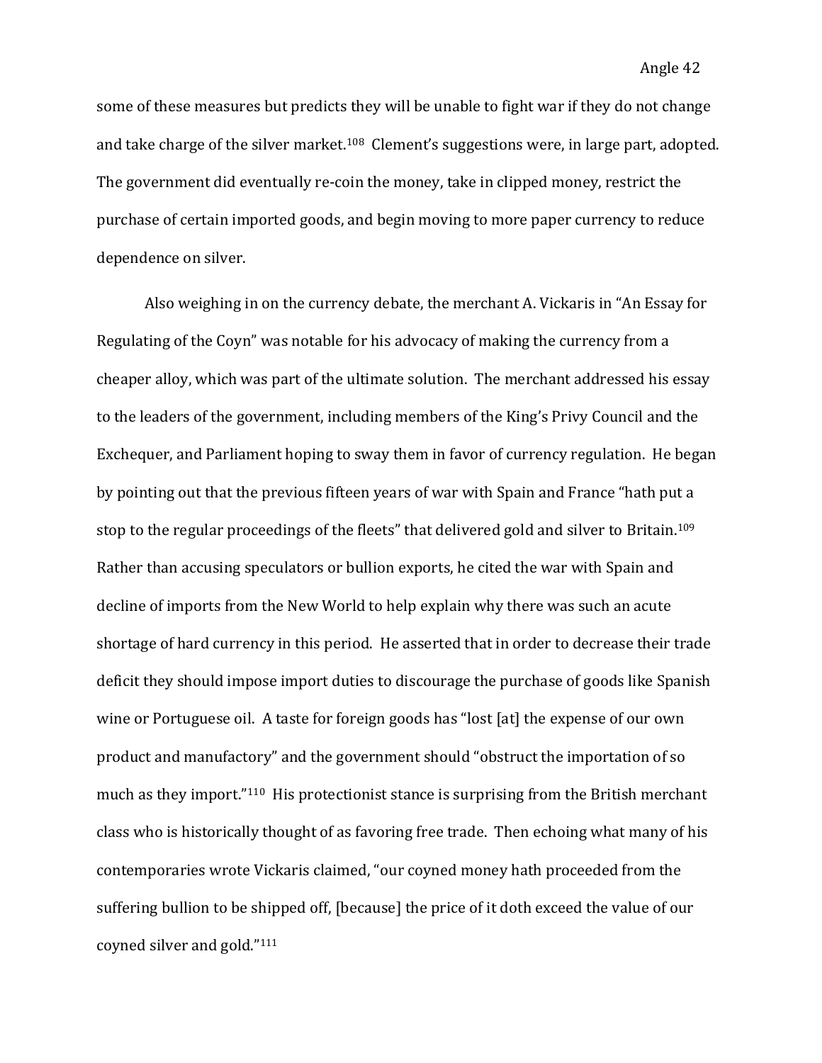some of these measures but predicts they will be unable to fight war if they do not change and take charge of the silver market.[108] Clement's suggestions were, in large part, adopted. The government did eventually re-coin the money, take in clipped money, restrict the purchase of certain imported goods, and begin moving to more paper currency to reduce dependence on silver.

Also weighing in on the currency debate, the merchant A. Vickaris in "An Essay for Regulating of the Coyn" was notable for his advocacy of making the currency from a cheaper alloy, which was part of the ultimate solution. The merchant addressed his essay to the leaders of the government, including members of the King's Privy Council and the Exchequer, and Parliament hoping to sway them in favor of currency regulation. He began by pointing out that the previous fifteen years of war with Spain and France "hath put a stop to the regular proceedings of the fleets" that delivered gold and silver to Britain.[109] Rather than accusing speculators or bullion exports, he cited the war with Spain and decline of imports from the New World to help explain why there was such an acute shortage of hard currency in this period. He asserted that in order to decrease their trade deficit they should impose import duties to discourage the purchase of goods like Spanish wine or Portuguese oil. A taste for foreign goods has "lost [at] the expense of our own product and manufactory" and the government should "obstruct the importation of so much as they import."[110] His protectionist stance is surprising from the British merchant class who is historically thought of as favoring free trade. Then echoing what many of his contemporaries wrote Vickaris claimed, "our coyned money hath proceeded from the suffering bullion to be shipped off, [because] the price of it doth exceed the value of our coyned silver and gold."[111]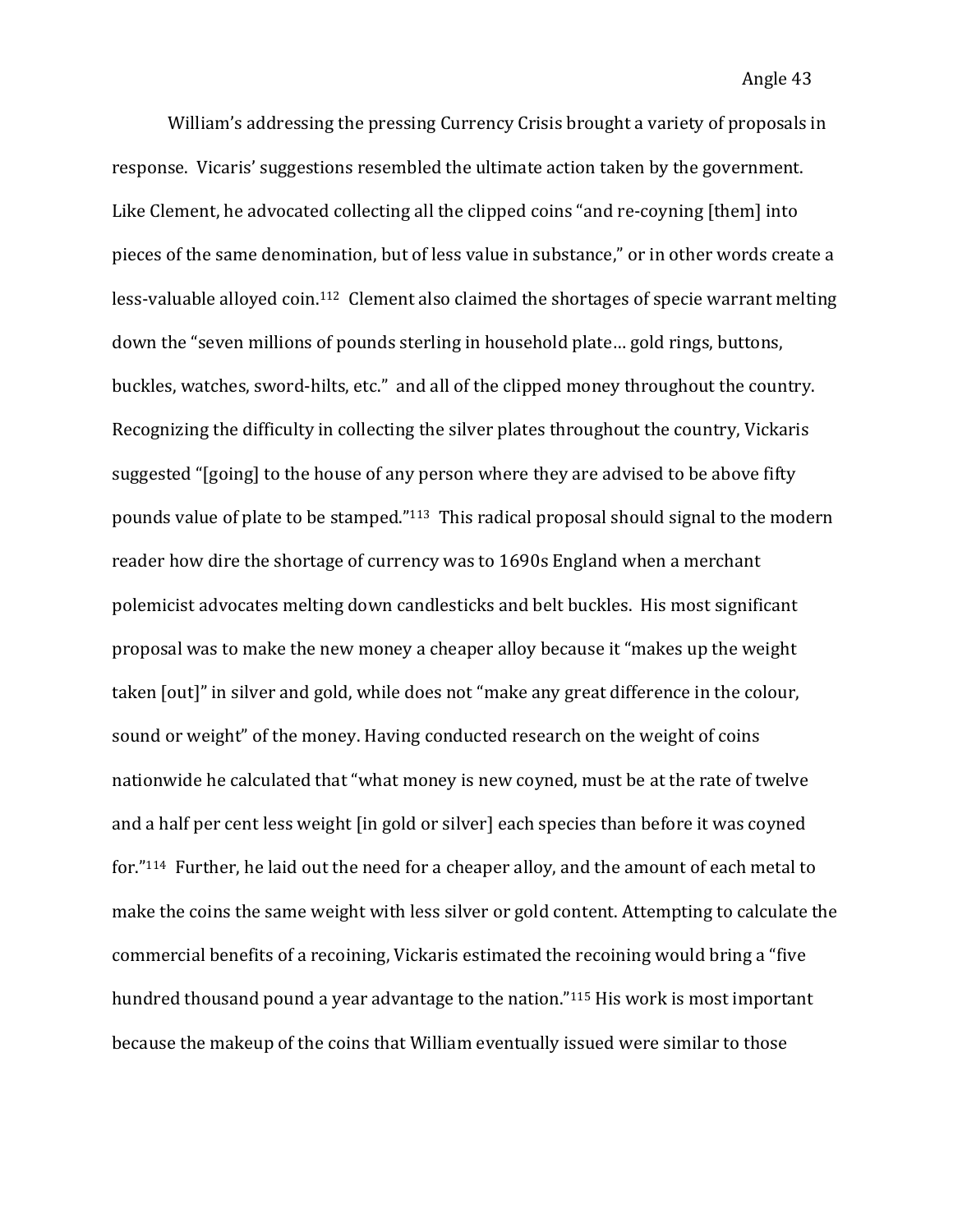William's addressing the pressing Currency Crisis brought a variety of proposals in response. Vicaris' suggestions resembled the ultimate action taken by the government. Like Clement, he advocated collecting all the clipped coins "and re-coyning [them] into pieces of the same denomination, but of less value in substance," or in other words create a less-valuable alloyed coin.[112] Clement also claimed the shortages of specie warrant melting down the "seven millions of pounds sterling in household plate… gold rings, buttons, buckles, watches, sword-hilts, etc." and all of the clipped money throughout the country. Recognizing the difficulty in collecting the silver plates throughout the country, Vickaris suggested "[going] to the house of any person where they are advised to be above fifty pounds value of plate to be stamped."[113] This radical proposal should signal to the modern reader how dire the shortage of currency was to 1690s England when a merchant polemicist advocates melting down candlesticks and belt buckles. His most significant proposal was to make the new money a cheaper alloy because it "makes up the weight taken [out]" in silver and gold, while does not "make any great difference in the colour, sound or weight" of the money. Having conducted research on the weight of coins nationwide he calculated that "what money is new coyned, must be at the rate of twelve and a half per cent less weight [in gold or silver] each species than before it was coyned for."[114] Further, he laid out the need for a cheaper alloy, and the amount of each metal to make the coins the same weight with less silver or gold content. Attempting to calculate the commercial benefits of a recoining, Vickaris estimated the recoining would bring a "five hundred thousand pound a year advantage to the nation."[115] His work is most important because the makeup of the coins that William eventually issued were similar to those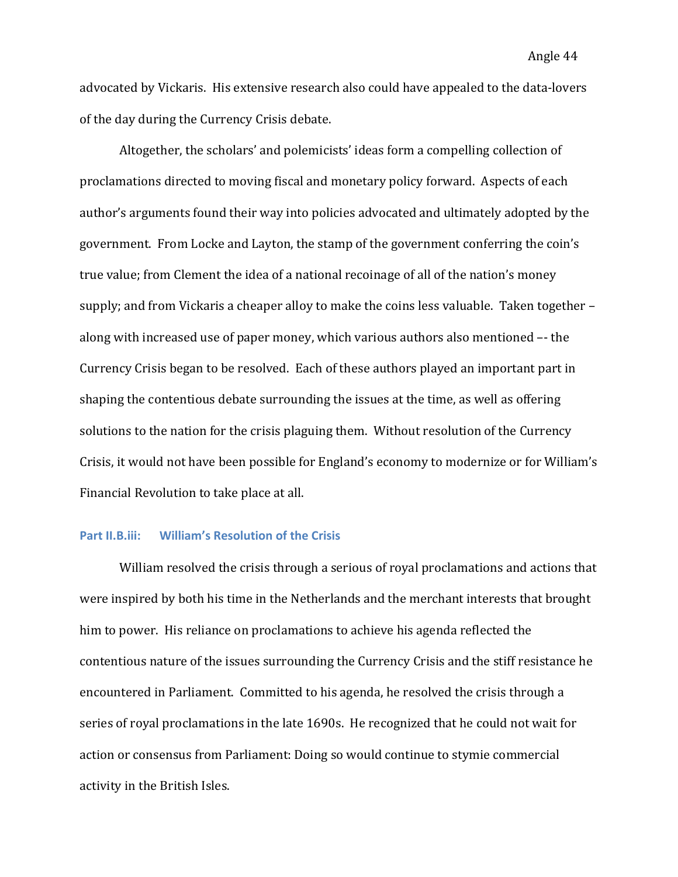advocated by Vickaris. His extensive research also could have appealed to the data-lovers of the day during the Currency Crisis debate.

Altogether, the scholars' and polemicists' ideas form a compelling collection of proclamations directed to moving fiscal and monetary policy forward. Aspects of each author's arguments found their way into policies advocated and ultimately adopted by the government. From Locke and Layton, the stamp of the government conferring the coin's true value; from Clement the idea of a national recoinage of all of the nation's money supply; and from Vickaris a cheaper alloy to make the coins less valuable. Taken together – along with increased use of paper money, which various authors also mentioned –- the Currency Crisis began to be resolved. Each of these authors played an important part in shaping the contentious debate surrounding the issues at the time, as well as offering solutions to the nation for the crisis plaguing them. Without resolution of the Currency Crisis, it would not have been possible for England's economy to modernize or for William's Financial Revolution to take place at all.

### Part II.B.iii: William's Resolution of the Crisis

William resolved the crisis through a serious of royal proclamations and actions that were inspired by both his time in the Netherlands and the merchant interests that brought him to power. His reliance on proclamations to achieve his agenda reflected the contentious nature of the issues surrounding the Currency Crisis and the stiff resistance he encountered in Parliament. Committed to his agenda, he resolved the crisis through a series of royal proclamations in the late 1690s. He recognized that he could not wait for action or consensus from Parliament: Doing so would continue to stymie commercial activity in the British Isles.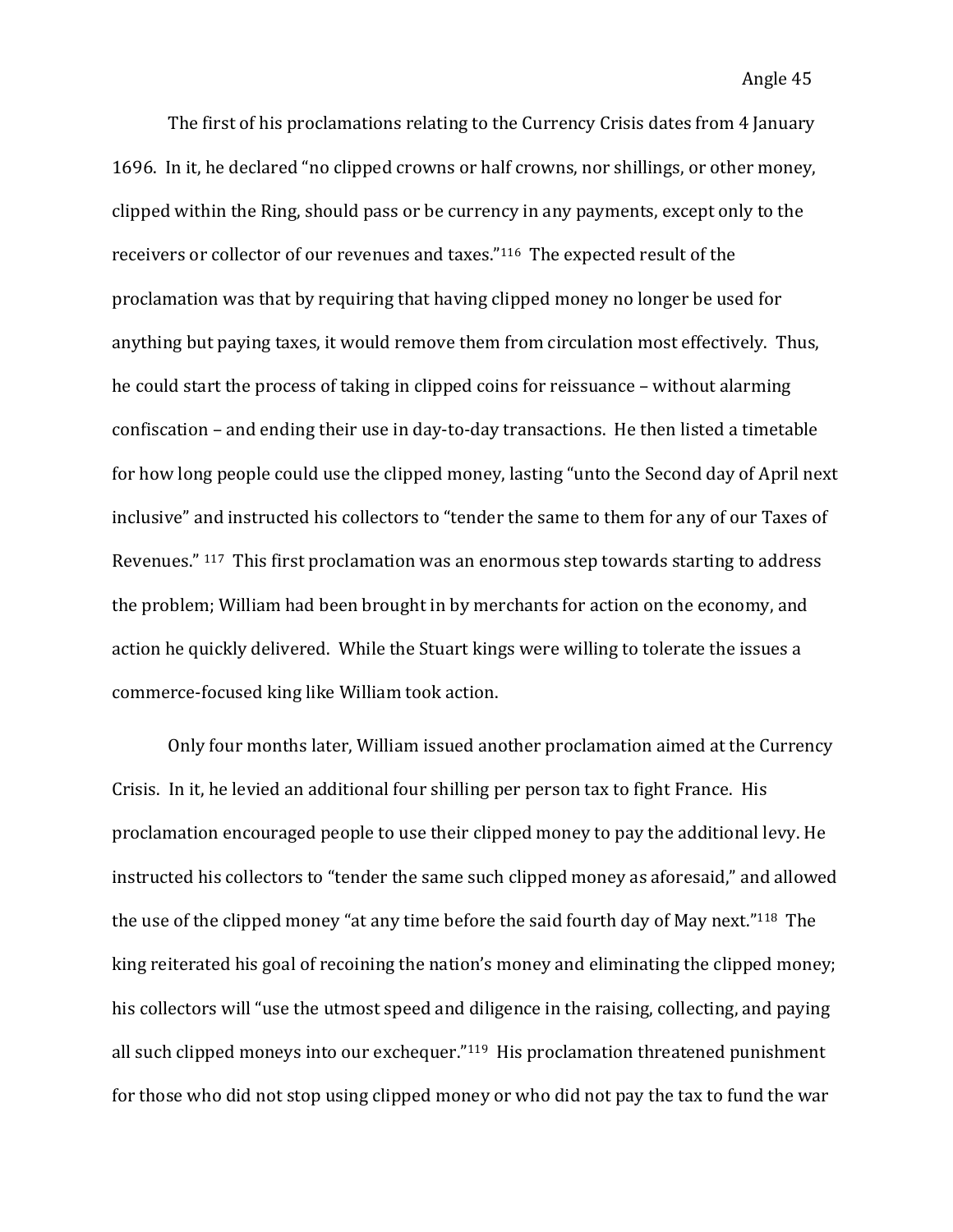The first of his proclamations relating to the Currency Crisis dates from 4 January 1696. In it, he declared "no clipped crowns or half crowns, nor shillings, or other money, clipped within the Ring, should pass or be currency in any payments, except only to the receivers or collector of our revenues and taxes."[116] The expected result of the proclamation was that by requiring that having clipped money no longer be used for anything but paying taxes, it would remove them from circulation most effectively. Thus, he could start the process of taking in clipped coins for reissuance – without alarming confiscation – and ending their use in day-to-day transactions. He then listed a timetable for how long people could use the clipped money, lasting "unto the Second day of April next inclusive" and instructed his collectors to "tender the same to them for any of our Taxes of Revenues." [117] This first proclamation was an enormous step towards starting to address the problem; William had been brought in by merchants for action on the economy, and action he quickly delivered. While the Stuart kings were willing to tolerate the issues a commerce-focused king like William took action.

Only four months later, William issued another proclamation aimed at the Currency Crisis. In it, he levied an additional four shilling per person tax to fight France. His proclamation encouraged people to use their clipped money to pay the additional levy. He instructed his collectors to "tender the same such clipped money as aforesaid," and allowed the use of the clipped money "at any time before the said fourth day of May next."[118] The king reiterated his goal of recoining the nation's money and eliminating the clipped money; his collectors will "use the utmost speed and diligence in the raising, collecting, and paying all such clipped moneys into our exchequer."[119] His proclamation threatened punishment for those who did not stop using clipped money or who did not pay the tax to fund the war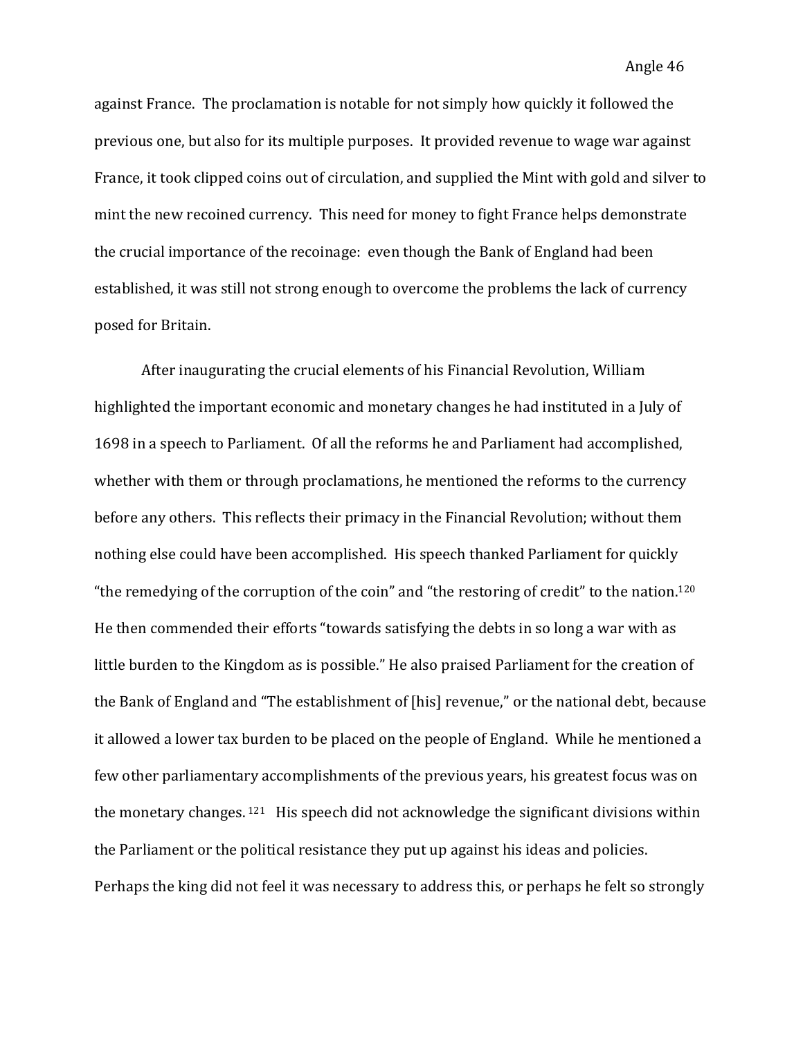against France. The proclamation is notable for not simply how quickly it followed the previous one, but also for its multiple purposes. It provided revenue to wage war against France, it took clipped coins out of circulation, and supplied the Mint with gold and silver to mint the new recoined currency. This need for money to fight France helps demonstrate the crucial importance of the recoinage: even though the Bank of England had been established, it was still not strong enough to overcome the problems the lack of currency posed for Britain.

After inaugurating the crucial elements of his Financial Revolution, William highlighted the important economic and monetary changes he had instituted in a July of 1698 in a speech to Parliament. Of all the reforms he and Parliament had accomplished, whether with them or through proclamations, he mentioned the reforms to the currency before any others. This reflects their primacy in the Financial Revolution; without them nothing else could have been accomplished. His speech thanked Parliament for quickly "the remedying of the corruption of the coin" and "the restoring of credit" to the nation.[120] He then commended their efforts "towards satisfying the debts in so long a war with as little burden to the Kingdom as is possible." He also praised Parliament for the creation of the Bank of England and "The establishment of [his] revenue," or the national debt, because it allowed a lower tax burden to be placed on the people of England. While he mentioned a few other parliamentary accomplishments of the previous years, his greatest focus was on the monetary changes.[121] His speech did not acknowledge the significant divisions within the Parliament or the political resistance they put up against his ideas and policies. Perhaps the king did not feel it was necessary to address this, or perhaps he felt so strongly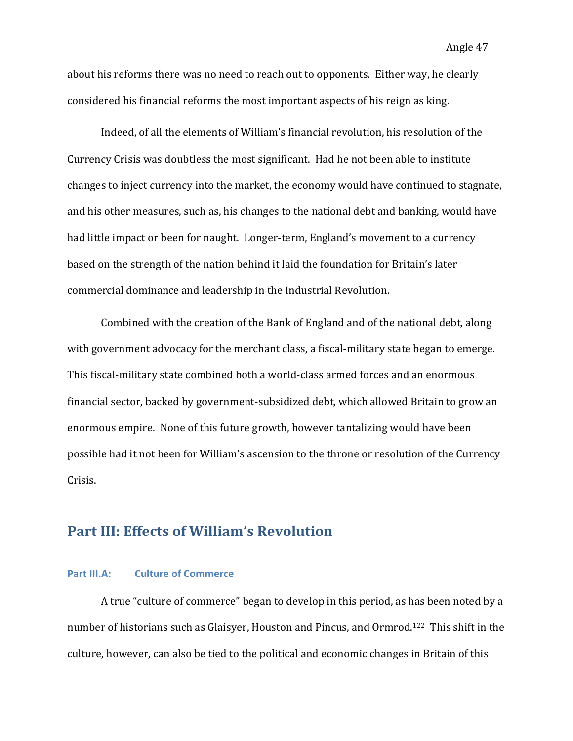about his reforms there was no need to reach out to opponents. Either way, he clearly considered his financial reforms the most important aspects of his reign as king.

Indeed, of all the elements of William's financial revolution, his resolution of the Currency Crisis was doubtless the most significant. Had he not been able to institute changes to inject currency into the market, the economy would have continued to stagnate, and his other measures, such as, his changes to the national debt and banking, would have had little impact or been for naught. Longer-term, England's movement to a currency based on the strength of the nation behind it laid the foundation for Britain's later commercial dominance and leadership in the Industrial Revolution.

Combined with the creation of the Bank of England and of the national debt, along with government advocacy for the merchant class, a fiscal-military state began to emerge. This fiscal-military state combined both a world-class armed forces and an enormous financial sector, backed by government-subsidized debt, which allowed Britain to grow an enormous empire. None of this future growth, however tantalizing would have been possible had it not been for William's ascension to the throne or resolution of the Currency Crisis.

## Part III: Effects of William's Revolution

### Part III.A: Culture of Commerce

A true "culture of commerce" began to develop in this period, as has been noted by a number of historians such as Glaisyer, Houston and Pincus, and Ormrod.[122] This shift in the culture, however, can also be tied to the political and economic changes in Britain of this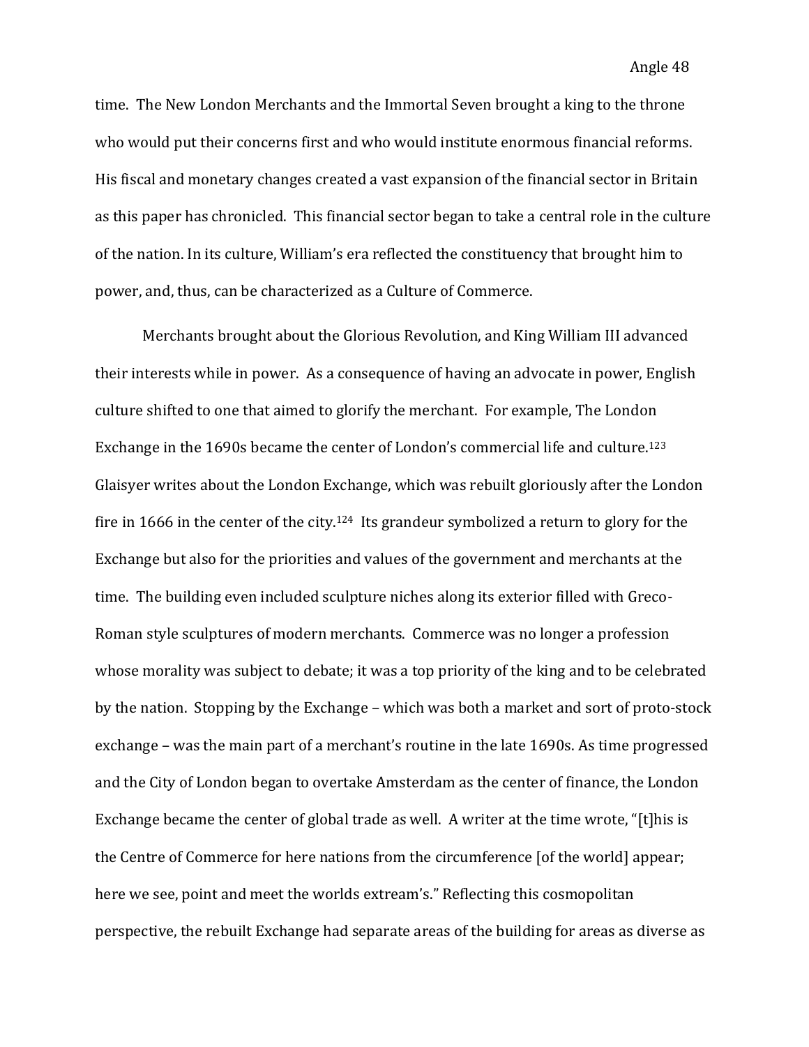time. The New London Merchants and the Immortal Seven brought a king to the throne who would put their concerns first and who would institute enormous financial reforms. His fiscal and monetary changes created a vast expansion of the financial sector in Britain as this paper has chronicled. This financial sector began to take a central role in the culture of the nation. In its culture, William's era reflected the constituency that brought him to power, and, thus, can be characterized as a Culture of Commerce.

Merchants brought about the Glorious Revolution, and King William III advanced their interests while in power. As a consequence of having an advocate in power, English culture shifted to one that aimed to glorify the merchant. For example, The London Exchange in the 1690s became the center of London's commercial life and culture.[123] Glaisyer writes about the London Exchange, which was rebuilt gloriously after the London fire in 1666 in the center of the city.[124] Its grandeur symbolized a return to glory for the Exchange but also for the priorities and values of the government and merchants at the time. The building even included sculpture niches along its exterior filled with Greco-Roman style sculptures of modern merchants. Commerce was no longer a profession whose morality was subject to debate; it was a top priority of the king and to be celebrated by the nation. Stopping by the Exchange – which was both a market and sort of proto-stock exchange – was the main part of a merchant's routine in the late 1690s. As time progressed and the City of London began to overtake Amsterdam as the center of finance, the London Exchange became the center of global trade as well. A writer at the time wrote, "[t]his is the Centre of Commerce for here nations from the circumference [of the world] appear; here we see, point and meet the worlds extream's." Reflecting this cosmopolitan perspective, the rebuilt Exchange had separate areas of the building for areas as diverse as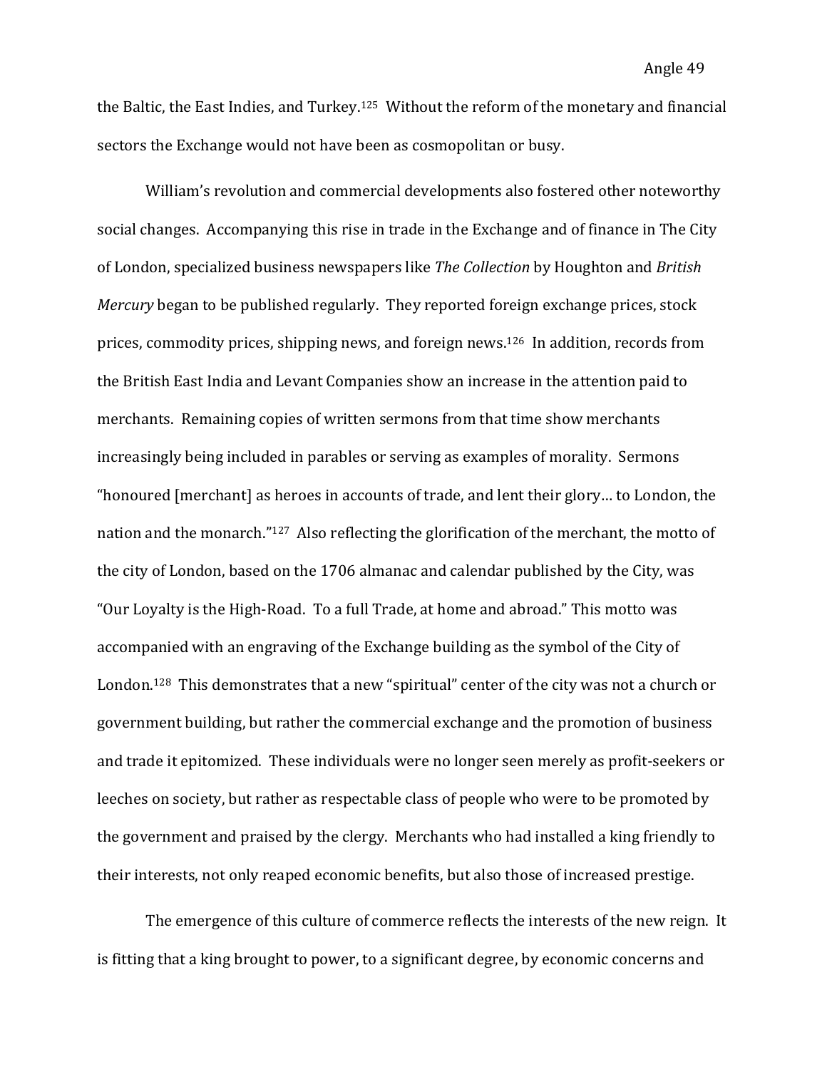the Baltic, the East Indies, and Turkey.[125] Without the reform of the monetary and financial sectors the Exchange would not have been as cosmopolitan or busy.

William's revolution and commercial developments also fostered other noteworthy social changes. Accompanying this rise in trade in the Exchange and of finance in The City of London, specialized business newspapers like *The Collection* by Houghton and *British Mercury* began to be published regularly. They reported foreign exchange prices, stock prices, commodity prices, shipping news, and foreign news.[126] In addition, records from the British East India and Levant Companies show an increase in the attention paid to merchants. Remaining copies of written sermons from that time show merchants increasingly being included in parables or serving as examples of morality. Sermons "honoured [merchant] as heroes in accounts of trade, and lent their glory… to London, the nation and the monarch."[127] Also reflecting the glorification of the merchant, the motto of the city of London, based on the 1706 almanac and calendar published by the City, was "Our Loyalty is the High-Road. To a full Trade, at home and abroad." This motto was accompanied with an engraving of the Exchange building as the symbol of the City of London.[128] This demonstrates that a new "spiritual" center of the city was not a church or government building, but rather the commercial exchange and the promotion of business and trade it epitomized. These individuals were no longer seen merely as profit-seekers or leeches on society, but rather as respectable class of people who were to be promoted by the government and praised by the clergy. Merchants who had installed a king friendly to their interests, not only reaped economic benefits, but also those of increased prestige.

The emergence of this culture of commerce reflects the interests of the new reign. It is fitting that a king brought to power, to a significant degree, by economic concerns and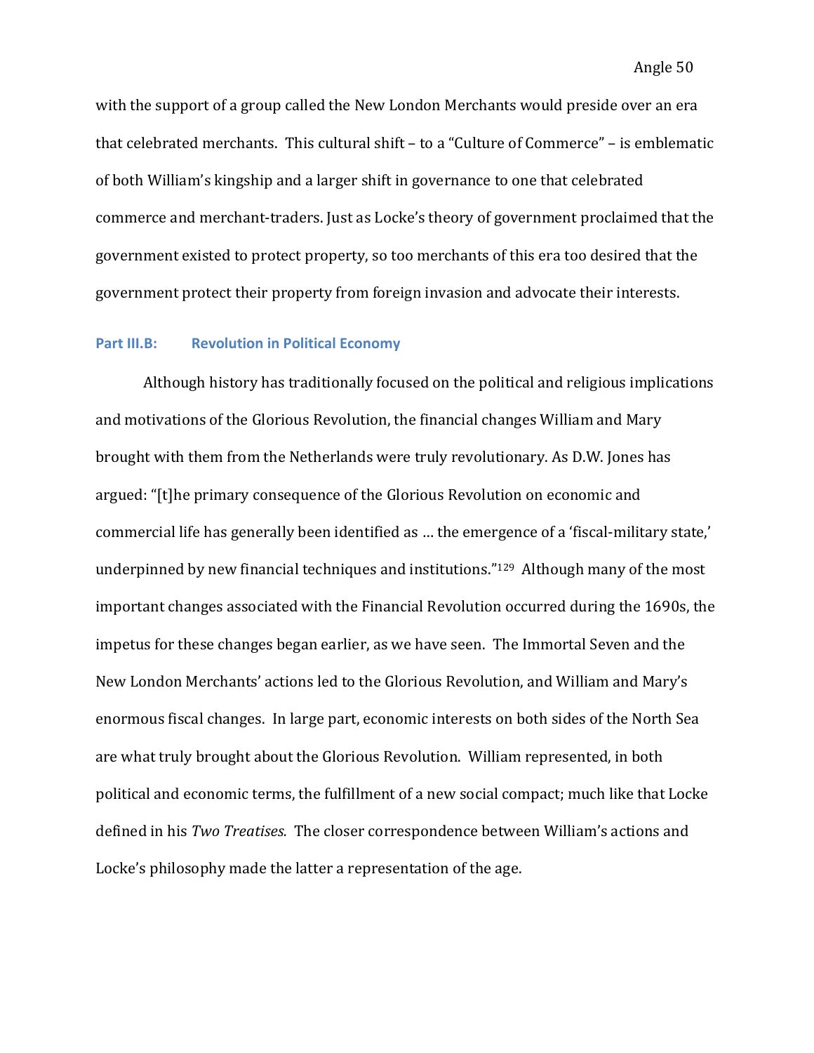with the support of a group called the New London Merchants would preside over an era that celebrated merchants. This cultural shift – to a "Culture of Commerce" – is emblematic of both William's kingship and a larger shift in governance to one that celebrated commerce and merchant-traders. Just as Locke's theory of government proclaimed that the government existed to protect property, so too merchants of this era too desired that the government protect their property from foreign invasion and advocate their interests.

### Part III.B: Revolution in Political Economy

Although history has traditionally focused on the political and religious implications and motivations of the Glorious Revolution, the financial changes William and Mary brought with them from the Netherlands were truly revolutionary. As D.W. Jones has argued: "[t]he primary consequence of the Glorious Revolution on economic and commercial life has generally been identified as … the emergence of a 'fiscal-military state,' underpinned by new financial techniques and institutions."[129] Although many of the most important changes associated with the Financial Revolution occurred during the 1690s, the impetus for these changes began earlier, as we have seen. The Immortal Seven and the New London Merchants' actions led to the Glorious Revolution, and William and Mary's enormous fiscal changes. In large part, economic interests on both sides of the North Sea are what truly brought about the Glorious Revolution. William represented, in both political and economic terms, the fulfillment of a new social compact; much like that Locke defined in his *Two Treatises.* The closer correspondence between William's actions and Locke's philosophy made the latter a representation of the age.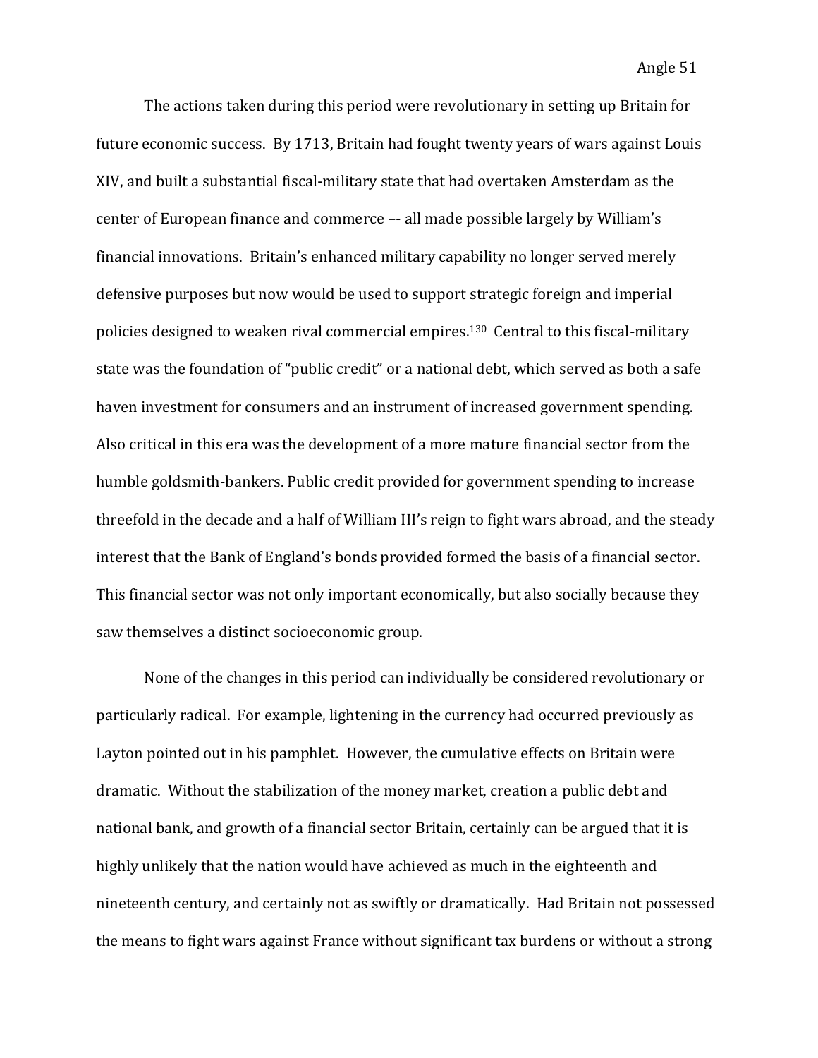The actions taken during this period were revolutionary in setting up Britain for future economic success. By 1713, Britain had fought twenty years of wars against Louis XIV, and built a substantial fiscal-military state that had overtaken Amsterdam as the center of European finance and commerce –- all made possible largely by William's financial innovations. Britain's enhanced military capability no longer served merely defensive purposes but now would be used to support strategic foreign and imperial policies designed to weaken rival commercial empires.[130] Central to this fiscal-military state was the foundation of "public credit" or a national debt, which served as both a safe haven investment for consumers and an instrument of increased government spending. Also critical in this era was the development of a more mature financial sector from the humble goldsmith-bankers. Public credit provided for government spending to increase threefold in the decade and a half of William III's reign to fight wars abroad, and the steady interest that the Bank of England's bonds provided formed the basis of a financial sector. This financial sector was not only important economically, but also socially because they saw themselves a distinct socioeconomic group.

None of the changes in this period can individually be considered revolutionary or particularly radical. For example, lightening in the currency had occurred previously as Layton pointed out in his pamphlet. However, the cumulative effects on Britain were dramatic. Without the stabilization of the money market, creation a public debt and national bank, and growth of a financial sector Britain, certainly can be argued that it is highly unlikely that the nation would have achieved as much in the eighteenth and nineteenth century, and certainly not as swiftly or dramatically. Had Britain not possessed the means to fight wars against France without significant tax burdens or without a strong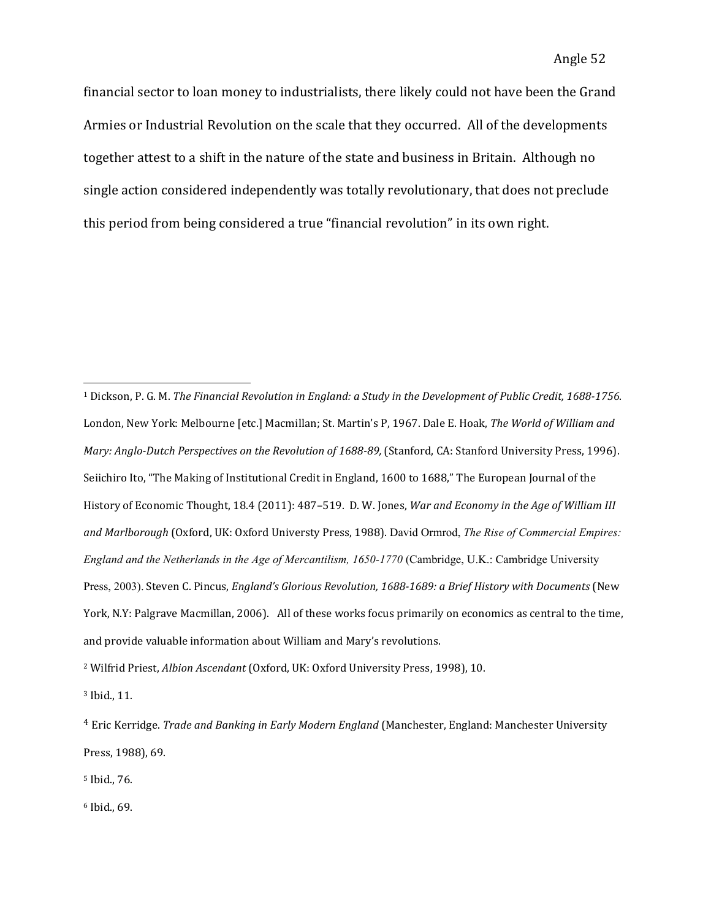financial sector to loan money to industrialists, there likely could not have been the Grand Armies or Industrial Revolution on the scale that they occurred. All of the developments together attest to a shift in the nature of the state and business in Britain. Although no single action considered independently was totally revolutionary, that does not preclude this period from being considered a true "financial revolution" in its own right.

---

[1] Dickson, P. G. M. *The Financial Revolution in England: a Study in the Development of Public Credit, 1688-1756*. London, New York: Melbourne [etc.] Macmillan; St. Martin's P, 1967. Dale E. Hoak, *The World of William and Mary: Anglo-Dutch Perspectives on the Revolution of 1688-89,* (Stanford, CA: Stanford University Press, 1996). Seiichiro Ito, "The Making of Institutional Credit in England, 1600 to 1688," The European Journal of the History of Economic Thought, 18.4 (2011): 487–519. D. W. Jones, *War and Economy in the Age of William III and Marlborough* (Oxford, UK: Oxford Universty Press, 1988). David Ormrod, *The Rise of Commercial Empires: England and the Netherlands in the Age of Mercantilism, 1650-1770* (Cambridge, U.K.: Cambridge University Press, 2003). Steven C. Pincus, *England's Glorious Revolution, 1688-1689: a Brief History with Documents* (New York, N.Y: Palgrave Macmillan, 2006). All of these works focus primarily on economics as central to the time, and provide valuable information about William and Mary's revolutions.

[2] Wilfrid Priest, *Albion Ascendant* (Oxford, UK: Oxford University Press, 1998), 10.

[3] Ibid., 11.

[4] Eric Kerridge. *Trade and Banking in Early Modern England* (Manchester, England: Manchester University Press, 1988), 69.

[5] Ibid., 76.

[6] Ibid., 69.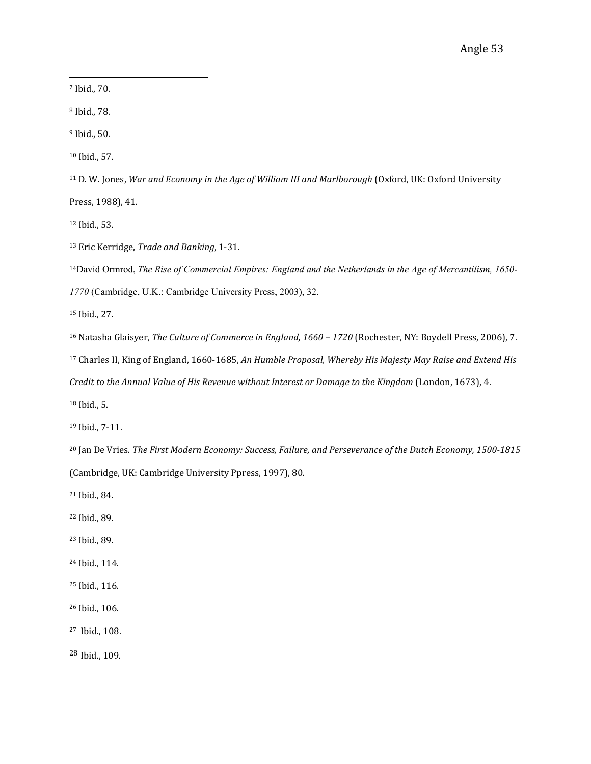[7] Ibid., 70.

[8] Ibid., 78.

[9] Ibid., 50.

[10] Ibid., 57.

[11] D. W. Jones, *War and Economy in the Age of William III and Marlborough* (Oxford, UK: Oxford University Press, 1988), 41.

[12] Ibid., 53.

[13] Eric Kerridge, *Trade and Banking*, 1-31.

[14]David Ormrod, *The Rise of Commercial Empires: England and the Netherlands in the Age of Mercantilism, 1650-1770* (Cambridge, U.K.: Cambridge University Press, 2003), 32.

[15] Ibid., 27.

[16] Natasha Glaisyer, *The Culture of Commerce in England, 1660 – 1720* (Rochester, NY: Boydell Press, 2006), 7.

[17] Charles II, King of England, 1660-1685, *An Humble Proposal, Whereby His Majesty May Raise and Extend His Credit to the Annual Value of His Revenue without Interest or Damage to the Kingdom* (London, 1673), 4.

[18] Ibid., 5.

[19] Ibid., 7-11.

[20] Jan De Vries. *The First Modern Economy: Success, Failure, and Perseverance of the Dutch Economy, 1500-1815* (Cambridge, UK: Cambridge University Ppress, 1997), 80.

[21] Ibid., 84.

[22] Ibid., 89.

[23] Ibid., 89.

[24] Ibid., 114.

[25] Ibid., 116.

[26] Ibid., 106.

[27] Ibid., 108.

[28] Ibid., 109.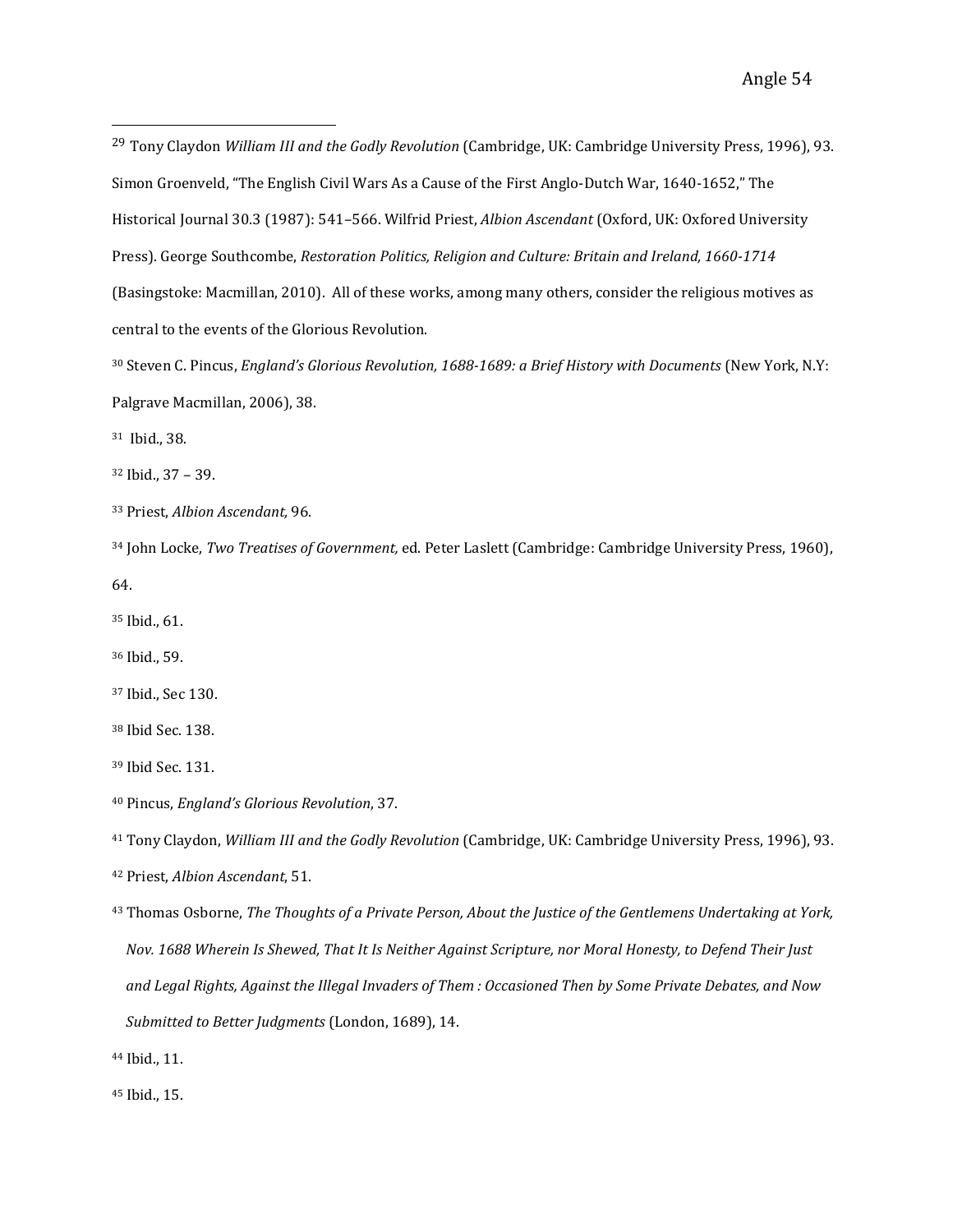[29] Tony Claydon *William III and the Godly Revolution* (Cambridge, UK: Cambridge University Press, 1996), 93. Simon Groenveld, "The English Civil Wars As a Cause of the First Anglo-Dutch War, 1640-1652," The Historical Journal 30.3 (1987): 541–566. Wilfrid Priest, *Albion Ascendant* (Oxford, UK: Oxfored University Press). George Southcombe, *Restoration Politics, Religion and Culture: Britain and Ireland, 1660-1714* (Basingstoke: Macmillan, 2010). All of these works, among many others, consider the religious motives as central to the events of the Glorious Revolution.

[30] Steven C. Pincus, *England's Glorious Revolution, 1688-1689: a Brief History with Documents* (New York, N.Y: Palgrave Macmillan, 2006), 38.

[31] Ibid., 38.

[32] Ibid., 37 – 39.

[33] Priest, *Albion Ascendant,* 96.

[34] John Locke, *Two Treatises of Government,* ed. Peter Laslett (Cambridge: Cambridge University Press, 1960), 64.

[35] Ibid., 61.

[36] Ibid., 59.

[37] Ibid., Sec 130.

[38] Ibid Sec. 138.

[39] Ibid Sec. 131.

[40] Pincus, *England's Glorious Revolution*, 37.

[41] Tony Claydon, *William III and the Godly Revolution* (Cambridge, UK: Cambridge University Press, 1996), 93.

[42] Priest, *Albion Ascendant*, 51.

[43] Thomas Osborne, *The Thoughts of a Private Person, About the Justice of the Gentlemens Undertaking at York, Nov. 1688 Wherein Is Shewed, That It Is Neither Against Scripture, nor Moral Honesty, to Defend Their Just and Legal Rights, Against the Illegal Invaders of Them : Occasioned Then by Some Private Debates, and Now Submitted to Better Judgments* (London, 1689), 14.

[44] Ibid., 11.

[45] Ibid., 15.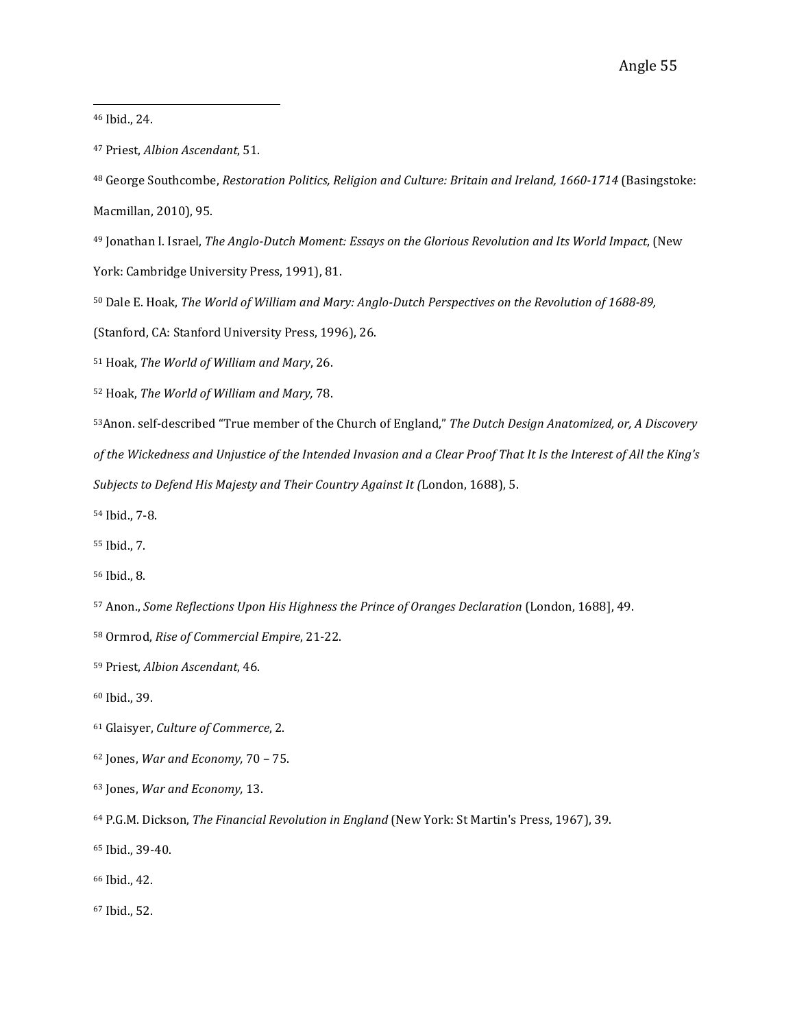[46] Ibid., 24.

[47] Priest, *Albion Ascendant*, 51.

[48] George Southcombe, *Restoration Politics, Religion and Culture: Britain and Ireland, 1660-1714* (Basingstoke: Macmillan, 2010), 95.

[49] Jonathan I. Israel, *The Anglo-Dutch Moment: Essays on the Glorious Revolution and Its World Impact*, (New York: Cambridge University Press, 1991), 81.

[50] Dale E. Hoak, *The World of William and Mary: Anglo-Dutch Perspectives on the Revolution of 1688-89,* (Stanford, CA: Stanford University Press, 1996), 26.

[51] Hoak, *The World of William and Mary*, 26.

[52] Hoak, *The World of William and Mary,* 78.

[53]Anon. self-described "True member of the Church of England," *The Dutch Design Anatomized, or, A Discovery of the Wickedness and Unjustice of the Intended Invasion and a Clear Proof That It Is the Interest of All the King's Subjects to Defend His Majesty and Their Country Against It (*London, 1688), 5.

[54] Ibid., 7-8.

[55] Ibid., 7.

[56] Ibid., 8.

[57] Anon., *Some Reflections Upon His Highness the Prince of Oranges Declaration* (London, 1688], 49.

[58] Ormrod, *Rise of Commercial Empire*, 21-22.

[59] Priest, *Albion Ascendant*, 46.

[60] Ibid., 39.

[61] Glaisyer, *Culture of Commerce*, 2.

[62] Jones, *War and Economy,* 70 – 75.

[63] Jones, *War and Economy,* 13.

[64] P.G.M. Dickson, *The Financial Revolution in England* (New York: St Martin's Press, 1967), 39.

[65] Ibid., 39-40.

[66] Ibid., 42.

[67] Ibid., 52.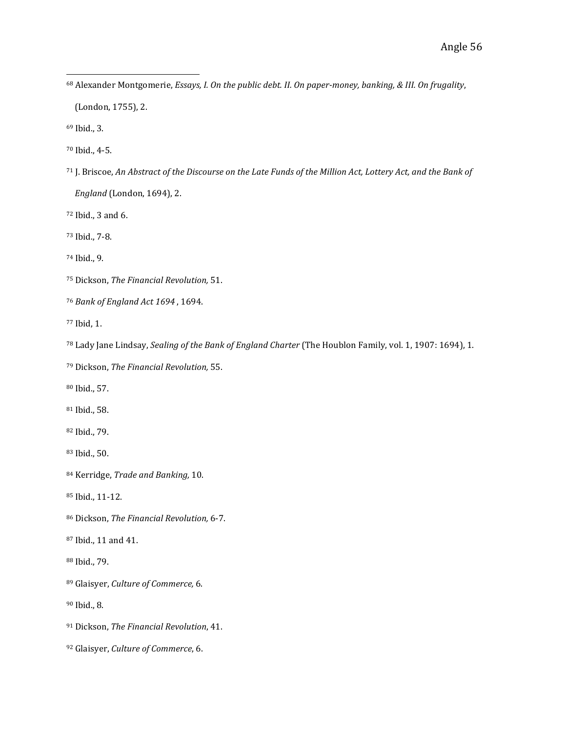[68] Alexander Montgomerie, *Essays, I. On the public debt. II. On paper-money, banking, & III. On frugality*, (London, 1755), 2.

[69] Ibid., 3.

[70] Ibid., 4-5.

[71] J. Briscoe, *An Abstract of the Discourse on the Late Funds of the Million Act, Lottery Act, and the Bank of England* (London, 1694), 2.

[72] Ibid., 3 and 6.

[73] Ibid., 7-8.

[74] Ibid., 9.

[75] Dickson, *The Financial Revolution,* 51.

[76] *Bank of England Act 1694* , 1694.

[77] Ibid, 1.

[78] Lady Jane Lindsay, *Sealing of the Bank of England Charter* (The Houblon Family, vol. 1, 1907: 1694), 1.

[79] Dickson, *The Financial Revolution,* 55.

[80] Ibid., 57.

[81] Ibid., 58.

[82] Ibid., 79.

[83] Ibid., 50.

[84] Kerridge, *Trade and Banking,* 10.

[85] Ibid., 11-12.

[86] Dickson, *The Financial Revolution,* 6-7.

[87] Ibid., 11 and 41.

[88] Ibid., 79.

[89] Glaisyer, *Culture of Commerce,* 6.

[90] Ibid., 8.

[91] Dickson, *The Financial Revolution*, 41.

[92] Glaisyer, *Culture of Commerce*, 6.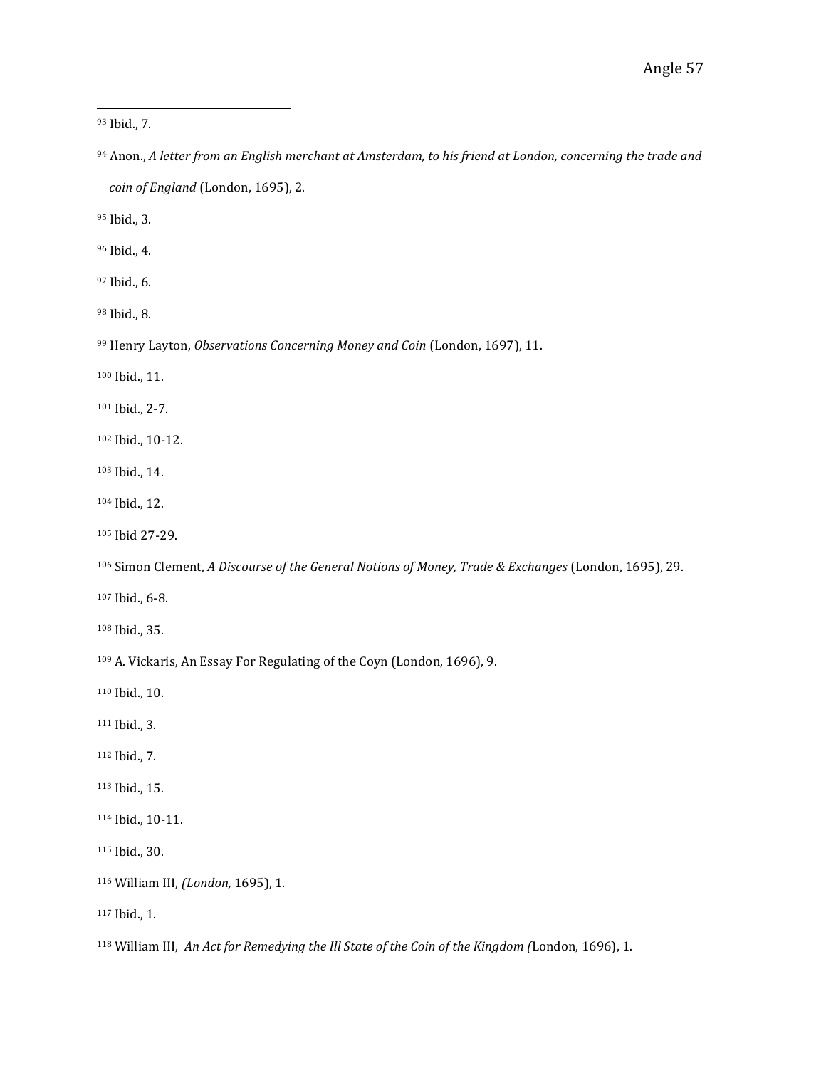[93] Ibid., 7.

[94] Anon., *A letter from an English merchant at Amsterdam, to his friend at London, concerning the trade and coin of England* (London, 1695), 2.

[95] Ibid., 3.

[96] Ibid., 4.

[97] Ibid., 6.

[98] Ibid., 8.

[99] Henry Layton, *Observations Concerning Money and Coin* (London, 1697), 11.

[100] Ibid., 11.

[101] Ibid., 2-7.

[102] Ibid., 10-12.

[103] Ibid., 14.

[104] Ibid., 12.

[105] Ibid 27-29.

[106] Simon Clement, *A Discourse of the General Notions of Money, Trade & Exchanges* (London, 1695), 29.

[107] Ibid., 6-8.

[108] Ibid., 35.

[109] A. Vickaris, An Essay For Regulating of the Coyn (London, 1696), 9.

[110] Ibid., 10.

[111] Ibid., 3.

[112] Ibid., 7.

[113] Ibid., 15.

[114] Ibid., 10-11.

[115] Ibid., 30.

[116] William III, *(London,* 1695), 1.

[117] Ibid., 1.

[118] William III, *An Act for Remedying the Ill State of the Coin of the Kingdom (*London, 1696), 1.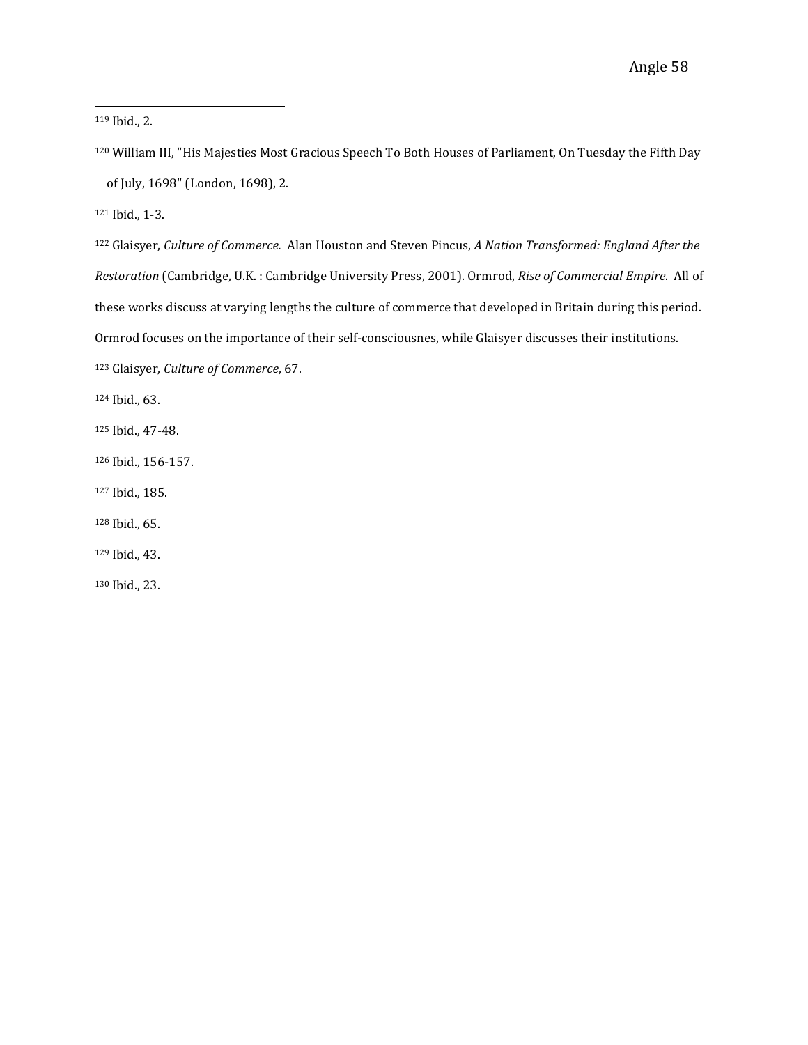[119] Ibid., 2.

[120] William III, "His Majesties Most Gracious Speech To Both Houses of Parliament, On Tuesday the Fifth Day of July, 1698" (London, 1698), 2.

[121] Ibid., 1-3.

[122] Glaisyer, *Culture of Commerce.* Alan Houston and Steven Pincus, *A Nation Transformed: England After the Restoration* (Cambridge, U.K. : Cambridge University Press, 2001). Ormrod, *Rise of Commercial Empire*. All of these works discuss at varying lengths the culture of commerce that developed in Britain during this period. Ormrod focuses on the importance of their self-consciousnes, while Glaisyer discusses their institutions.

[123] Glaisyer, *Culture of Commerce*, 67.

[124] Ibid., 63.

[125] Ibid., 47-48.

[126] Ibid., 156-157.

[127] Ibid., 185.

[128] Ibid., 65.

[129] Ibid., 43.

[130] Ibid., 23.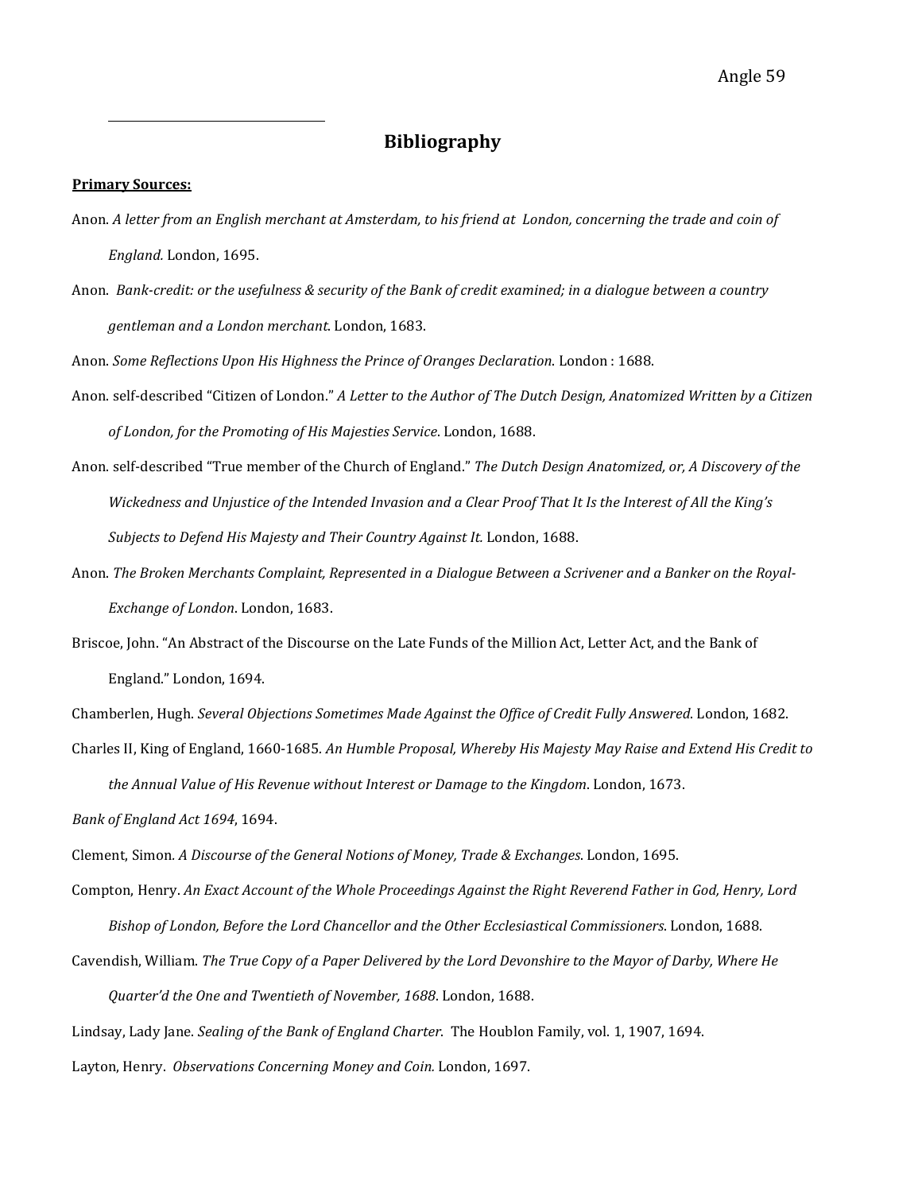# Bibliography

**Primary Sources:**

Anon. *A letter from an English merchant at Amsterdam, to his friend at London, concerning the trade and coin of England.* London, 1695.

Anon. *Bank-credit: or the usefulness & security of the Bank of credit examined; in a dialogue between a country gentleman and a London merchant*. London, 1683.

Anon. *Some Reflections Upon His Highness the Prince of Oranges Declaration*. London : 1688.

Anon. self-described "Citizen of London." *A Letter to the Author of The Dutch Design, Anatomized Written by a Citizen of London, for the Promoting of His Majesties Service*. London, 1688.

Anon. self-described "True member of the Church of England." *The Dutch Design Anatomized, or, A Discovery of the Wickedness and Unjustice of the Intended Invasion and a Clear Proof That It Is the Interest of All the King's Subjects to Defend His Majesty and Their Country Against It.* London, 1688.

Anon. *The Broken Merchants Complaint, Represented in a Dialogue Between a Scrivener and a Banker on the Royal-Exchange of London*. London, 1683.

Briscoe, John. "An Abstract of the Discourse on the Late Funds of the Million Act, Letter Act, and the Bank of England." London, 1694.

Chamberlen, Hugh. *Several Objections Sometimes Made Against the Office of Credit Fully Answered*. London, 1682.

Charles II, King of England, 1660-1685. *An Humble Proposal, Whereby His Majesty May Raise and Extend His Credit to the Annual Value of His Revenue without Interest or Damage to the Kingdom*. London, 1673.

*Bank of England Act 1694*, 1694.

Clement, Simon. *A Discourse of the General Notions of Money, Trade & Exchanges*. London, 1695.

Compton, Henry. *An Exact Account of the Whole Proceedings Against the Right Reverend Father in God, Henry, Lord Bishop of London, Before the Lord Chancellor and the Other Ecclesiastical Commissioners*. London, 1688.

Cavendish, William. *The True Copy of a Paper Delivered by the Lord Devonshire to the Mayor of Darby, Where He Quarter'd the One and Twentieth of November, 1688*. London, 1688.

Lindsay, Lady Jane. *Sealing of the Bank of England Charter.* The Houblon Family, vol. 1, 1907, 1694.

Layton, Henry. *Observations Concerning Money and Coin.* London, 1697.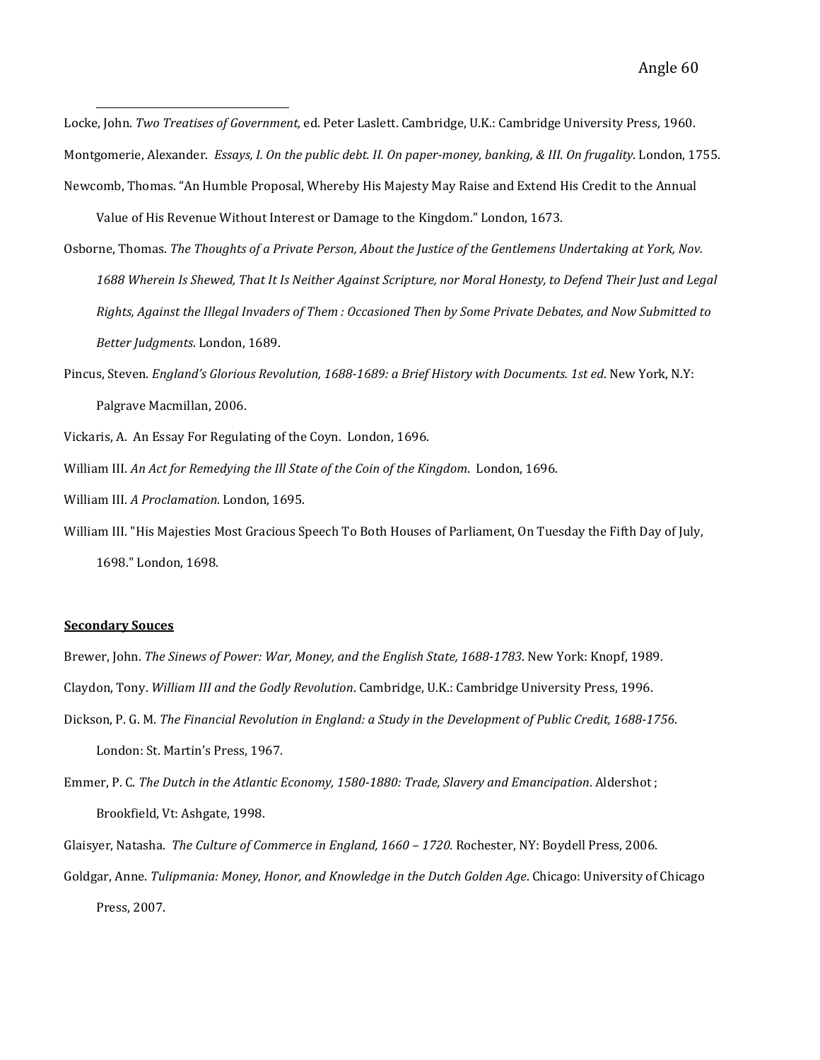Locke, John. *Two Treatises of Government,* ed. Peter Laslett. Cambridge, U.K.: Cambridge University Press, 1960.

Montgomerie, Alexander. *Essays, I. On the public debt. II. On paper-money, banking, & III. On frugality*. London, 1755.

Newcomb, Thomas. "An Humble Proposal, Whereby His Majesty May Raise and Extend His Credit to the Annual Value of His Revenue Without Interest or Damage to the Kingdom." London, 1673.

Osborne, Thomas. *The Thoughts of a Private Person, About the Justice of the Gentlemens Undertaking at York, Nov. 1688 Wherein Is Shewed, That It Is Neither Against Scripture, nor Moral Honesty, to Defend Their Just and Legal Rights, Against the Illegal Invaders of Them : Occasioned Then by Some Private Debates, and Now Submitted to Better Judgments*. London, 1689.

Pincus, Steven. *England's Glorious Revolution, 1688-1689: a Brief History with Documents. 1st ed*. New York, N.Y: Palgrave Macmillan, 2006.

Vickaris, A. An Essay For Regulating of the Coyn. London, 1696.

William III. *An Act for Remedying the Ill State of the Coin of the Kingdom*. London, 1696.

William III. *A Proclamation*. London, 1695.

William III. "His Majesties Most Gracious Speech To Both Houses of Parliament, On Tuesday the Fifth Day of July, 1698." London, 1698.

**<u>Secondary Souces</u>**

Brewer, John. *The Sinews of Power: War, Money, and the English State, 1688-1783*. New York: Knopf, 1989.

Claydon, Tony. *William III and the Godly Revolution*. Cambridge, U.K.: Cambridge University Press, 1996.

Dickson, P. G. M. *The Financial Revolution in England: a Study in the Development of Public Credit, 1688-1756*. London: St. Martin's Press, 1967.

Emmer, P. C. *The Dutch in the Atlantic Economy, 1580-1880: Trade, Slavery and Emancipation*. Aldershot ; Brookfield, Vt: Ashgate, 1998.

Glaisyer, Natasha. *The Culture of Commerce in England, 1660 – 1720.* Rochester, NY: Boydell Press, 2006.

Goldgar, Anne. *Tulipmania: Money, Honor, and Knowledge in the Dutch Golden Age*. Chicago: University of Chicago Press, 2007.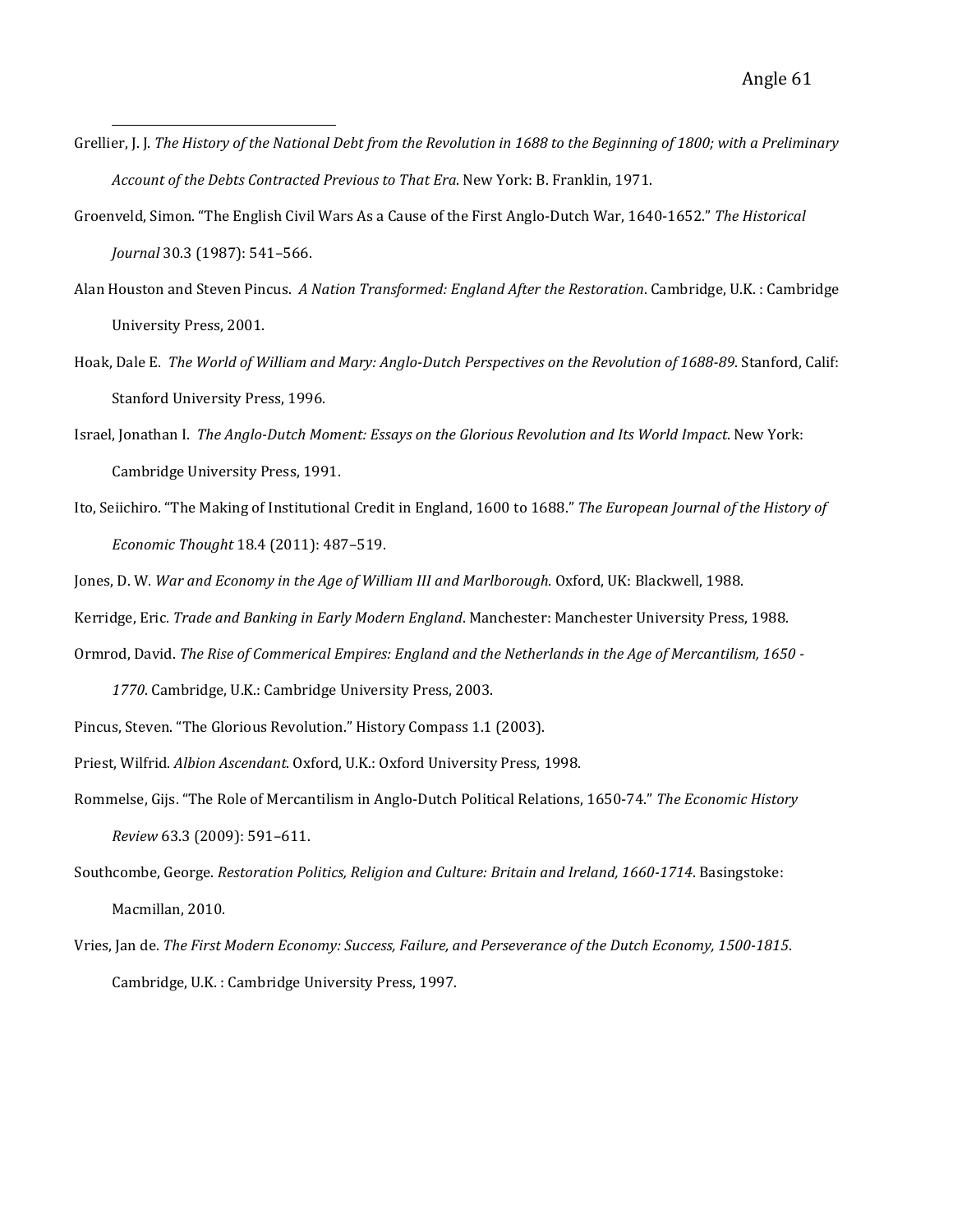Grellier, J. J. *The History of the National Debt from the Revolution in 1688 to the Beginning of 1800; with a Preliminary Account of the Debts Contracted Previous to That Era*. New York: B. Franklin, 1971.

Groenveld, Simon. "The English Civil Wars As a Cause of the First Anglo-Dutch War, 1640-1652." *The Historical Journal* 30.3 (1987): 541–566.

Alan Houston and Steven Pincus. *A Nation Transformed: England After the Restoration*. Cambridge, U.K. : Cambridge University Press, 2001.

Hoak, Dale E. *The World of William and Mary: Anglo-Dutch Perspectives on the Revolution of 1688-89*. Stanford, Calif: Stanford University Press, 1996.

Israel, Jonathan I. *The Anglo-Dutch Moment: Essays on the Glorious Revolution and Its World Impact*. New York: Cambridge University Press, 1991.

Ito, Seiichiro. "The Making of Institutional Credit in England, 1600 to 1688." *The European Journal of the History of Economic Thought* 18.4 (2011): 487–519.

Jones, D. W. *War and Economy in the Age of William III and Marlborough*. Oxford, UK: Blackwell, 1988.

Kerridge, Eric. *Trade and Banking in Early Modern England*. Manchester: Manchester University Press, 1988.

Ormrod, David. *The Rise of Commerical Empires: England and the Netherlands in the Age of Mercantilism, 1650 - 1770*. Cambridge, U.K.: Cambridge University Press, 2003.

Pincus, Steven. "The Glorious Revolution." History Compass 1.1 (2003).

Priest, Wilfrid. *Albion Ascendant*. Oxford, U.K.: Oxford University Press, 1998.

Rommelse, Gijs. "The Role of Mercantilism in Anglo-Dutch Political Relations, 1650-74." *The Economic History Review* 63.3 (2009): 591–611.

Southcombe, George. *Restoration Politics, Religion and Culture: Britain and Ireland, 1660-1714*. Basingstoke: Macmillan, 2010.

Vries, Jan de. *The First Modern Economy: Success, Failure, and Perseverance of the Dutch Economy, 1500-1815*. Cambridge, U.K. : Cambridge University Press, 1997.